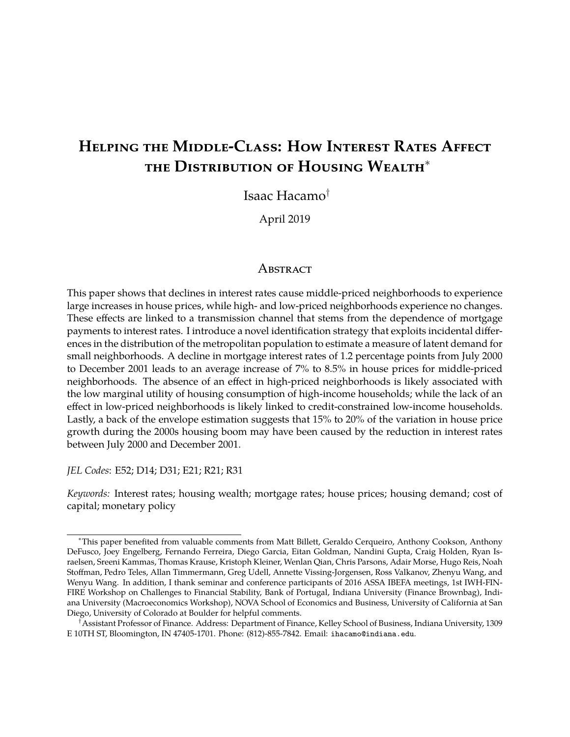# Helping the Middle-Class: How Interest Rates Affect the Distribution of Housing Wealth*

Isaac Hacamo†

April 2019

## Abstract

This paper shows that declines in interest rates cause middle-priced neighborhoods to experience large increases in house prices, while high- and low-priced neighborhoods experience no changes. These effects are linked to a transmission channel that stems from the dependence of mortgage payments to interest rates. I introduce a novel identification strategy that exploits incidental differences in the distribution of the metropolitan population to estimate a measure of latent demand for small neighborhoods. A decline in mortgage interest rates of 1.2 percentage points from July 2000 to December 2001 leads to an average increase of 7% to 8.5% in house prices for middle-priced neighborhoods. The absence of an effect in high-priced neighborhoods is likely associated with the low marginal utility of housing consumption of high-income households; while the lack of an effect in low-priced neighborhoods is likely linked to credit-constrained low-income households. Lastly, a back of the envelope estimation suggests that 15% to 20% of the variation in house price growth during the 2000s housing boom may have been caused by the reduction in interest rates between July 2000 and December 2001.

*JEL Codes*: E52; D14; D31; E21; R21; R31

*Keywords:* Interest rates; housing wealth; mortgage rates; house prices; housing demand; cost of capital; monetary policy

---

*This paper benefited from valuable comments from Matt Billett, Geraldo Cerqueiro, Anthony Cookson, Anthony DeFusco, Joey Engelberg, Fernando Ferreira, Diego Garcia, Eitan Goldman, Nandini Gupta, Craig Holden, Ryan Israelsen, Sreeni Kammas, Thomas Krause, Kristoph Kleiner, Wenlan Qian, Chris Parsons, Adair Morse, Hugo Reis, Noah Stoffman, Pedro Teles, Allan Timmermann, Greg Udell, Annette Vissing-Jorgensen, Ross Valkanov, Zhenyu Wang, and Wenyu Wang. In addition, I thank seminar and conference participants of 2016 ASSA IBEFA meetings, 1st IWH-FIN-FIRE Workshop on Challenges to Financial Stability, Bank of Portugal, Indiana University (Finance Brownbag), Indiana University (Macroeconomics Workshop), NOVA School of Economics and Business, University of California at San Diego, University of Colorado at Boulder for helpful comments.

†Assistant Professor of Finance. Address: Department of Finance, Kelley School of Business, Indiana University, 1309 E 10TH ST, Bloomington, IN 47405-1701. Phone: (812)-855-7842. Email: ihacamo@indiana.edu.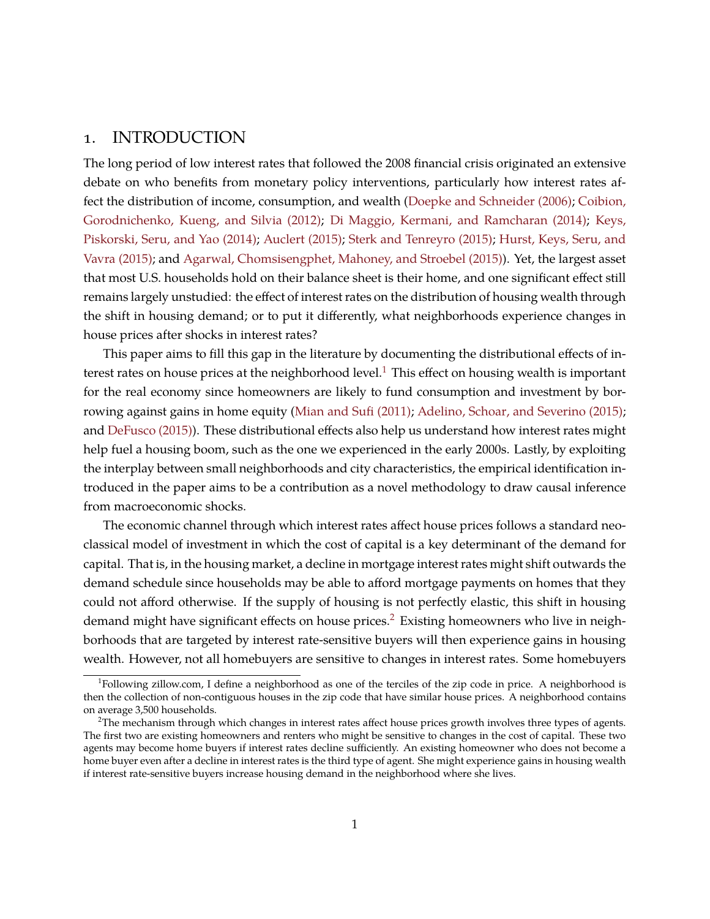## 1. INTRODUCTION

The long period of low interest rates that followed the 2008 financial crisis originated an extensive debate on who benefits from monetary policy interventions, particularly how interest rates affect the distribution of income, consumption, and wealth (Doepke and Schneider (2006); Coibion, Gorodnichenko, Kueng, and Silvia (2012); Di Maggio, Kermani, and Ramcharan (2014); Keys, Piskorski, Seru, and Yao (2014); Auclert (2015); Sterk and Tenreyro (2015); Hurst, Keys, Seru, and Vavra (2015); and Agarwal, Chomsisengphet, Mahoney, and Stroebel (2015)). Yet, the largest asset that most U.S. households hold on their balance sheet is their home, and one significant effect still remains largely unstudied: the effect of interest rates on the distribution of housing wealth through the shift in housing demand; or to put it differently, what neighborhoods experience changes in house prices after shocks in interest rates?

This paper aims to fill this gap in the literature by documenting the distributional effects of interest rates on house prices at the neighborhood level.[1] This effect on housing wealth is important for the real economy since homeowners are likely to fund consumption and investment by borrowing against gains in home equity (Mian and Sufi (2011); Adelino, Schoar, and Severino (2015); and DeFusco (2015)). These distributional effects also help us understand how interest rates might help fuel a housing boom, such as the one we experienced in the early 2000s. Lastly, by exploiting the interplay between small neighborhoods and city characteristics, the empirical identification introduced in the paper aims to be a contribution as a novel methodology to draw causal inference from macroeconomic shocks.

The economic channel through which interest rates affect house prices follows a standard neoclassical model of investment in which the cost of capital is a key determinant of the demand for capital. That is, in the housing market, a decline in mortgage interest rates might shift outwards the demand schedule since households may be able to afford mortgage payments on homes that they could not afford otherwise. If the supply of housing is not perfectly elastic, this shift in housing demand might have significant effects on house prices.[2] Existing homeowners who live in neighborhoods that are targeted by interest rate-sensitive buyers will then experience gains in housing wealth. However, not all homebuyers are sensitive to changes in interest rates. Some homebuyers

[1] Following zillow.com, I define a neighborhood as one of the terciles of the zip code in price. A neighborhood is then the collection of non-contiguous houses in the zip code that have similar house prices. A neighborhood contains on average 3,500 households.

[2] The mechanism through which changes in interest rates affect house prices growth involves three types of agents. The first two are existing homeowners and renters who might be sensitive to changes in the cost of capital. These two agents may become home buyers if interest rates decline sufficiently. An existing homeowner who does not become a home buyer even after a decline in interest rates is the third type of agent. She might experience gains in housing wealth if interest rate-sensitive buyers increase housing demand in the neighborhood where she lives.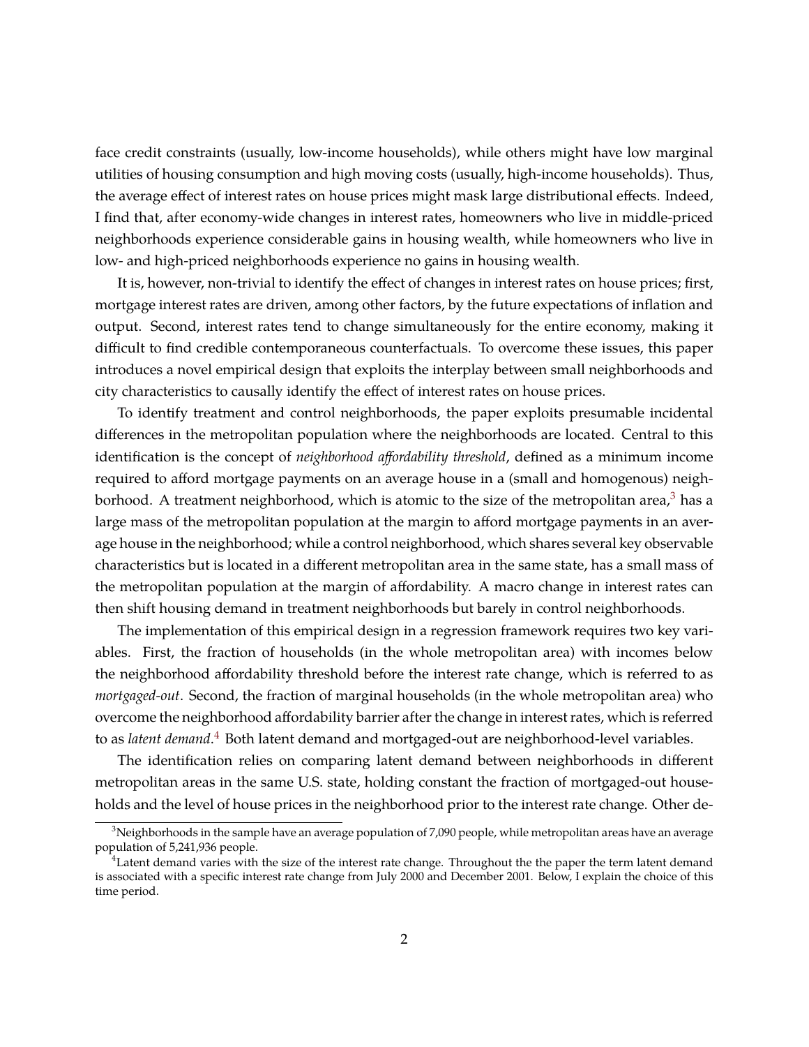face credit constraints (usually, low-income households), while others might have low marginal utilities of housing consumption and high moving costs (usually, high-income households). Thus, the average effect of interest rates on house prices might mask large distributional effects. Indeed, I find that, after economy-wide changes in interest rates, homeowners who live in middle-priced neighborhoods experience considerable gains in housing wealth, while homeowners who live in low- and high-priced neighborhoods experience no gains in housing wealth.

It is, however, non-trivial to identify the effect of changes in interest rates on house prices; first, mortgage interest rates are driven, among other factors, by the future expectations of inflation and output. Second, interest rates tend to change simultaneously for the entire economy, making it difficult to find credible contemporaneous counterfactuals. To overcome these issues, this paper introduces a novel empirical design that exploits the interplay between small neighborhoods and city characteristics to causally identify the effect of interest rates on house prices.

To identify treatment and control neighborhoods, the paper exploits presumable incidental differences in the metropolitan population where the neighborhoods are located. Central to this identification is the concept of *neighborhood affordability threshold*, defined as a minimum income required to afford mortgage payments on an average house in a (small and homogenous) neighborhood. A treatment neighborhood, which is atomic to the size of the metropolitan area,[3] has a large mass of the metropolitan population at the margin to afford mortgage payments in an average house in the neighborhood; while a control neighborhood, which shares several key observable characteristics but is located in a different metropolitan area in the same state, has a small mass of the metropolitan population at the margin of affordability. A macro change in interest rates can then shift housing demand in treatment neighborhoods but barely in control neighborhoods.

The implementation of this empirical design in a regression framework requires two key variables. First, the fraction of households (in the whole metropolitan area) with incomes below the neighborhood affordability threshold before the interest rate change, which is referred to as *mortgaged-out*. Second, the fraction of marginal households (in the whole metropolitan area) who overcome the neighborhood affordability barrier after the change in interest rates, which is referred to as *latent demand*.[4] Both latent demand and mortgaged-out are neighborhood-level variables.

The identification relies on comparing latent demand between neighborhoods in different metropolitan areas in the same U.S. state, holding constant the fraction of mortgaged-out households and the level of house prices in the neighborhood prior to the interest rate change. Other de-

[3] Neighborhoods in the sample have an average population of 7,090 people, while metropolitan areas have an average population of 5,241,936 people.

[4] Latent demand varies with the size of the interest rate change. Throughout the the paper the term latent demand is associated with a specific interest rate change from July 2000 and December 2001. Below, I explain the choice of this time period.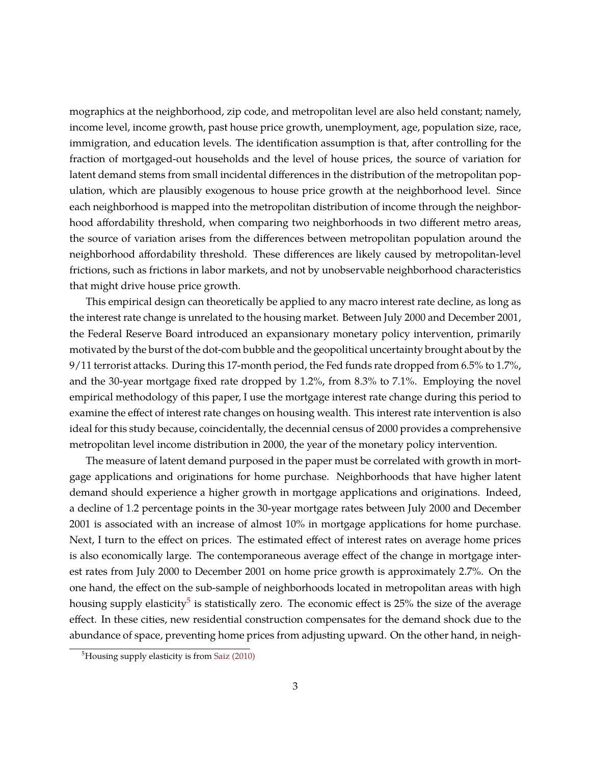mographics at the neighborhood, zip code, and metropolitan level are also held constant; namely, income level, income growth, past house price growth, unemployment, age, population size, race, immigration, and education levels. The identification assumption is that, after controlling for the fraction of mortgaged-out households and the level of house prices, the source of variation for latent demand stems from small incidental differences in the distribution of the metropolitan population, which are plausibly exogenous to house price growth at the neighborhood level. Since each neighborhood is mapped into the metropolitan distribution of income through the neighborhood affordability threshold, when comparing two neighborhoods in two different metro areas, the source of variation arises from the differences between metropolitan population around the neighborhood affordability threshold. These differences are likely caused by metropolitan-level frictions, such as frictions in labor markets, and not by unobservable neighborhood characteristics that might drive house price growth.

This empirical design can theoretically be applied to any macro interest rate decline, as long as the interest rate change is unrelated to the housing market. Between July 2000 and December 2001, the Federal Reserve Board introduced an expansionary monetary policy intervention, primarily motivated by the burst of the dot-com bubble and the geopolitical uncertainty brought about by the 9/11 terrorist attacks. During this 17-month period, the Fed funds rate dropped from 6.5% to 1.7%, and the 30-year mortgage fixed rate dropped by 1.2%, from 8.3% to 7.1%. Employing the novel empirical methodology of this paper, I use the mortgage interest rate change during this period to examine the effect of interest rate changes on housing wealth. This interest rate intervention is also ideal for this study because, coincidentally, the decennial census of 2000 provides a comprehensive metropolitan level income distribution in 2000, the year of the monetary policy intervention.

The measure of latent demand purposed in the paper must be correlated with growth in mortgage applications and originations for home purchase. Neighborhoods that have higher latent demand should experience a higher growth in mortgage applications and originations. Indeed, a decline of 1.2 percentage points in the 30-year mortgage rates between July 2000 and December 2001 is associated with an increase of almost 10% in mortgage applications for home purchase. Next, I turn to the effect on prices. The estimated effect of interest rates on average home prices is also economically large. The contemporaneous average effect of the change in mortgage interest rates from July 2000 to December 2001 on home price growth is approximately 2.7%. On the one hand, the effect on the sub-sample of neighborhoods located in metropolitan areas with high housing supply elasticity[5] is statistically zero. The economic effect is 25% the size of the average effect. In these cities, new residential construction compensates for the demand shock due to the abundance of space, preventing home prices from adjusting upward. On the other hand, in neigh-

[5] Housing supply elasticity is from Saiz (2010)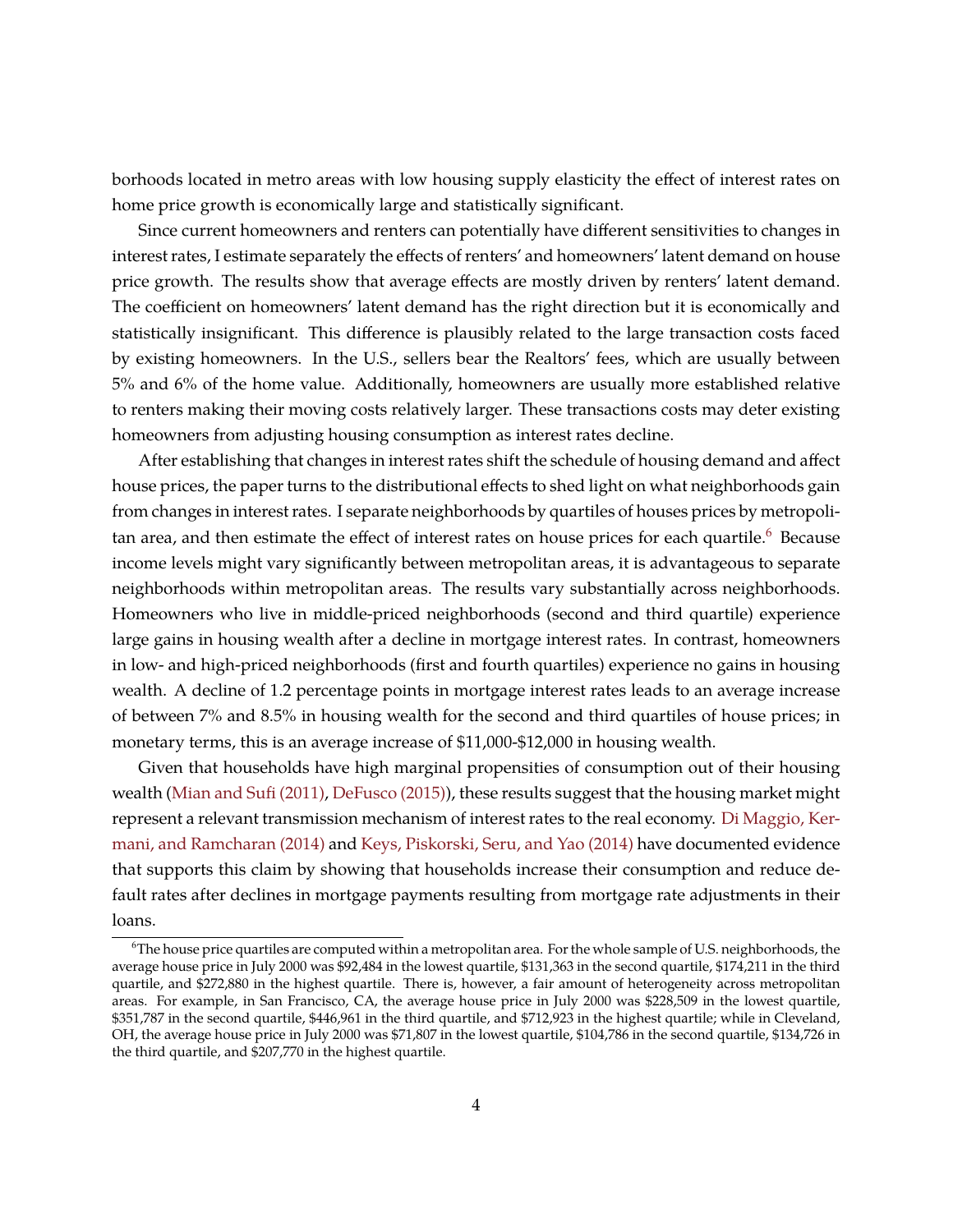borhoods located in metro areas with low housing supply elasticity the effect of interest rates on home price growth is economically large and statistically significant.

Since current homeowners and renters can potentially have different sensitivities to changes in interest rates, I estimate separately the effects of renters' and homeowners' latent demand on house price growth. The results show that average effects are mostly driven by renters' latent demand. The coefficient on homeowners' latent demand has the right direction but it is economically and statistically insignificant. This difference is plausibly related to the large transaction costs faced by existing homeowners. In the U.S., sellers bear the Realtors' fees, which are usually between 5% and 6% of the home value. Additionally, homeowners are usually more established relative to renters making their moving costs relatively larger. These transactions costs may deter existing homeowners from adjusting housing consumption as interest rates decline.

After establishing that changes in interest rates shift the schedule of housing demand and affect house prices, the paper turns to the distributional effects to shed light on what neighborhoods gain from changes in interest rates. I separate neighborhoods by quartiles of houses prices by metropolitan area, and then estimate the effect of interest rates on house prices for each quartile.[6] Because income levels might vary significantly between metropolitan areas, it is advantageous to separate neighborhoods within metropolitan areas. The results vary substantially across neighborhoods. Homeowners who live in middle-priced neighborhoods (second and third quartile) experience large gains in housing wealth after a decline in mortgage interest rates. In contrast, homeowners in low- and high-priced neighborhoods (first and fourth quartiles) experience no gains in housing wealth. A decline of 1.2 percentage points in mortgage interest rates leads to an average increase of between 7% and 8.5% in housing wealth for the second and third quartiles of house prices; in monetary terms, this is an average increase of $11,000-$12,000 in housing wealth.

Given that households have high marginal propensities of consumption out of their housing wealth (Mian and Sufi (2011), DeFusco (2015)), these results suggest that the housing market might represent a relevant transmission mechanism of interest rates to the real economy. Di Maggio, Kermani, and Ramcharan (2014) and Keys, Piskorski, Seru, and Yao (2014) have documented evidence that supports this claim by showing that households increase their consumption and reduce default rates after declines in mortgage payments resulting from mortgage rate adjustments in their loans.

[6] The house price quartiles are computed within a metropolitan area. For the whole sample of U.S. neighborhoods, the average house price in July 2000 was $92,484 in the lowest quartile, $131,363 in the second quartile, $174,211 in the third quartile, and $272,880 in the highest quartile. There is, however, a fair amount of heterogeneity across metropolitan areas. For example, in San Francisco, CA, the average house price in July 2000 was $228,509 in the lowest quartile, $351,787 in the second quartile, $446,961 in the third quartile, and $712,923 in the highest quartile; while in Cleveland, OH, the average house price in July 2000 was $71,807 in the lowest quartile, $104,786 in the second quartile, $134,726 in the third quartile, and $207,770 in the highest quartile.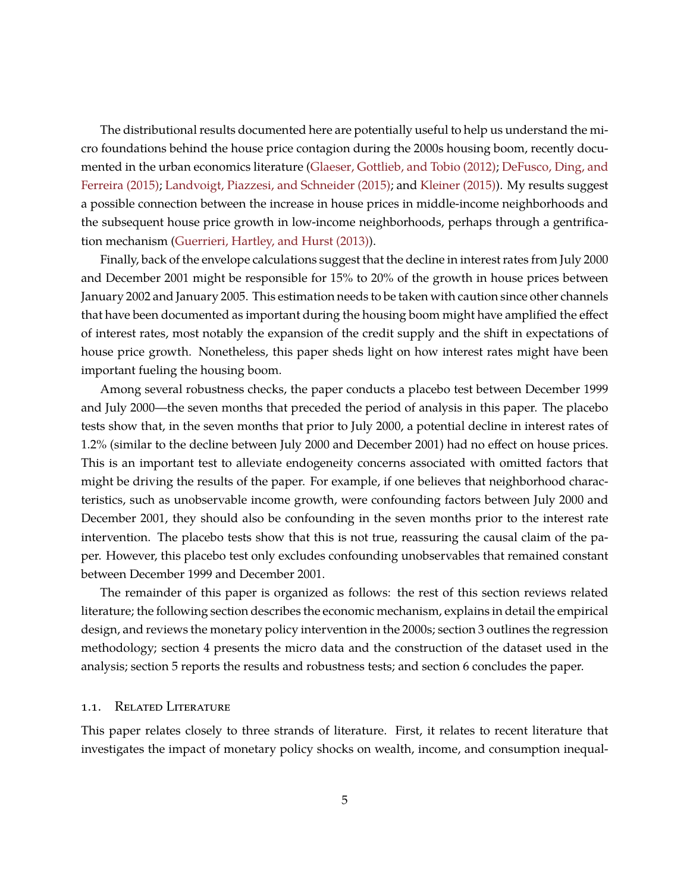The distributional results documented here are potentially useful to help us understand the micro foundations behind the house price contagion during the 2000s housing boom, recently documented in the urban economics literature (Glaeser, Gottlieb, and Tobio (2012); DeFusco, Ding, and Ferreira (2015); Landvoigt, Piazzesi, and Schneider (2015); and Kleiner (2015)). My results suggest a possible connection between the increase in house prices in middle-income neighborhoods and the subsequent house price growth in low-income neighborhoods, perhaps through a gentrification mechanism (Guerrieri, Hartley, and Hurst (2013)).

Finally, back of the envelope calculations suggest that the decline in interest rates from July 2000 and December 2001 might be responsible for 15% to 20% of the growth in house prices between January 2002 and January 2005. This estimation needs to be taken with caution since other channels that have been documented as important during the housing boom might have amplified the effect of interest rates, most notably the expansion of the credit supply and the shift in expectations of house price growth. Nonetheless, this paper sheds light on how interest rates might have been important fueling the housing boom.

Among several robustness checks, the paper conducts a placebo test between December 1999 and July 2000—the seven months that preceded the period of analysis in this paper. The placebo tests show that, in the seven months that prior to July 2000, a potential decline in interest rates of 1.2% (similar to the decline between July 2000 and December 2001) had no effect on house prices. This is an important test to alleviate endogeneity concerns associated with omitted factors that might be driving the results of the paper. For example, if one believes that neighborhood characteristics, such as unobservable income growth, were confounding factors between July 2000 and December 2001, they should also be confounding in the seven months prior to the interest rate intervention. The placebo tests show that this is not true, reassuring the causal claim of the paper. However, this placebo test only excludes confounding unobservables that remained constant between December 1999 and December 2001.

The remainder of this paper is organized as follows: the rest of this section reviews related literature; the following section describes the economic mechanism, explains in detail the empirical design, and reviews the monetary policy intervention in the 2000s; section 3 outlines the regression methodology; section 4 presents the micro data and the construction of the dataset used in the analysis; section 5 reports the results and robustness tests; and section 6 concludes the paper.

### 1.1. Related Literature

This paper relates closely to three strands of literature. First, it relates to recent literature that investigates the impact of monetary policy shocks on wealth, income, and consumption inequal-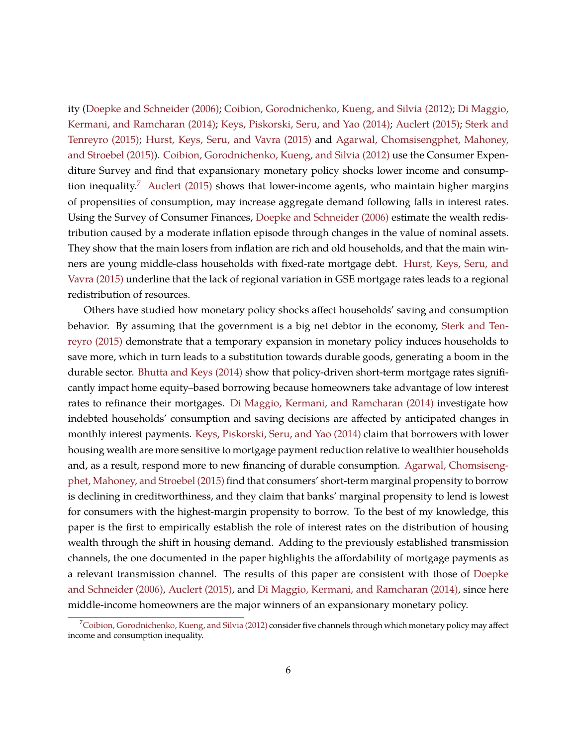ity (Doepke and Schneider (2006); Coibion, Gorodnichenko, Kueng, and Silvia (2012); Di Maggio, Kermani, and Ramcharan (2014); Keys, Piskorski, Seru, and Yao (2014); Auclert (2015); Sterk and Tenreyro (2015); Hurst, Keys, Seru, and Vavra (2015) and Agarwal, Chomsisengphet, Mahoney, and Stroebel (2015)). Coibion, Gorodnichenko, Kueng, and Silvia (2012) use the Consumer Expenditure Survey and find that expansionary monetary policy shocks lower income and consumption inequality.[7] Auclert (2015) shows that lower-income agents, who maintain higher margins of propensities of consumption, may increase aggregate demand following falls in interest rates. Using the Survey of Consumer Finances, Doepke and Schneider (2006) estimate the wealth redistribution caused by a moderate inflation episode through changes in the value of nominal assets. They show that the main losers from inflation are rich and old households, and that the main winners are young middle-class households with fixed-rate mortgage debt. Hurst, Keys, Seru, and Vavra (2015) underline that the lack of regional variation in GSE mortgage rates leads to a regional redistribution of resources.

Others have studied how monetary policy shocks affect households' saving and consumption behavior. By assuming that the government is a big net debtor in the economy, Sterk and Tenreyro (2015) demonstrate that a temporary expansion in monetary policy induces households to save more, which in turn leads to a substitution towards durable goods, generating a boom in the durable sector. Bhutta and Keys (2014) show that policy-driven short-term mortgage rates significantly impact home equity–based borrowing because homeowners take advantage of low interest rates to refinance their mortgages. Di Maggio, Kermani, and Ramcharan (2014) investigate how indebted households' consumption and saving decisions are affected by anticipated changes in monthly interest payments. Keys, Piskorski, Seru, and Yao (2014) claim that borrowers with lower housing wealth are more sensitive to mortgage payment reduction relative to wealthier households and, as a result, respond more to new financing of durable consumption. Agarwal, Chomsisengphet, Mahoney, and Stroebel (2015) find that consumers' short-term marginal propensity to borrow is declining in creditworthiness, and they claim that banks' marginal propensity to lend is lowest for consumers with the highest-margin propensity to borrow. To the best of my knowledge, this paper is the first to empirically establish the role of interest rates on the distribution of housing wealth through the shift in housing demand. Adding to the previously established transmission channels, the one documented in the paper highlights the affordability of mortgage payments as a relevant transmission channel. The results of this paper are consistent with those of Doepke and Schneider (2006), Auclert (2015), and Di Maggio, Kermani, and Ramcharan (2014), since here middle-income homeowners are the major winners of an expansionary monetary policy.

[7] Coibion, Gorodnichenko, Kueng, and Silvia (2012) consider five channels through which monetary policy may affect income and consumption inequality.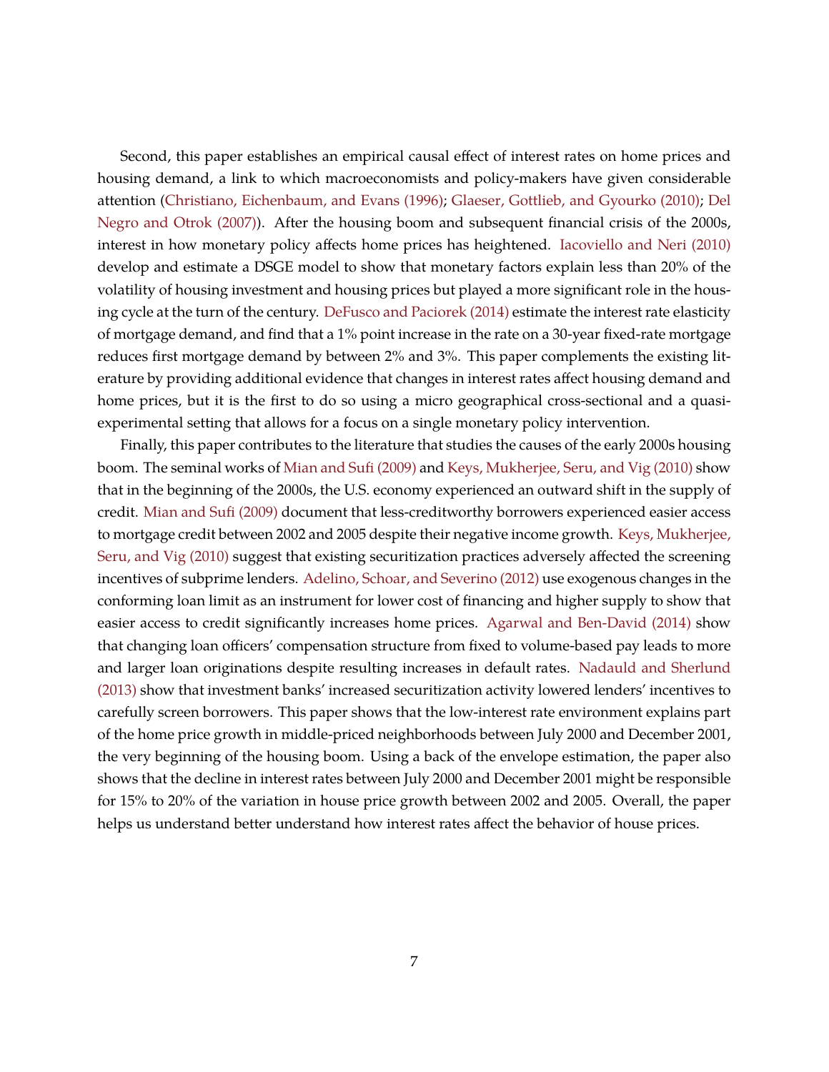Second, this paper establishes an empirical causal effect of interest rates on home prices and housing demand, a link to which macroeconomists and policy-makers have given considerable attention (Christiano, Eichenbaum, and Evans (1996); Glaeser, Gottlieb, and Gyourko (2010); Del Negro and Otrok (2007)). After the housing boom and subsequent financial crisis of the 2000s, interest in how monetary policy affects home prices has heightened. Iacoviello and Neri (2010) develop and estimate a DSGE model to show that monetary factors explain less than 20% of the volatility of housing investment and housing prices but played a more significant role in the housing cycle at the turn of the century. DeFusco and Paciorek (2014) estimate the interest rate elasticity of mortgage demand, and find that a 1% point increase in the rate on a 30-year fixed-rate mortgage reduces first mortgage demand by between 2% and 3%. This paper complements the existing literature by providing additional evidence that changes in interest rates affect housing demand and home prices, but it is the first to do so using a micro geographical cross-sectional and a quasi-experimental setting that allows for a focus on a single monetary policy intervention.

Finally, this paper contributes to the literature that studies the causes of the early 2000s housing boom. The seminal works of Mian and Sufi (2009) and Keys, Mukherjee, Seru, and Vig (2010) show that in the beginning of the 2000s, the U.S. economy experienced an outward shift in the supply of credit. Mian and Sufi (2009) document that less-creditworthy borrowers experienced easier access to mortgage credit between 2002 and 2005 despite their negative income growth. Keys, Mukherjee, Seru, and Vig (2010) suggest that existing securitization practices adversely affected the screening incentives of subprime lenders. Adelino, Schoar, and Severino (2012) use exogenous changes in the conforming loan limit as an instrument for lower cost of financing and higher supply to show that easier access to credit significantly increases home prices. Agarwal and Ben-David (2014) show that changing loan officers' compensation structure from fixed to volume-based pay leads to more and larger loan originations despite resulting increases in default rates. Nadauld and Sherlund (2013) show that investment banks' increased securitization activity lowered lenders' incentives to carefully screen borrowers. This paper shows that the low-interest rate environment explains part of the home price growth in middle-priced neighborhoods between July 2000 and December 2001, the very beginning of the housing boom. Using a back of the envelope estimation, the paper also shows that the decline in interest rates between July 2000 and December 2001 might be responsible for 15% to 20% of the variation in house price growth between 2002 and 2005. Overall, the paper helps us understand better understand how interest rates affect the behavior of house prices.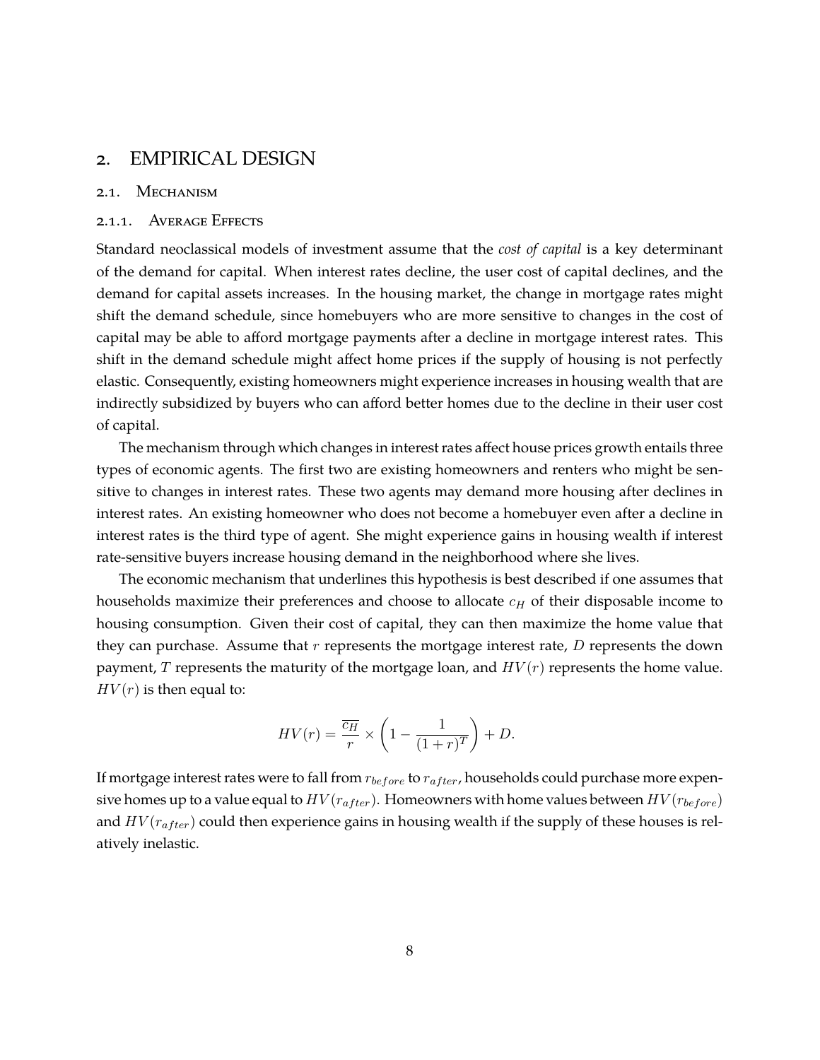# 2. EMPIRICAL DESIGN

## 2.1. Mechanism

### 2.1.1. Average Effects

Standard neoclassical models of investment assume that the *cost of capital* is a key determinant of the demand for capital. When interest rates decline, the user cost of capital declines, and the demand for capital assets increases. In the housing market, the change in mortgage rates might shift the demand schedule, since homebuyers who are more sensitive to changes in the cost of capital may be able to afford mortgage payments after a decline in mortgage interest rates. This shift in the demand schedule might affect home prices if the supply of housing is not perfectly elastic. Consequently, existing homeowners might experience increases in housing wealth that are indirectly subsidized by buyers who can afford better homes due to the decline in their user cost of capital.

The mechanism through which changes in interest rates affect house prices growth entails three types of economic agents. The first two are existing homeowners and renters who might be sensitive to changes in interest rates. These two agents may demand more housing after declines in interest rates. An existing homeowner who does not become a homebuyer even after a decline in interest rates is the third type of agent. She might experience gains in housing wealth if interest rate-sensitive buyers increase housing demand in the neighborhood where she lives.

The economic mechanism that underlines this hypothesis is best described if one assumes that households maximize their preferences and choose to allocate $c_H$ of their disposable income to housing consumption. Given their cost of capital, they can then maximize the home value that they can purchase. Assume that $r$ represents the mortgage interest rate, $D$ represents the down payment, $T$ represents the maturity of the mortgage loan, and $HV(r)$ represents the home value. $HV(r)$ is then equal to:

$$HV(r) = \frac{\overline{c_H}}{r} \times \left(1 - \frac{1}{(1+r)^T}\right) + D.$$

If mortgage interest rates were to fall from $r_{before}$ to $r_{after}$, households could purchase more expensive homes up to a value equal to $HV(r_{after})$. Homeowners with home values between $HV(r_{before})$ and $HV(r_{after})$ could then experience gains in housing wealth if the supply of these houses is relatively inelastic.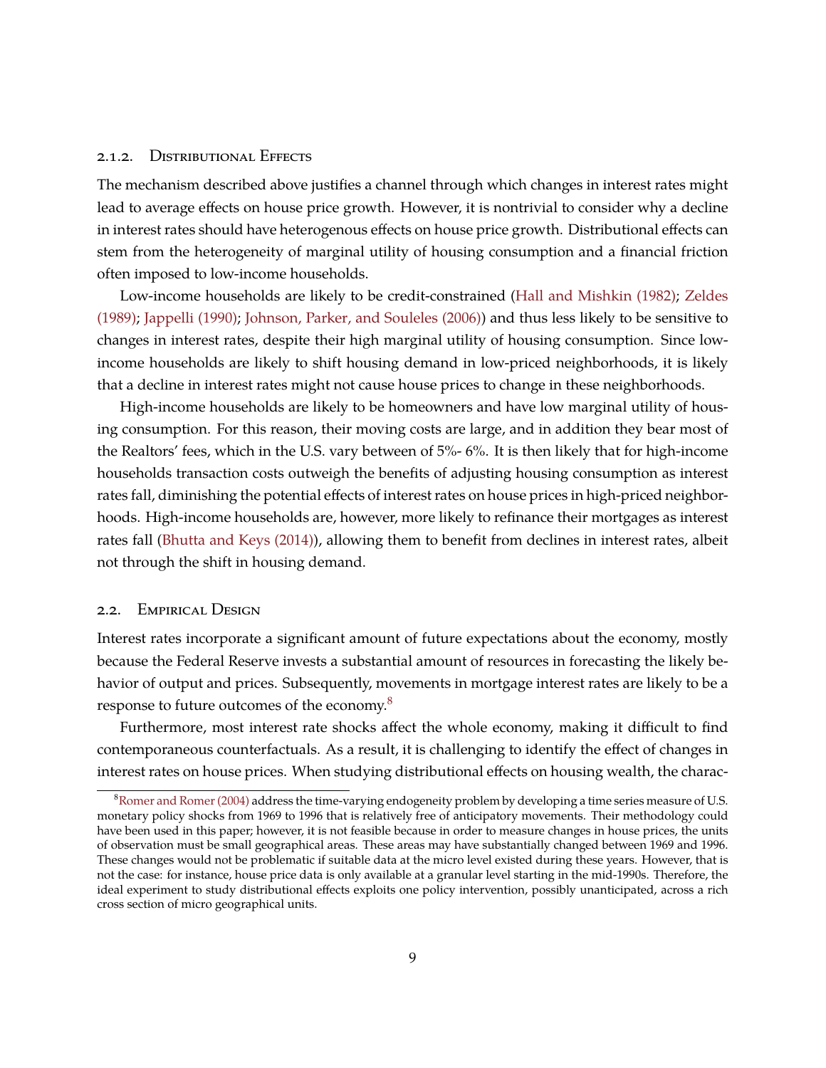### 2.1.2. Distributional Effects

The mechanism described above justifies a channel through which changes in interest rates might lead to average effects on house price growth. However, it is nontrivial to consider why a decline in interest rates should have heterogenous effects on house price growth. Distributional effects can stem from the heterogeneity of marginal utility of housing consumption and a financial friction often imposed to low-income households.

Low-income households are likely to be credit-constrained (Hall and Mishkin (1982); Zeldes (1989); Jappelli (1990); Johnson, Parker, and Souleles (2006)) and thus less likely to be sensitive to changes in interest rates, despite their high marginal utility of housing consumption. Since low-income households are likely to shift housing demand in low-priced neighborhoods, it is likely that a decline in interest rates might not cause house prices to change in these neighborhoods.

High-income households are likely to be homeowners and have low marginal utility of housing consumption. For this reason, their moving costs are large, and in addition they bear most of the Realtors' fees, which in the U.S. vary between of 5%- 6%. It is then likely that for high-income households transaction costs outweigh the benefits of adjusting housing consumption as interest rates fall, diminishing the potential effects of interest rates on house prices in high-priced neighborhoods. High-income households are, however, more likely to refinance their mortgages as interest rates fall (Bhutta and Keys (2014)), allowing them to benefit from declines in interest rates, albeit not through the shift in housing demand.

## 2.2. Empirical Design

Interest rates incorporate a significant amount of future expectations about the economy, mostly because the Federal Reserve invests a substantial amount of resources in forecasting the likely behavior of output and prices. Subsequently, movements in mortgage interest rates are likely to be a response to future outcomes of the economy.[8]

Furthermore, most interest rate shocks affect the whole economy, making it difficult to find contemporaneous counterfactuals. As a result, it is challenging to identify the effect of changes in interest rates on house prices. When studying distributional effects on housing wealth, the charac-

[8] Romer and Romer (2004) address the time-varying endogeneity problem by developing a time series measure of U.S. monetary policy shocks from 1969 to 1996 that is relatively free of anticipatory movements. Their methodology could have been used in this paper; however, it is not feasible because in order to measure changes in house prices, the units of observation must be small geographical areas. These areas may have substantially changed between 1969 and 1996. These changes would not be problematic if suitable data at the micro level existed during these years. However, that is not the case: for instance, house price data is only available at a granular level starting in the mid-1990s. Therefore, the ideal experiment to study distributional effects exploits one policy intervention, possibly unanticipated, across a rich cross section of micro geographical units.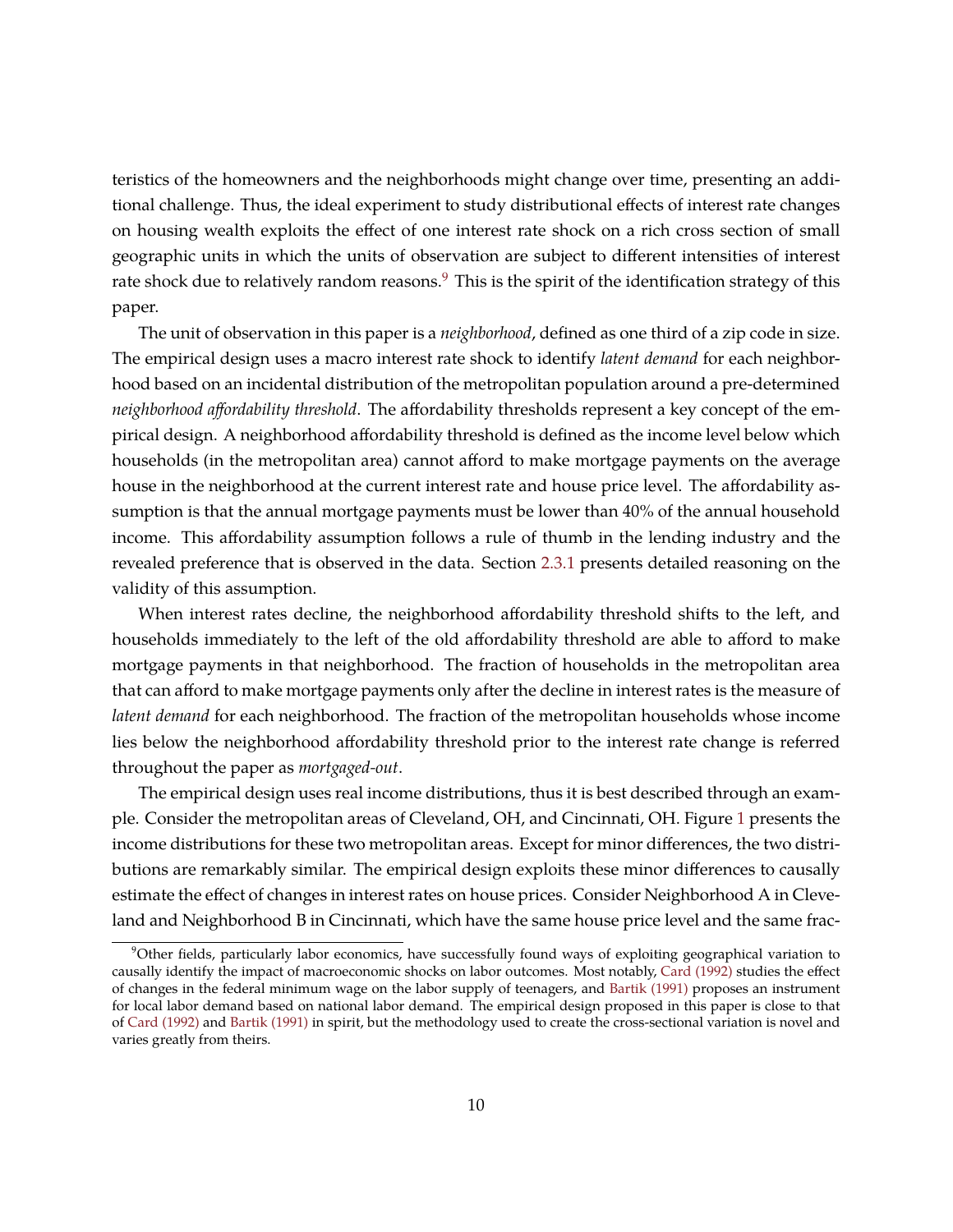teristics of the homeowners and the neighborhoods might change over time, presenting an additional challenge. Thus, the ideal experiment to study distributional effects of interest rate changes on housing wealth exploits the effect of one interest rate shock on a rich cross section of small geographic units in which the units of observation are subject to different intensities of interest rate shock due to relatively random reasons.[9] This is the spirit of the identification strategy of this paper.

The unit of observation in this paper is a *neighborhood*, defined as one third of a zip code in size. The empirical design uses a macro interest rate shock to identify *latent demand* for each neighborhood based on an incidental distribution of the metropolitan population around a pre-determined *neighborhood affordability threshold*. The affordability thresholds represent a key concept of the empirical design. A neighborhood affordability threshold is defined as the income level below which households (in the metropolitan area) cannot afford to make mortgage payments on the average house in the neighborhood at the current interest rate and house price level. The affordability assumption is that the annual mortgage payments must be lower than 40% of the annual household income. This affordability assumption follows a rule of thumb in the lending industry and the revealed preference that is observed in the data. Section 2.3.1 presents detailed reasoning on the validity of this assumption.

When interest rates decline, the neighborhood affordability threshold shifts to the left, and households immediately to the left of the old affordability threshold are able to afford to make mortgage payments in that neighborhood. The fraction of households in the metropolitan area that can afford to make mortgage payments only after the decline in interest rates is the measure of *latent demand* for each neighborhood. The fraction of the metropolitan households whose income lies below the neighborhood affordability threshold prior to the interest rate change is referred throughout the paper as *mortgaged-out*.

The empirical design uses real income distributions, thus it is best described through an example. Consider the metropolitan areas of Cleveland, OH, and Cincinnati, OH. Figure 1 presents the income distributions for these two metropolitan areas. Except for minor differences, the two distributions are remarkably similar. The empirical design exploits these minor differences to causally estimate the effect of changes in interest rates on house prices. Consider Neighborhood A in Cleveland and Neighborhood B in Cincinnati, which have the same house price level and the same frac-

[9] Other fields, particularly labor economics, have successfully found ways of exploiting geographical variation to causally identify the impact of macroeconomic shocks on labor outcomes. Most notably, Card (1992) studies the effect of changes in the federal minimum wage on the labor supply of teenagers, and Bartik (1991) proposes an instrument for local labor demand based on national labor demand. The empirical design proposed in this paper is close to that of Card (1992) and Bartik (1991) in spirit, but the methodology used to create the cross-sectional variation is novel and varies greatly from theirs.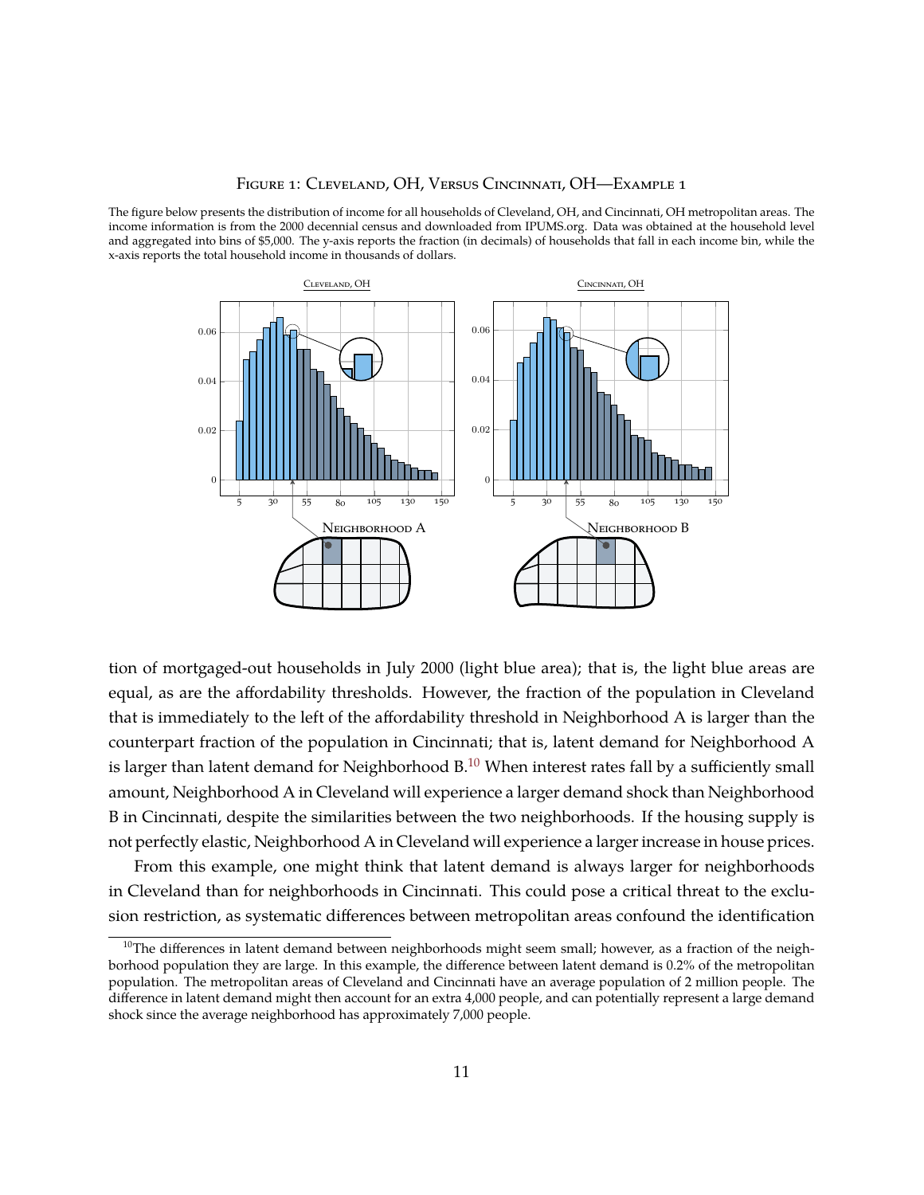Figure 1: Cleveland, OH, Versus Cincinnati, OH—Example 1

The figure below presents the distribution of income for all households of Cleveland, OH, and Cincinnati, OH metropolitan areas. The income information is from the 2000 decennial census and downloaded from IPUMS.org. Data was obtained at the household level and aggregated into bins of $5,000. The y-axis reports the fraction (in decimals) of households that fall in each income bin, while the x-axis reports the total household income in thousands of dollars.

tion of mortgaged-out households in July 2000 (light blue area); that is, the light blue areas are equal, as are the affordability thresholds. However, the fraction of the population in Cleveland that is immediately to the left of the affordability threshold in Neighborhood A is larger than the counterpart fraction of the population in Cincinnati; that is, latent demand for Neighborhood A is larger than latent demand for Neighborhood B.[10] When interest rates fall by a sufficiently small amount, Neighborhood A in Cleveland will experience a larger demand shock than Neighborhood B in Cincinnati, despite the similarities between the two neighborhoods. If the housing supply is not perfectly elastic, Neighborhood A in Cleveland will experience a larger increase in house prices.

From this example, one might think that latent demand is always larger for neighborhoods in Cleveland than for neighborhoods in Cincinnati. This could pose a critical threat to the exclusion restriction, as systematic differences between metropolitan areas confound the identification

[10] The differences in latent demand between neighborhoods might seem small; however, as a fraction of the neighborhood population they are large. In this example, the difference between latent demand is 0.2% of the metropolitan population. The metropolitan areas of Cleveland and Cincinnati have an average population of 2 million people. The difference in latent demand might then account for an extra 4,000 people, and can potentially represent a large demand shock since the average neighborhood has approximately 7,000 people.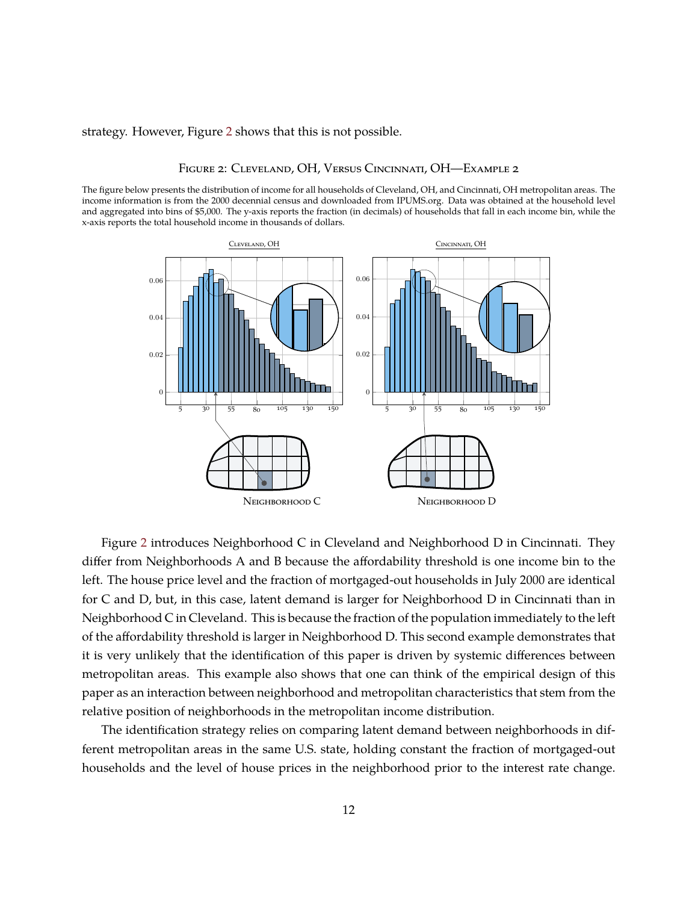strategy. However, Figure 2 shows that this is not possible.

Figure 2: Cleveland, OH, Versus Cincinnati, OH—Example 2

The figure below presents the distribution of income for all households of Cleveland, OH, and Cincinnati, OH metropolitan areas. The income information is from the 2000 decennial census and downloaded from IPUMS.org. Data was obtained at the household level and aggregated into bins of $5,000. The y-axis reports the fraction (in decimals) of households that fall in each income bin, while the x-axis reports the total household income in thousands of dollars.

Figure 2 introduces Neighborhood C in Cleveland and Neighborhood D in Cincinnati. They differ from Neighborhoods A and B because the affordability threshold is one income bin to the left. The house price level and the fraction of mortgaged-out households in July 2000 are identical for C and D, but, in this case, latent demand is larger for Neighborhood D in Cincinnati than in Neighborhood C in Cleveland. This is because the fraction of the population immediately to the left of the affordability threshold is larger in Neighborhood D. This second example demonstrates that it is very unlikely that the identification of this paper is driven by systemic differences between metropolitan areas. This example also shows that one can think of the empirical design of this paper as an interaction between neighborhood and metropolitan characteristics that stem from the relative position of neighborhoods in the metropolitan income distribution.

The identification strategy relies on comparing latent demand between neighborhoods in different metropolitan areas in the same U.S. state, holding constant the fraction of mortgaged-out households and the level of house prices in the neighborhood prior to the interest rate change.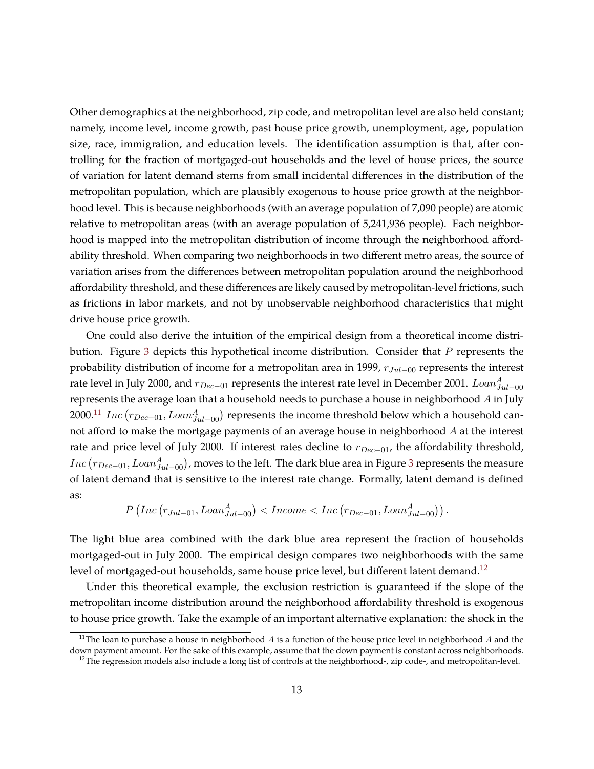Other demographics at the neighborhood, zip code, and metropolitan level are also held constant; namely, income level, income growth, past house price growth, unemployment, age, population size, race, immigration, and education levels. The identification assumption is that, after controlling for the fraction of mortgaged-out households and the level of house prices, the source of variation for latent demand stems from small incidental differences in the distribution of the metropolitan population, which are plausibly exogenous to house price growth at the neighborhood level. This is because neighborhoods (with an average population of 7,090 people) are atomic relative to metropolitan areas (with an average population of 5,241,936 people). Each neighborhood is mapped into the metropolitan distribution of income through the neighborhood affordability threshold. When comparing two neighborhoods in two different metro areas, the source of variation arises from the differences between metropolitan population around the neighborhood affordability threshold, and these differences are likely caused by metropolitan-level frictions, such as frictions in labor markets, and not by unobservable neighborhood characteristics that might drive house price growth.

One could also derive the intuition of the empirical design from a theoretical income distribution. Figure 3 depicts this hypothetical income distribution. Consider that $P$ represents the probability distribution of income for a metropolitan area in 1999, $r_{Jul-00}$ represents the interest rate level in July 2000, and $r_{Dec-01}$ represents the interest rate level in December 2001. $Loan^{A}_{Jul-00}$ represents the average loan that a household needs to purchase a house in neighborhood $A$ in July 2000.[11] $Inc\left(r_{Dec-01}, Loan^{A}_{Jul-00}\right)$ represents the income threshold below which a household cannot afford to make the mortgage payments of an average house in neighborhood $A$ at the interest rate and price level of July 2000. If interest rates decline to $r_{Dec-01}$, the affordability threshold, $Inc\left(r_{Dec-01}, Loan^{A}_{Jul-00}\right)$, moves to the left. The dark blue area in Figure 3 represents the measure of latent demand that is sensitive to the interest rate change. Formally, latent demand is defined as:

$$P\left(Inc\left(r_{Jul-01}, Loan^{A}_{Jul-00}\right) < Income < Inc\left(r_{Dec-01}, Loan^{A}_{Jul-00}\right)\right).$$

The light blue area combined with the dark blue area represent the fraction of households mortgaged-out in July 2000. The empirical design compares two neighborhoods with the same level of mortgaged-out households, same house price level, but different latent demand.[12]

Under this theoretical example, the exclusion restriction is guaranteed if the slope of the metropolitan income distribution around the neighborhood affordability threshold is exogenous to house price growth. Take the example of an important alternative explanation: the shock in the

[11] The loan to purchase a house in neighborhood $A$ is a function of the house price level in neighborhood $A$ and the down payment amount. For the sake of this example, assume that the down payment is constant across neighborhoods.

[12] The regression models also include a long list of controls at the neighborhood-, zip code-, and metropolitan-level.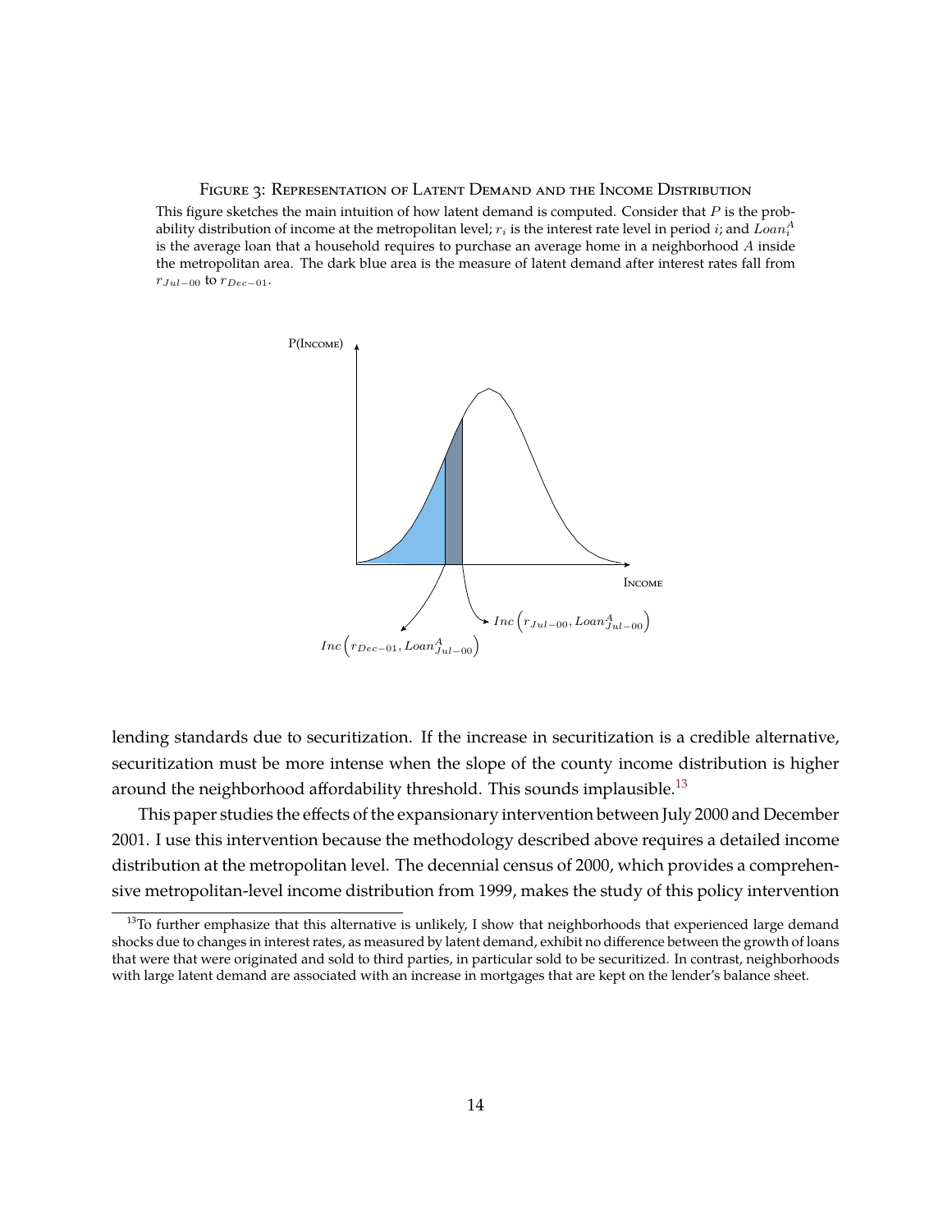Figure 3: Representation of Latent Demand and the Income Distribution

This figure sketches the main intuition of how latent demand is computed. Consider that $P$ is the probability distribution of income at the metropolitan level; $r_i$ is the interest rate level in period $i$; and $Loan_i^A$ is the average loan that a household requires to purchase an average home in a neighborhood $A$ inside the metropolitan area. The dark blue area is the measure of latent demand after interest rates fall from $r_{Jul-00}$ to $r_{Dec-01}$.

lending standards due to securitization. If the increase in securitization is a credible alternative, securitization must be more intense when the slope of the county income distribution is higher around the neighborhood affordability threshold. This sounds implausible.[13]

This paper studies the effects of the expansionary intervention between July 2000 and December 2001. I use this intervention because the methodology described above requires a detailed income distribution at the metropolitan level. The decennial census of 2000, which provides a comprehensive metropolitan-level income distribution from 1999, makes the study of this policy intervention

[13] To further emphasize that this alternative is unlikely, I show that neighborhoods that experienced large demand shocks due to changes in interest rates, as measured by latent demand, exhibit no difference between the growth of loans that were that were originated and sold to third parties, in particular sold to be securitized. In contrast, neighborhoods with large latent demand are associated with an increase in mortgages that are kept on the lender's balance sheet.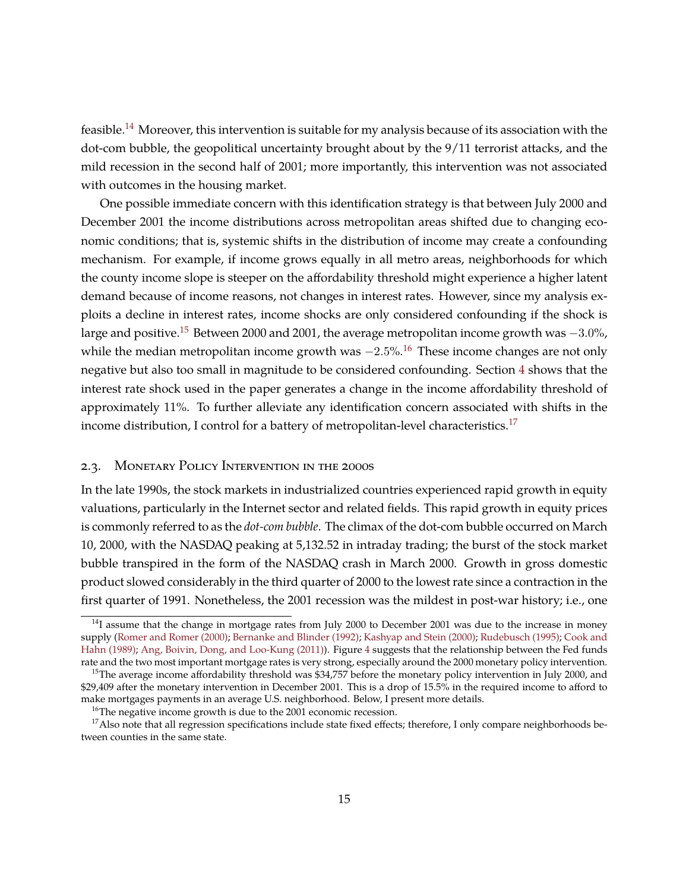feasible.[14] Moreover, this intervention is suitable for my analysis because of its association with the dot-com bubble, the geopolitical uncertainty brought about by the 9/11 terrorist attacks, and the mild recession in the second half of 2001; more importantly, this intervention was not associated with outcomes in the housing market.

One possible immediate concern with this identification strategy is that between July 2000 and December 2001 the income distributions across metropolitan areas shifted due to changing economic conditions; that is, systemic shifts in the distribution of income may create a confounding mechanism. For example, if income grows equally in all metro areas, neighborhoods for which the county income slope is steeper on the affordability threshold might experience a higher latent demand because of income reasons, not changes in interest rates. However, since my analysis exploits a decline in interest rates, income shocks are only considered confounding if the shock is large and positive.[15] Between 2000 and 2001, the average metropolitan income growth was $-3.0\%$, while the median metropolitan income growth was $-2.5\%$.[16] These income changes are not only negative but also too small in magnitude to be considered confounding. Section 4 shows that the interest rate shock used in the paper generates a change in the income affordability threshold of approximately 11%. To further alleviate any identification concern associated with shifts in the income distribution, I control for a battery of metropolitan-level characteristics.[17]

## 2.3. Monetary Policy Intervention in the 2000s

In the late 1990s, the stock markets in industrialized countries experienced rapid growth in equity valuations, particularly in the Internet sector and related fields. This rapid growth in equity prices is commonly referred to as the *dot-com bubble*. The climax of the dot-com bubble occurred on March 10, 2000, with the NASDAQ peaking at 5,132.52 in intraday trading; the burst of the stock market bubble transpired in the form of the NASDAQ crash in March 2000. Growth in gross domestic product slowed considerably in the third quarter of 2000 to the lowest rate since a contraction in the first quarter of 1991. Nonetheless, the 2001 recession was the mildest in post-war history; i.e., one

[14] I assume that the change in mortgage rates from July 2000 to December 2001 was due to the increase in money supply (Romer and Romer (2000); Bernanke and Blinder (1992); Kashyap and Stein (2000); Rudebusch (1995); Cook and Hahn (1989); Ang, Boivin, Dong, and Loo-Kung (2011)). Figure 4 suggests that the relationship between the Fed funds rate and the two most important mortgage rates is very strong, especially around the 2000 monetary policy intervention.

[15] The average income affordability threshold was $34,757 before the monetary policy intervention in July 2000, and $29,409 after the monetary intervention in December 2001. This is a drop of 15.5% in the required income to afford to make mortgages payments in an average U.S. neighborhood. Below, I present more details.

[16] The negative income growth is due to the 2001 economic recession.

[17] Also note that all regression specifications include state fixed effects; therefore, I only compare neighborhoods between counties in the same state.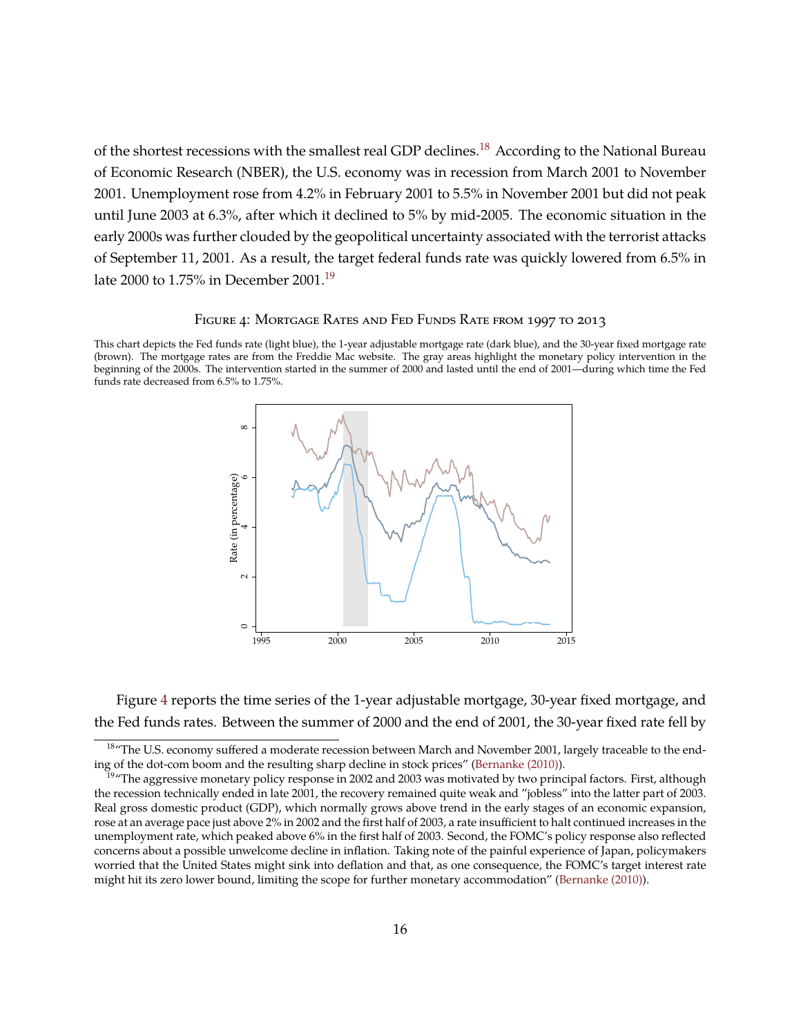of the shortest recessions with the smallest real GDP declines.[18] According to the National Bureau of Economic Research (NBER), the U.S. economy was in recession from March 2001 to November 2001. Unemployment rose from 4.2% in February 2001 to 5.5% in November 2001 but did not peak until June 2003 at 6.3%, after which it declined to 5% by mid-2005. The economic situation in the early 2000s was further clouded by the geopolitical uncertainty associated with the terrorist attacks of September 11, 2001. As a result, the target federal funds rate was quickly lowered from 6.5% in late 2000 to 1.75% in December 2001.[19]

FIGURE 4: MORTGAGE RATES AND FED FUNDS RATE FROM 1997 TO 2013

This chart depicts the Fed funds rate (light blue), the 1-year adjustable mortgage rate (dark blue), and the 30-year fixed mortgage rate (brown). The mortgage rates are from the Freddie Mac website. The gray areas highlight the monetary policy intervention in the beginning of the 2000s. The intervention started in the summer of 2000 and lasted until the end of 2001—during which time the Fed funds rate decreased from 6.5% to 1.75%.

Figure 4 reports the time series of the 1-year adjustable mortgage, 30-year fixed mortgage, and the Fed funds rates. Between the summer of 2000 and the end of 2001, the 30-year fixed rate fell by

[18] "The U.S. economy suffered a moderate recession between March and November 2001, largely traceable to the ending of the dot-com boom and the resulting sharp decline in stock prices" (Bernanke (2010)).

[19] "The aggressive monetary policy response in 2002 and 2003 was motivated by two principal factors. First, although the recession technically ended in late 2001, the recovery remained quite weak and "jobless" into the latter part of 2003. Real gross domestic product (GDP), which normally grows above trend in the early stages of an economic expansion, rose at an average pace just above 2% in 2002 and the first half of 2003, a rate insufficient to halt continued increases in the unemployment rate, which peaked above 6% in the first half of 2003. Second, the FOMC's policy response also reflected concerns about a possible unwelcome decline in inflation. Taking note of the painful experience of Japan, policymakers worried that the United States might sink into deflation and that, as one consequence, the FOMC's target interest rate might hit its zero lower bound, limiting the scope for further monetary accommodation" (Bernanke (2010)).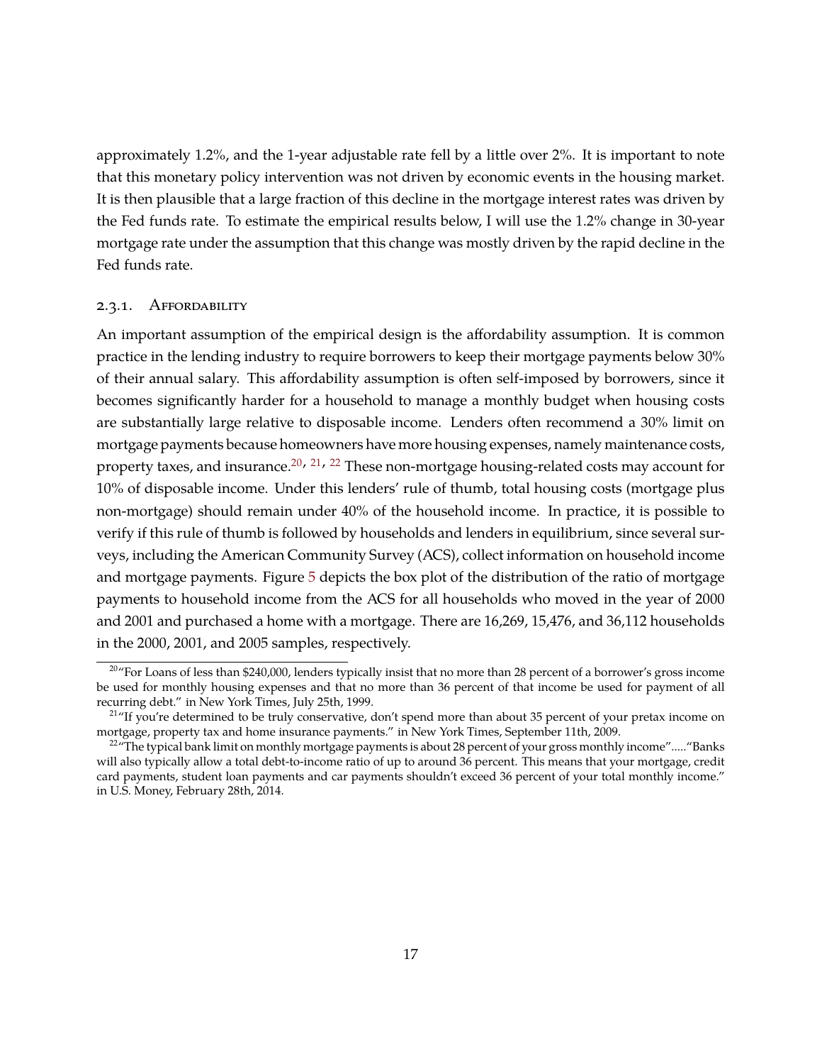approximately 1.2%, and the 1-year adjustable rate fell by a little over 2%. It is important to note that this monetary policy intervention was not driven by economic events in the housing market. It is then plausible that a large fraction of this decline in the mortgage interest rates was driven by the Fed funds rate. To estimate the empirical results below, I will use the 1.2% change in 30-year mortgage rate under the assumption that this change was mostly driven by the rapid decline in the Fed funds rate.

### 2.3.1. Affordability

An important assumption of the empirical design is the affordability assumption. It is common practice in the lending industry to require borrowers to keep their mortgage payments below 30% of their annual salary. This affordability assumption is often self-imposed by borrowers, since it becomes significantly harder for a household to manage a monthly budget when housing costs are substantially large relative to disposable income. Lenders often recommend a 30% limit on mortgage payments because homeowners have more housing expenses, namely maintenance costs, property taxes, and insurance.[20], [21], [22] These non-mortgage housing-related costs may account for 10% of disposable income. Under this lenders' rule of thumb, total housing costs (mortgage plus non-mortgage) should remain under 40% of the household income. In practice, it is possible to verify if this rule of thumb is followed by households and lenders in equilibrium, since several surveys, including the American Community Survey (ACS), collect information on household income and mortgage payments. Figure 5 depicts the box plot of the distribution of the ratio of mortgage payments to household income from the ACS for all households who moved in the year of 2000 and 2001 and purchased a home with a mortgage. There are 16,269, 15,476, and 36,112 households in the 2000, 2001, and 2005 samples, respectively.

[20] "For Loans of less than $240,000, lenders typically insist that no more than 28 percent of a borrower's gross income be used for monthly housing expenses and that no more than 36 percent of that income be used for payment of all recurring debt." in New York Times, July 25th, 1999.

[21] "If you're determined to be truly conservative, don't spend more than about 35 percent of your pretax income on mortgage, property tax and home insurance payments." in New York Times, September 11th, 2009.

[22] "The typical bank limit on monthly mortgage payments is about 28 percent of your gross monthly income"....."Banks will also typically allow a total debt-to-income ratio of up to around 36 percent. This means that your mortgage, credit card payments, student loan payments and car payments shouldn't exceed 36 percent of your total monthly income." in U.S. Money, February 28th, 2014.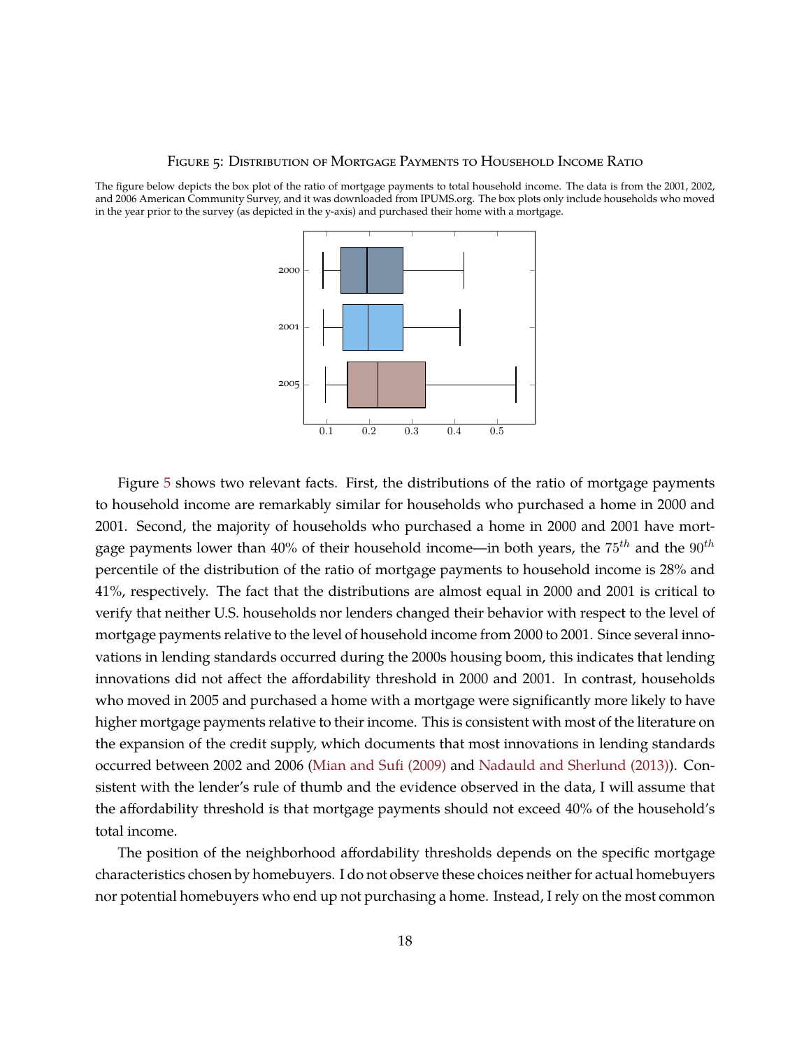Figure 5: Distribution of Mortgage Payments to Household Income Ratio

The figure below depicts the box plot of the ratio of mortgage payments to total household income. The data is from the 2001, 2002, and 2006 American Community Survey, and it was downloaded from IPUMS.org. The box plots only include households who moved in the year prior to the survey (as depicted in the y-axis) and purchased their home with a mortgage.

Figure 5 shows two relevant facts. First, the distributions of the ratio of mortgage payments to household income are remarkably similar for households who purchased a home in 2000 and 2001. Second, the majority of households who purchased a home in 2000 and 2001 have mortgage payments lower than 40% of their household income—in both years, the $75^{th}$ and the $90^{th}$ percentile of the distribution of the ratio of mortgage payments to household income is 28% and 41%, respectively. The fact that the distributions are almost equal in 2000 and 2001 is critical to verify that neither U.S. households nor lenders changed their behavior with respect to the level of mortgage payments relative to the level of household income from 2000 to 2001. Since several innovations in lending standards occurred during the 2000s housing boom, this indicates that lending innovations did not affect the affordability threshold in 2000 and 2001. In contrast, households who moved in 2005 and purchased a home with a mortgage were significantly more likely to have higher mortgage payments relative to their income. This is consistent with most of the literature on the expansion of the credit supply, which documents that most innovations in lending standards occurred between 2002 and 2006 (Mian and Sufi (2009) and Nadauld and Sherlund (2013)). Consistent with the lender's rule of thumb and the evidence observed in the data, I will assume that the affordability threshold is that mortgage payments should not exceed 40% of the household's total income.

The position of the neighborhood affordability thresholds depends on the specific mortgage characteristics chosen by homebuyers. I do not observe these choices neither for actual homebuyers nor potential homebuyers who end up not purchasing a home. Instead, I rely on the most common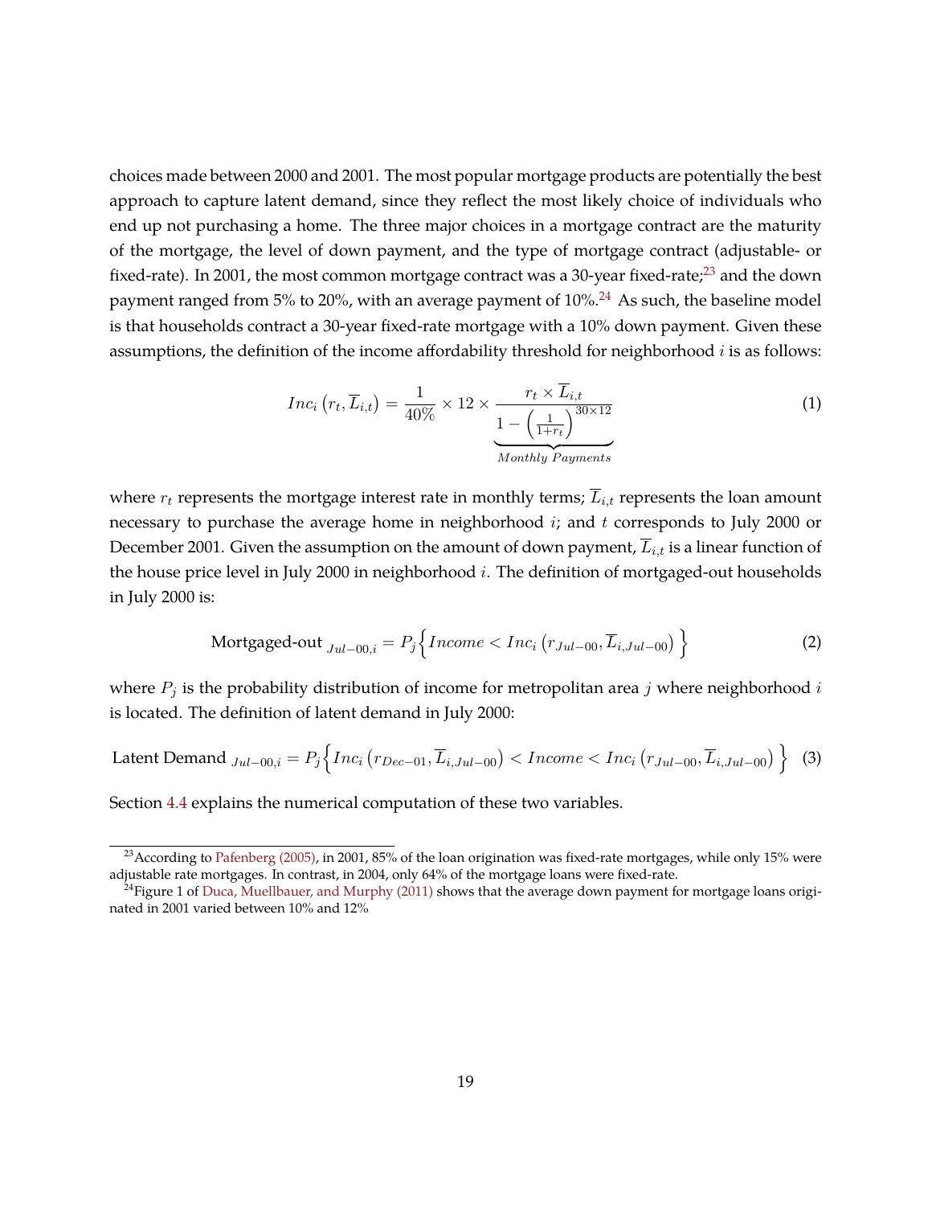choices made between 2000 and 2001. The most popular mortgage products are potentially the best approach to capture latent demand, since they reflect the most likely choice of individuals who end up not purchasing a home. The three major choices in a mortgage contract are the maturity of the mortgage, the level of down payment, and the type of mortgage contract (adjustable- or fixed-rate). In 2001, the most common mortgage contract was a 30-year fixed-rate;[23] and the down payment ranged from 5% to 20%, with an average payment of 10%.[24] As such, the baseline model is that households contract a 30-year fixed-rate mortgage with a 10% down payment. Given these assumptions, the definition of the income affordability threshold for neighborhood $i$ is as follows:

$$Inc_i\left(r_t, \overline{L}_{i,t}\right) = \frac{1}{40\%} \times 12 \times \underbrace{\frac{r_t \times \overline{L}_{i,t}}{1 - \left(\frac{1}{1+r_t}\right)^{30\times12}}}_{Monthly\ Payments} \tag{1}$$

where $r_t$ represents the mortgage interest rate in monthly terms; $\overline{L}_{i,t}$ represents the loan amount necessary to purchase the average home in neighborhood $i$; and $t$ corresponds to July 2000 or December 2001. Given the assumption on the amount of down payment, $\overline{L}_{i,t}$ is a linear function of the house price level in July 2000 in neighborhood $i$. The definition of mortgaged-out households in July 2000 is:

$$\text{Mortgaged-out}_{\ Jul-00,i} = P_j\Big\{Income < Inc_i\left(r_{Jul-00}, \overline{L}_{i,Jul-00}\right)\Big\} \tag{2}$$

where $P_j$ is the probability distribution of income for metropolitan area $j$ where neighborhood $i$ is located. The definition of latent demand in July 2000:

$$\text{Latent Demand}_{\ Jul-00,i} = P_j\Big\{Inc_i\left(r_{Dec-01}, \overline{L}_{i,Jul-00}\right) < Income < Inc_i\left(r_{Jul-00}, \overline{L}_{i,Jul-00}\right)\Big\} \tag{3}$$

Section 4.4 explains the numerical computation of these two variables.

[23] According to Pafenberg (2005), in 2001, 85% of the loan origination was fixed-rate mortgages, while only 15% were adjustable rate mortgages. In contrast, in 2004, only 64% of the mortgage loans were fixed-rate.

[24] Figure 1 of Duca, Muellbauer, and Murphy (2011) shows that the average down payment for mortgage loans originated in 2001 varied between 10% and 12%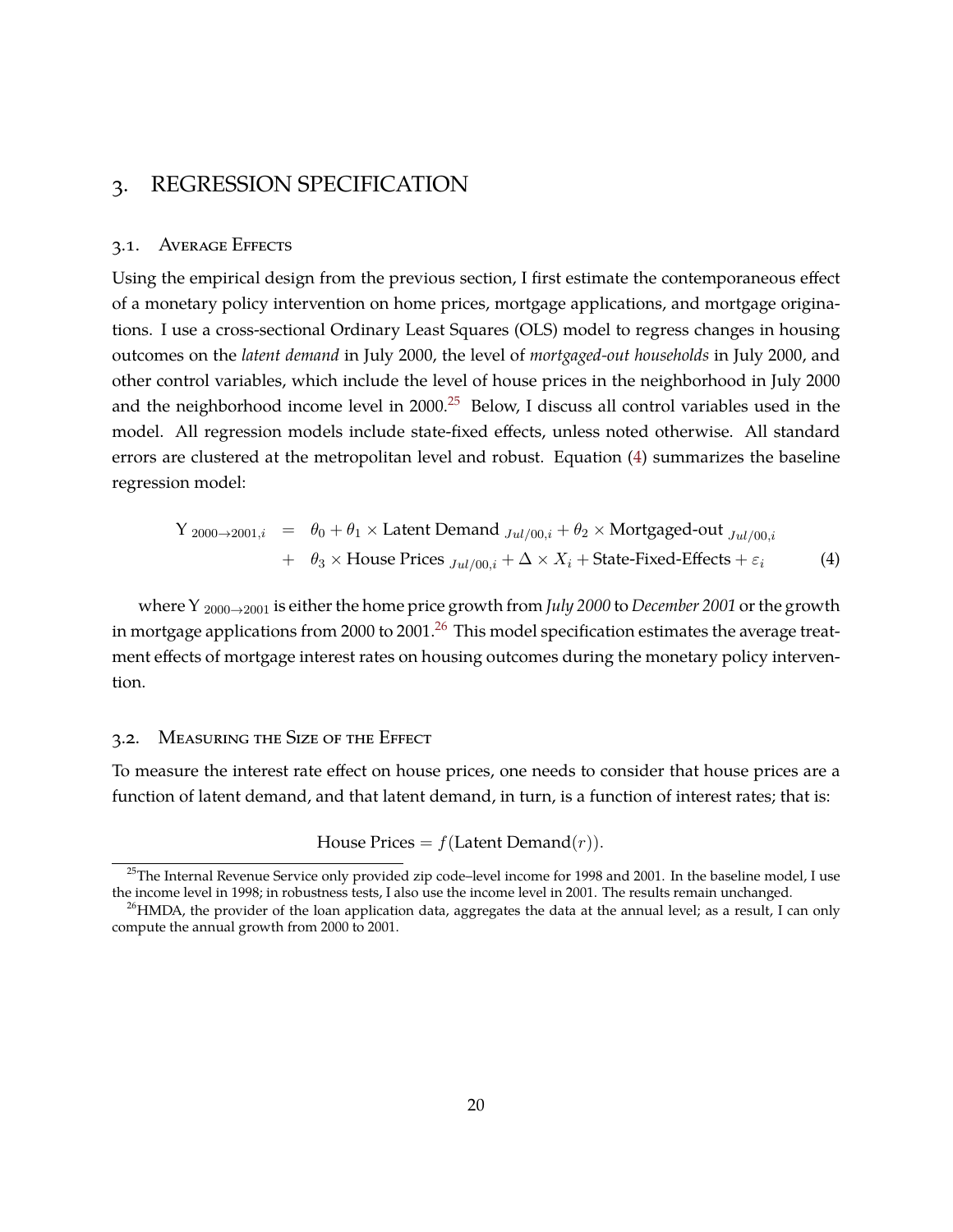# 3. REGRESSION SPECIFICATION

## 3.1. Average Effects

Using the empirical design from the previous section, I first estimate the contemporaneous effect of a monetary policy intervention on home prices, mortgage applications, and mortgage originations. I use a cross-sectional Ordinary Least Squares (OLS) model to regress changes in housing outcomes on the *latent demand* in July 2000, the level of *mortgaged-out households* in July 2000, and other control variables, which include the level of house prices in the neighborhood in July 2000 and the neighborhood income level in 2000.[25] Below, I discuss all control variables used in the model. All regression models include state-fixed effects, unless noted otherwise. All standard errors are clustered at the metropolitan level and robust. Equation (4) summarizes the baseline regression model:

$$
\begin{aligned}
\text{Y}_{\,2000 \rightarrow 2001, i} \;\; &= \;\; \theta_0 + \theta_1 \times \text{Latent Demand}_{\,Jul/00, i} + \theta_2 \times \text{Mortgaged-out}_{\,Jul/00, i} \\
&+ \;\; \theta_3 \times \text{House Prices}_{\,Jul/00, i} + \Delta \times X_i + \text{State-Fixed-Effects} + \varepsilon_i \qquad (4)
\end{aligned}
$$

where $\text{Y}_{\,2000 \rightarrow 2001}$ is either the home price growth from *July 2000* to *December 2001* or the growth in mortgage applications from 2000 to 2001.[26] This model specification estimates the average treatment effects of mortgage interest rates on housing outcomes during the monetary policy intervention.

## 3.2. Measuring the Size of the Effect

To measure the interest rate effect on house prices, one needs to consider that house prices are a function of latent demand, and that latent demand, in turn, is a function of interest rates; that is:

$$
\text{House Prices} = f(\text{Latent Demand}(r)).
$$

[25] The Internal Revenue Service only provided zip code–level income for 1998 and 2001. In the baseline model, I use the income level in 1998; in robustness tests, I also use the income level in 2001. The results remain unchanged.

[26] HMDA, the provider of the loan application data, aggregates the data at the annual level; as a result, I can only compute the annual growth from 2000 to 2001.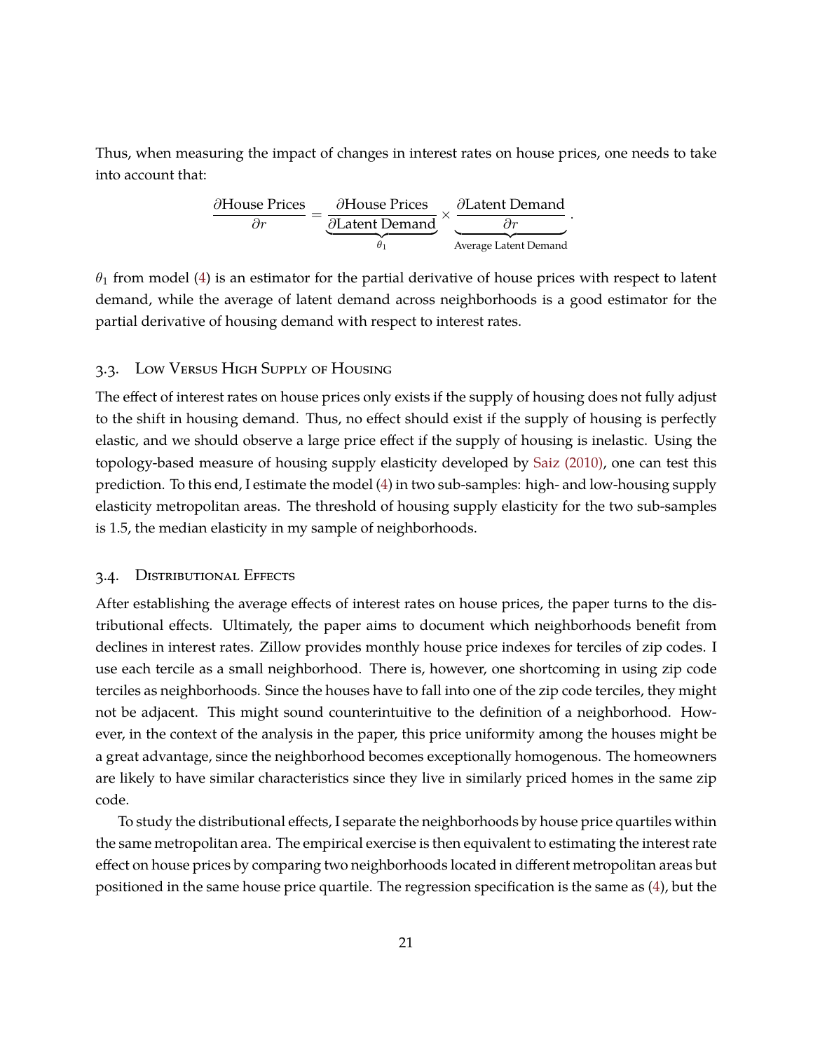Thus, when measuring the impact of changes in interest rates on house prices, one needs to take into account that:

$$\frac{\partial \text{House Prices}}{\partial r} = \underbrace{\frac{\partial \text{House Prices}}{\partial \text{Latent Demand}}}_{\theta_1} \times \underbrace{\frac{\partial \text{Latent Demand}}{\partial r}}_{\text{Average Latent Demand}}.$$

$\theta_1$ from model (4) is an estimator for the partial derivative of house prices with respect to latent demand, while the average of latent demand across neighborhoods is a good estimator for the partial derivative of housing demand with respect to interest rates.

### 3.3. Low Versus High Supply of Housing

The effect of interest rates on house prices only exists if the supply of housing does not fully adjust to the shift in housing demand. Thus, no effect should exist if the supply of housing is perfectly elastic, and we should observe a large price effect if the supply of housing is inelastic. Using the topology-based measure of housing supply elasticity developed by Saiz (2010), one can test this prediction. To this end, I estimate the model (4) in two sub-samples: high- and low-housing supply elasticity metropolitan areas. The threshold of housing supply elasticity for the two sub-samples is 1.5, the median elasticity in my sample of neighborhoods.

### 3.4. Distributional Effects

After establishing the average effects of interest rates on house prices, the paper turns to the distributional effects. Ultimately, the paper aims to document which neighborhoods benefit from declines in interest rates. Zillow provides monthly house price indexes for terciles of zip codes. I use each tercile as a small neighborhood. There is, however, one shortcoming in using zip code terciles as neighborhoods. Since the houses have to fall into one of the zip code terciles, they might not be adjacent. This might sound counterintuitive to the definition of a neighborhood. However, in the context of the analysis in the paper, this price uniformity among the houses might be a great advantage, since the neighborhood becomes exceptionally homogenous. The homeowners are likely to have similar characteristics since they live in similarly priced homes in the same zip code.

To study the distributional effects, I separate the neighborhoods by house price quartiles within the same metropolitan area. The empirical exercise is then equivalent to estimating the interest rate effect on house prices by comparing two neighborhoods located in different metropolitan areas but positioned in the same house price quartile. The regression specification is the same as (4), but the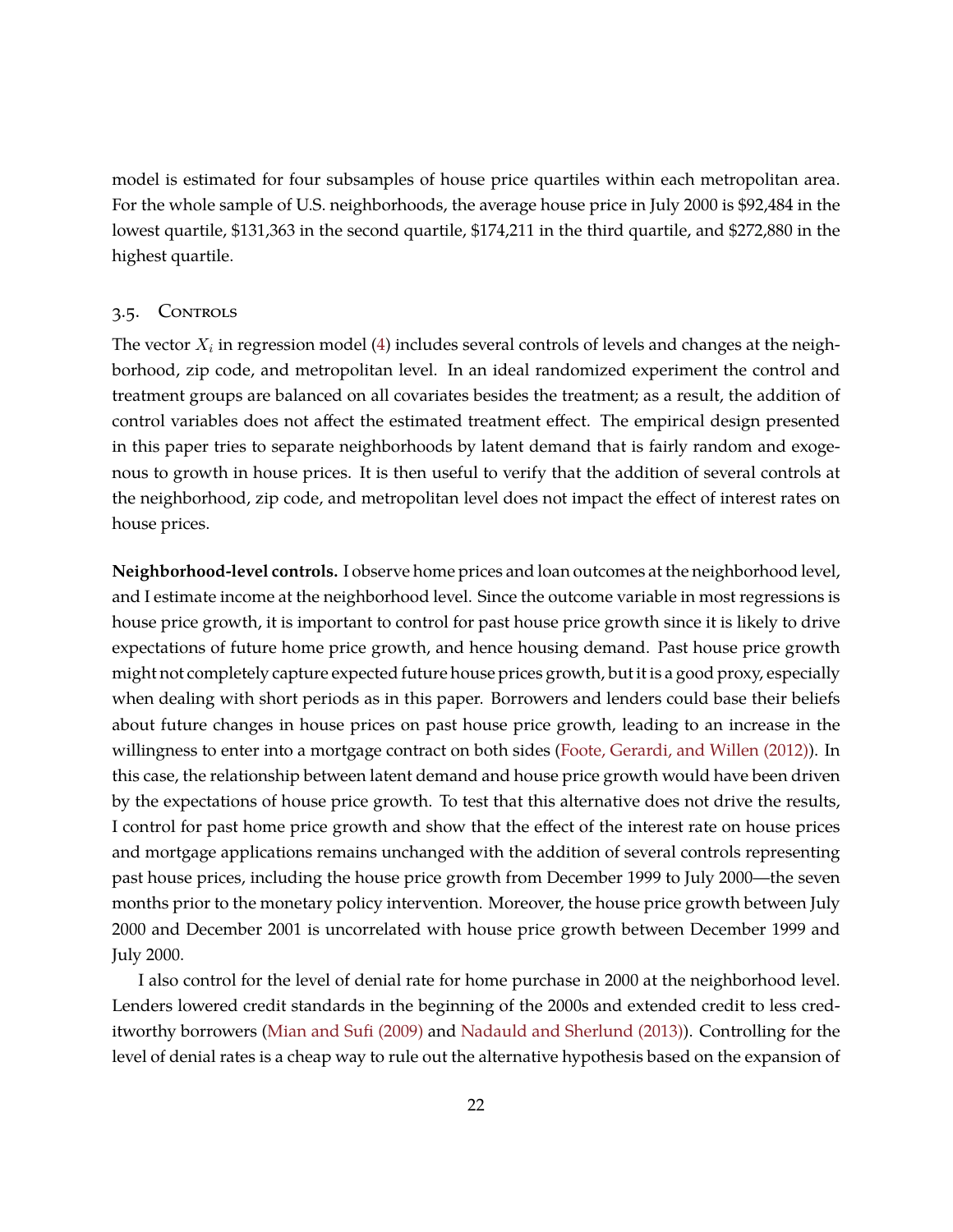model is estimated for four subsamples of house price quartiles within each metropolitan area. For the whole sample of U.S. neighborhoods, the average house price in July 2000 is $92,484 in the lowest quartile, $131,363 in the second quartile, $174,211 in the third quartile, and $272,880 in the highest quartile.

### 3.5. Controls

The vector $X_i$ in regression model (4) includes several controls of levels and changes at the neighborhood, zip code, and metropolitan level. In an ideal randomized experiment the control and treatment groups are balanced on all covariates besides the treatment; as a result, the addition of control variables does not affect the estimated treatment effect. The empirical design presented in this paper tries to separate neighborhoods by latent demand that is fairly random and exogenous to growth in house prices. It is then useful to verify that the addition of several controls at the neighborhood, zip code, and metropolitan level does not impact the effect of interest rates on house prices.

**Neighborhood-level controls.** I observe home prices and loan outcomes at the neighborhood level, and I estimate income at the neighborhood level. Since the outcome variable in most regressions is house price growth, it is important to control for past house price growth since it is likely to drive expectations of future home price growth, and hence housing demand. Past house price growth might not completely capture expected future house prices growth, but it is a good proxy, especially when dealing with short periods as in this paper. Borrowers and lenders could base their beliefs about future changes in house prices on past house price growth, leading to an increase in the willingness to enter into a mortgage contract on both sides (Foote, Gerardi, and Willen (2012)). In this case, the relationship between latent demand and house price growth would have been driven by the expectations of house price growth. To test that this alternative does not drive the results, I control for past home price growth and show that the effect of the interest rate on house prices and mortgage applications remains unchanged with the addition of several controls representing past house prices, including the house price growth from December 1999 to July 2000—the seven months prior to the monetary policy intervention. Moreover, the house price growth between July 2000 and December 2001 is uncorrelated with house price growth between December 1999 and July 2000.

I also control for the level of denial rate for home purchase in 2000 at the neighborhood level. Lenders lowered credit standards in the beginning of the 2000s and extended credit to less creditworthy borrowers (Mian and Sufi (2009) and Nadauld and Sherlund (2013)). Controlling for the level of denial rates is a cheap way to rule out the alternative hypothesis based on the expansion of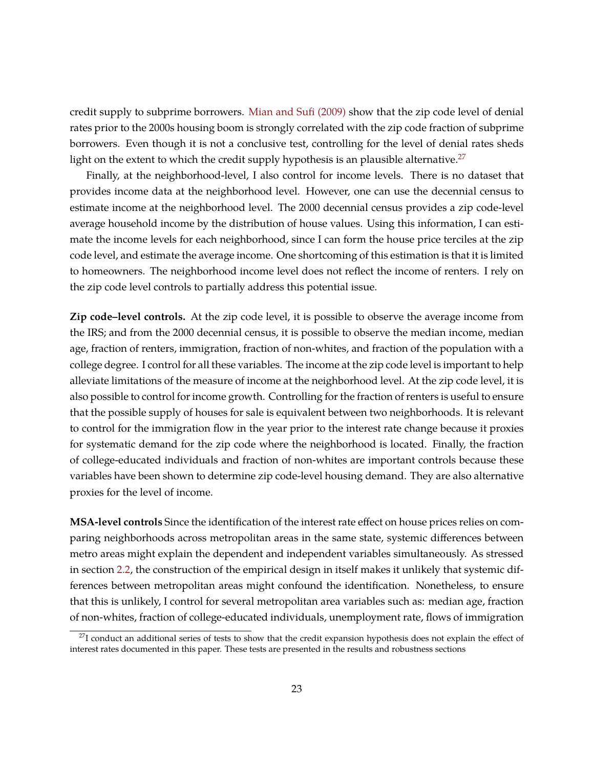credit supply to subprime borrowers. Mian and Sufi (2009) show that the zip code level of denial rates prior to the 2000s housing boom is strongly correlated with the zip code fraction of subprime borrowers. Even though it is not a conclusive test, controlling for the level of denial rates sheds light on the extent to which the credit supply hypothesis is an plausible alternative.[27]

Finally, at the neighborhood-level, I also control for income levels. There is no dataset that provides income data at the neighborhood level. However, one can use the decennial census to estimate income at the neighborhood level. The 2000 decennial census provides a zip code-level average household income by the distribution of house values. Using this information, I can estimate the income levels for each neighborhood, since I can form the house price terciles at the zip code level, and estimate the average income. One shortcoming of this estimation is that it is limited to homeowners. The neighborhood income level does not reflect the income of renters. I rely on the zip code level controls to partially address this potential issue.

**Zip code–level controls.** At the zip code level, it is possible to observe the average income from the IRS; and from the 2000 decennial census, it is possible to observe the median income, median age, fraction of renters, immigration, fraction of non-whites, and fraction of the population with a college degree. I control for all these variables. The income at the zip code level is important to help alleviate limitations of the measure of income at the neighborhood level. At the zip code level, it is also possible to control for income growth. Controlling for the fraction of renters is useful to ensure that the possible supply of houses for sale is equivalent between two neighborhoods. It is relevant to control for the immigration flow in the year prior to the interest rate change because it proxies for systematic demand for the zip code where the neighborhood is located. Finally, the fraction of college-educated individuals and fraction of non-whites are important controls because these variables have been shown to determine zip code-level housing demand. They are also alternative proxies for the level of income.

**MSA-level controls** Since the identification of the interest rate effect on house prices relies on comparing neighborhoods across metropolitan areas in the same state, systemic differences between metro areas might explain the dependent and independent variables simultaneously. As stressed in section 2.2, the construction of the empirical design in itself makes it unlikely that systemic differences between metropolitan areas might confound the identification. Nonetheless, to ensure that this is unlikely, I control for several metropolitan area variables such as: median age, fraction of non-whites, fraction of college-educated individuals, unemployment rate, flows of immigration

[27] I conduct an additional series of tests to show that the credit expansion hypothesis does not explain the effect of interest rates documented in this paper. These tests are presented in the results and robustness sections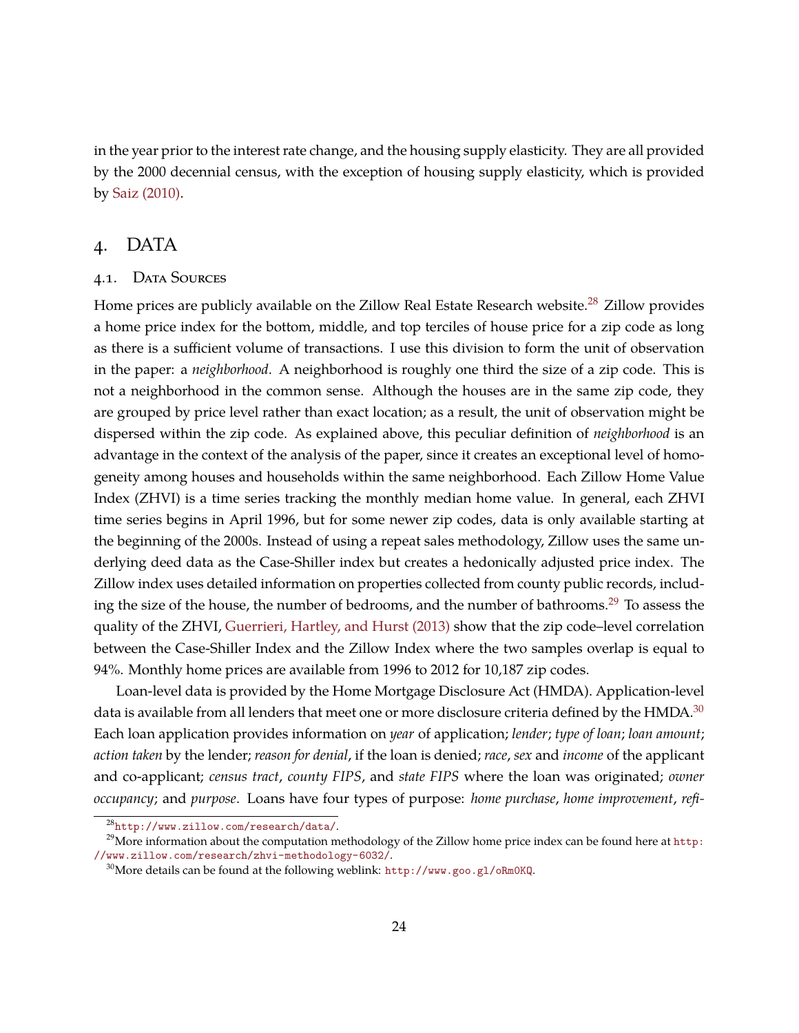in the year prior to the interest rate change, and the housing supply elasticity. They are all provided by the 2000 decennial census, with the exception of housing supply elasticity, which is provided by Saiz (2010).

# 4. DATA

## 4.1. Data Sources

Home prices are publicly available on the Zillow Real Estate Research website.[28] Zillow provides a home price index for the bottom, middle, and top terciles of house price for a zip code as long as there is a sufficient volume of transactions. I use this division to form the unit of observation in the paper: a *neighborhood*. A neighborhood is roughly one third the size of a zip code. This is not a neighborhood in the common sense. Although the houses are in the same zip code, they are grouped by price level rather than exact location; as a result, the unit of observation might be dispersed within the zip code. As explained above, this peculiar definition of *neighborhood* is an advantage in the context of the analysis of the paper, since it creates an exceptional level of homogeneity among houses and households within the same neighborhood. Each Zillow Home Value Index (ZHVI) is a time series tracking the monthly median home value. In general, each ZHVI time series begins in April 1996, but for some newer zip codes, data is only available starting at the beginning of the 2000s. Instead of using a repeat sales methodology, Zillow uses the same underlying deed data as the Case-Shiller index but creates a hedonically adjusted price index. The Zillow index uses detailed information on properties collected from county public records, including the size of the house, the number of bedrooms, and the number of bathrooms.[29] To assess the quality of the ZHVI, Guerrieri, Hartley, and Hurst (2013) show that the zip code–level correlation between the Case-Shiller Index and the Zillow Index where the two samples overlap is equal to 94%. Monthly home prices are available from 1996 to 2012 for 10,187 zip codes.

Loan-level data is provided by the Home Mortgage Disclosure Act (HMDA). Application-level data is available from all lenders that meet one or more disclosure criteria defined by the HMDA.[30] Each loan application provides information on *year* of application; *lender*; *type of loan*; *loan amount*; *action taken* by the lender; *reason for denial*, if the loan is denied; *race*, *sex* and *income* of the applicant and co-applicant; *census tract*, *county FIPS*, and *state FIPS* where the loan was originated; *owner occupancy*; and *purpose*. Loans have four types of purpose: *home purchase*, *home improvement*, *refi-*

[28] http://www.zillow.com/research/data/.

[29] More information about the computation methodology of the Zillow home price index can be found here at http://www.zillow.com/research/zhvi-methodology-6032/.

[30] More details can be found at the following weblink: http://www.goo.gl/oRm0KQ.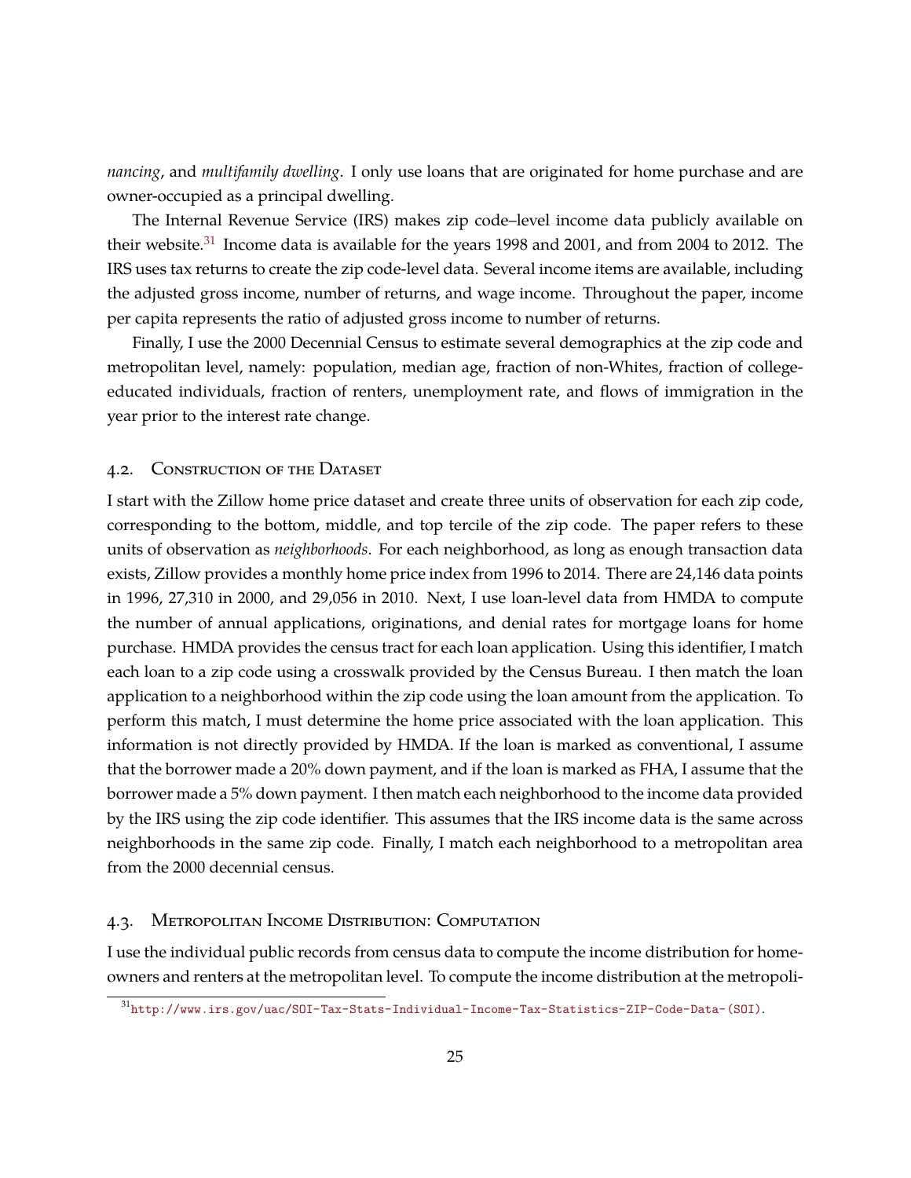*nancing*, and *multifamily dwelling*. I only use loans that are originated for home purchase and are owner-occupied as a principal dwelling.

The Internal Revenue Service (IRS) makes zip code–level income data publicly available on their website.[31] Income data is available for the years 1998 and 2001, and from 2004 to 2012. The IRS uses tax returns to create the zip code-level data. Several income items are available, including the adjusted gross income, number of returns, and wage income. Throughout the paper, income per capita represents the ratio of adjusted gross income to number of returns.

Finally, I use the 2000 Decennial Census to estimate several demographics at the zip code and metropolitan level, namely: population, median age, fraction of non-Whites, fraction of college-educated individuals, fraction of renters, unemployment rate, and flows of immigration in the year prior to the interest rate change.

### 4.2. Construction of the Dataset

I start with the Zillow home price dataset and create three units of observation for each zip code, corresponding to the bottom, middle, and top tercile of the zip code. The paper refers to these units of observation as *neighborhoods*. For each neighborhood, as long as enough transaction data exists, Zillow provides a monthly home price index from 1996 to 2014. There are 24,146 data points in 1996, 27,310 in 2000, and 29,056 in 2010. Next, I use loan-level data from HMDA to compute the number of annual applications, originations, and denial rates for mortgage loans for home purchase. HMDA provides the census tract for each loan application. Using this identifier, I match each loan to a zip code using a crosswalk provided by the Census Bureau. I then match the loan application to a neighborhood within the zip code using the loan amount from the application. To perform this match, I must determine the home price associated with the loan application. This information is not directly provided by HMDA. If the loan is marked as conventional, I assume that the borrower made a 20% down payment, and if the loan is marked as FHA, I assume that the borrower made a 5% down payment. I then match each neighborhood to the income data provided by the IRS using the zip code identifier. This assumes that the IRS income data is the same across neighborhoods in the same zip code. Finally, I match each neighborhood to a metropolitan area from the 2000 decennial census.

### 4.3. Metropolitan Income Distribution: Computation

I use the individual public records from census data to compute the income distribution for homeowners and renters at the metropolitan level. To compute the income distribution at the metropoli-

[31] http://www.irs.gov/uac/SOI-Tax-Stats-Individual-Income-Tax-Statistics-ZIP-Code-Data-(SOI).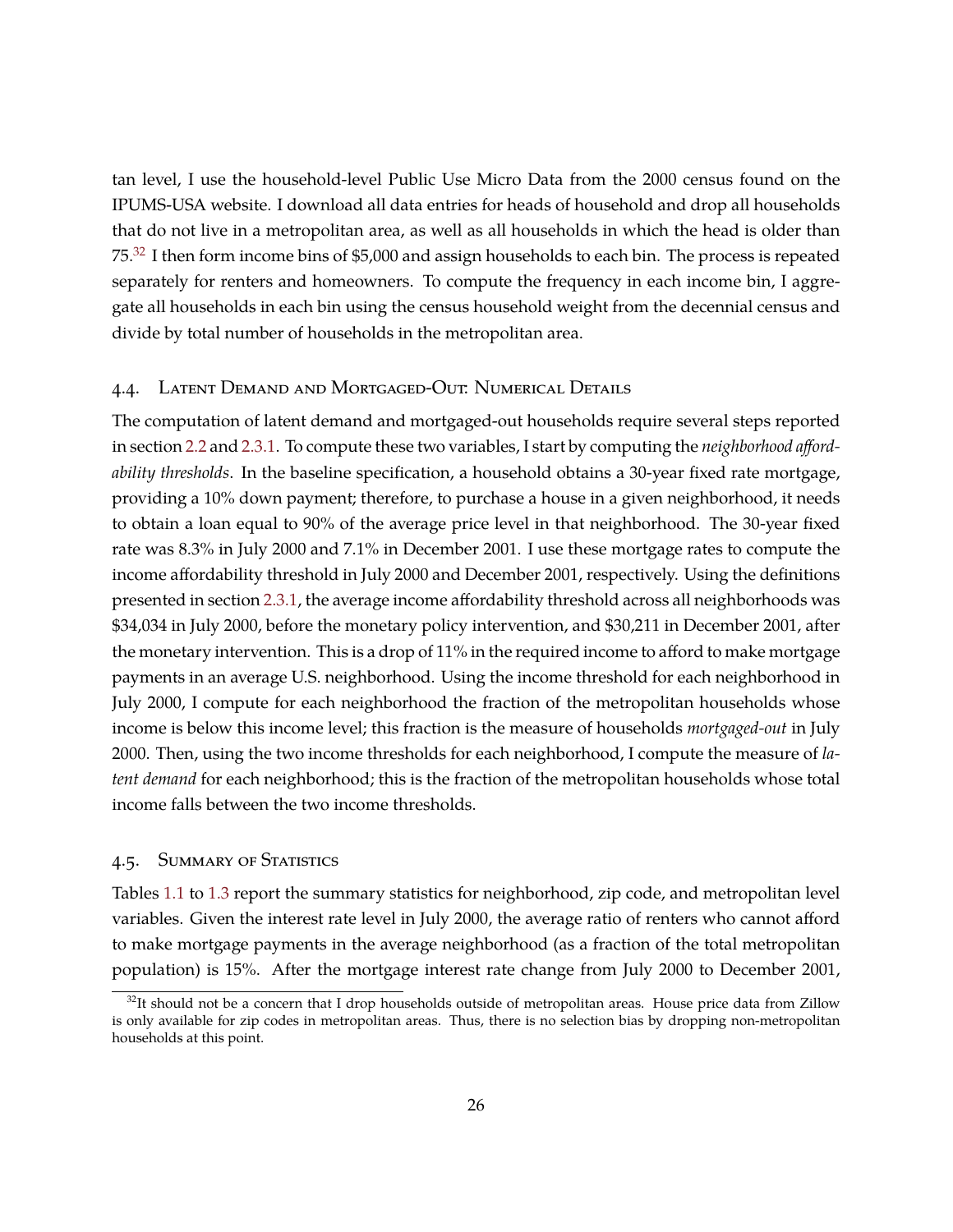tan level, I use the household-level Public Use Micro Data from the 2000 census found on the IPUMS-USA website. I download all data entries for heads of household and drop all households that do not live in a metropolitan area, as well as all households in which the head is older than 75.[32] I then form income bins of $5,000 and assign households to each bin. The process is repeated separately for renters and homeowners. To compute the frequency in each income bin, I aggregate all households in each bin using the census household weight from the decennial census and divide by total number of households in the metropolitan area.

### 4.4. Latent Demand and Mortgaged-Out: Numerical Details

The computation of latent demand and mortgaged-out households require several steps reported in section 2.2 and 2.3.1. To compute these two variables, I start by computing the *neighborhood affordability thresholds*. In the baseline specification, a household obtains a 30-year fixed rate mortgage, providing a 10% down payment; therefore, to purchase a house in a given neighborhood, it needs to obtain a loan equal to 90% of the average price level in that neighborhood. The 30-year fixed rate was 8.3% in July 2000 and 7.1% in December 2001. I use these mortgage rates to compute the income affordability threshold in July 2000 and December 2001, respectively. Using the definitions presented in section 2.3.1, the average income affordability threshold across all neighborhoods was $34,034 in July 2000, before the monetary policy intervention, and $30,211 in December 2001, after the monetary intervention. This is a drop of 11% in the required income to afford to make mortgage payments in an average U.S. neighborhood. Using the income threshold for each neighborhood in July 2000, I compute for each neighborhood the fraction of the metropolitan households whose income is below this income level; this fraction is the measure of households *mortgaged-out* in July 2000. Then, using the two income thresholds for each neighborhood, I compute the measure of *latent demand* for each neighborhood; this is the fraction of the metropolitan households whose total income falls between the two income thresholds.

### 4.5. Summary of Statistics

Tables 1.1 to 1.3 report the summary statistics for neighborhood, zip code, and metropolitan level variables. Given the interest rate level in July 2000, the average ratio of renters who cannot afford to make mortgage payments in the average neighborhood (as a fraction of the total metropolitan population) is 15%. After the mortgage interest rate change from July 2000 to December 2001,

[32] It should not be a concern that I drop households outside of metropolitan areas. House price data from Zillow is only available for zip codes in metropolitan areas. Thus, there is no selection bias by dropping non-metropolitan households at this point.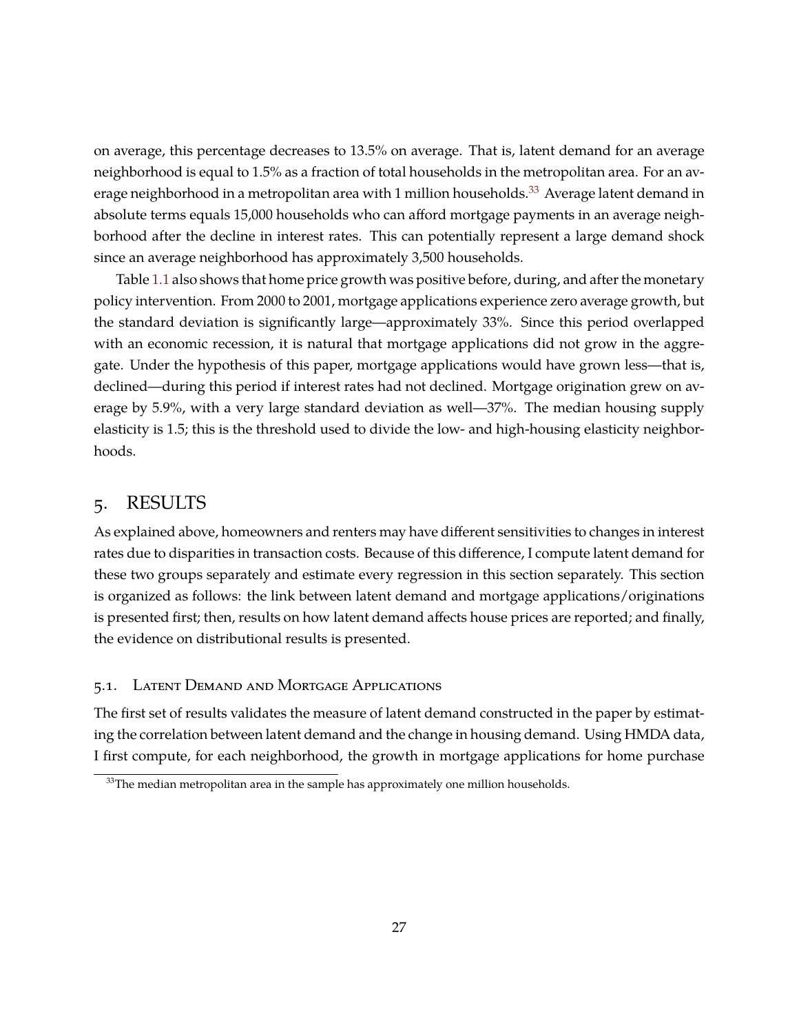on average, this percentage decreases to 13.5% on average. That is, latent demand for an average neighborhood is equal to 1.5% as a fraction of total households in the metropolitan area. For an average neighborhood in a metropolitan area with 1 million households.[33] Average latent demand in absolute terms equals 15,000 households who can afford mortgage payments in an average neighborhood after the decline in interest rates. This can potentially represent a large demand shock since an average neighborhood has approximately 3,500 households.

Table 1.1 also shows that home price growth was positive before, during, and after the monetary policy intervention. From 2000 to 2001, mortgage applications experience zero average growth, but the standard deviation is significantly large—approximately 33%. Since this period overlapped with an economic recession, it is natural that mortgage applications did not grow in the aggregate. Under the hypothesis of this paper, mortgage applications would have grown less—that is, declined—during this period if interest rates had not declined. Mortgage origination grew on average by 5.9%, with a very large standard deviation as well—37%. The median housing supply elasticity is 1.5; this is the threshold used to divide the low- and high-housing elasticity neighborhoods.

## 5. RESULTS

As explained above, homeowners and renters may have different sensitivities to changes in interest rates due to disparities in transaction costs. Because of this difference, I compute latent demand for these two groups separately and estimate every regression in this section separately. This section is organized as follows: the link between latent demand and mortgage applications/originations is presented first; then, results on how latent demand affects house prices are reported; and finally, the evidence on distributional results is presented.

### 5.1. Latent Demand and Mortgage Applications

The first set of results validates the measure of latent demand constructed in the paper by estimating the correlation between latent demand and the change in housing demand. Using HMDA data, I first compute, for each neighborhood, the growth in mortgage applications for home purchase

[33] The median metropolitan area in the sample has approximately one million households.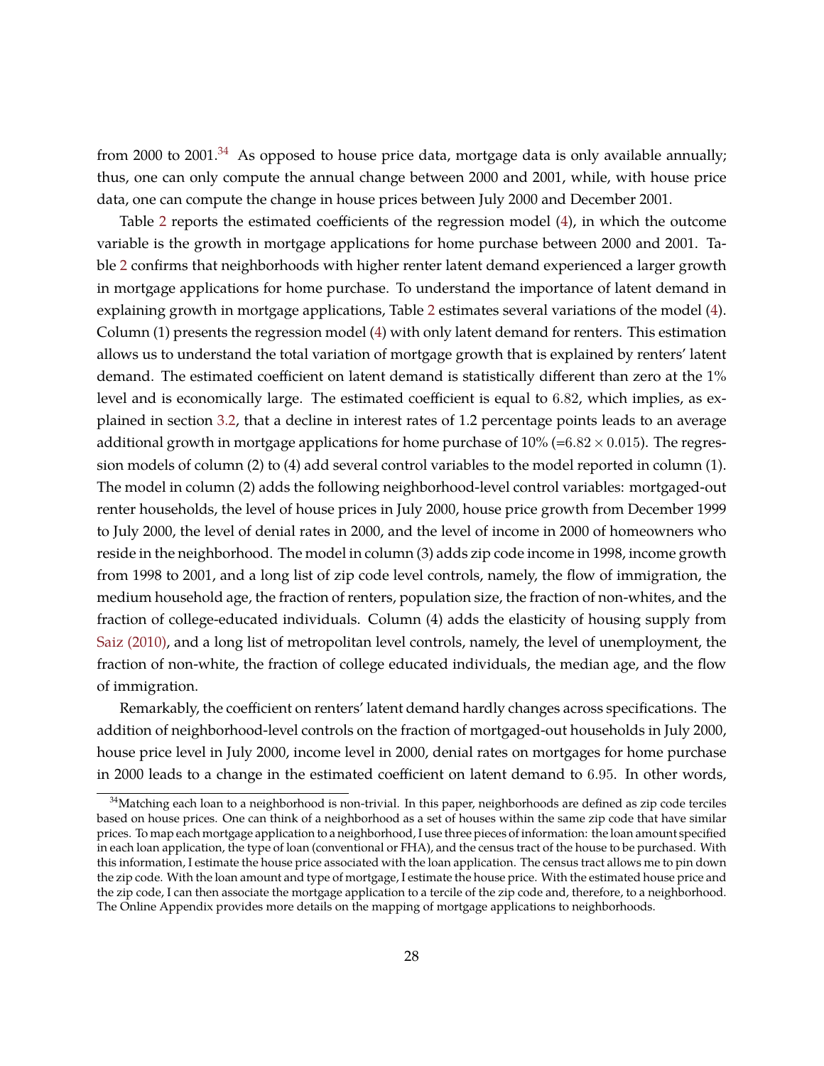from 2000 to 2001.[34] As opposed to house price data, mortgage data is only available annually; thus, one can only compute the annual change between 2000 and 2001, while, with house price data, one can compute the change in house prices between July 2000 and December 2001.

Table 2 reports the estimated coefficients of the regression model (4), in which the outcome variable is the growth in mortgage applications for home purchase between 2000 and 2001. Table 2 confirms that neighborhoods with higher renter latent demand experienced a larger growth in mortgage applications for home purchase. To understand the importance of latent demand in explaining growth in mortgage applications, Table 2 estimates several variations of the model (4). Column (1) presents the regression model (4) with only latent demand for renters. This estimation allows us to understand the total variation of mortgage growth that is explained by renters' latent demand. The estimated coefficient on latent demand is statistically different than zero at the $1\%$ level and is economically large. The estimated coefficient is equal to $6.82$, which implies, as explained in section 3.2, that a decline in interest rates of 1.2 percentage points leads to an average additional growth in mortgage applications for home purchase of 10% (=$6.82 \times 0.015$). The regression models of column (2) to (4) add several control variables to the model reported in column (1). The model in column (2) adds the following neighborhood-level control variables: mortgaged-out renter households, the level of house prices in July 2000, house price growth from December 1999 to July 2000, the level of denial rates in 2000, and the level of income in 2000 of homeowners who reside in the neighborhood. The model in column (3) adds zip code income in 1998, income growth from 1998 to 2001, and a long list of zip code level controls, namely, the flow of immigration, the medium household age, the fraction of renters, population size, the fraction of non-whites, and the fraction of college-educated individuals. Column (4) adds the elasticity of housing supply from Saiz (2010), and a long list of metropolitan level controls, namely, the level of unemployment, the fraction of non-white, the fraction of college educated individuals, the median age, and the flow of immigration.

Remarkably, the coefficient on renters' latent demand hardly changes across specifications. The addition of neighborhood-level controls on the fraction of mortgaged-out households in July 2000, house price level in July 2000, income level in 2000, denial rates on mortgages for home purchase in 2000 leads to a change in the estimated coefficient on latent demand to $6.95$. In other words,

[34] Matching each loan to a neighborhood is non-trivial. In this paper, neighborhoods are defined as zip code terciles based on house prices. One can think of a neighborhood as a set of houses within the same zip code that have similar prices. To map each mortgage application to a neighborhood, I use three pieces of information: the loan amount specified in each loan application, the type of loan (conventional or FHA), and the census tract of the house to be purchased. With this information, I estimate the house price associated with the loan application. The census tract allows me to pin down the zip code. With the loan amount and type of mortgage, I estimate the house price. With the estimated house price and the zip code, I can then associate the mortgage application to a tercile of the zip code and, therefore, to a neighborhood. The Online Appendix provides more details on the mapping of mortgage applications to neighborhoods.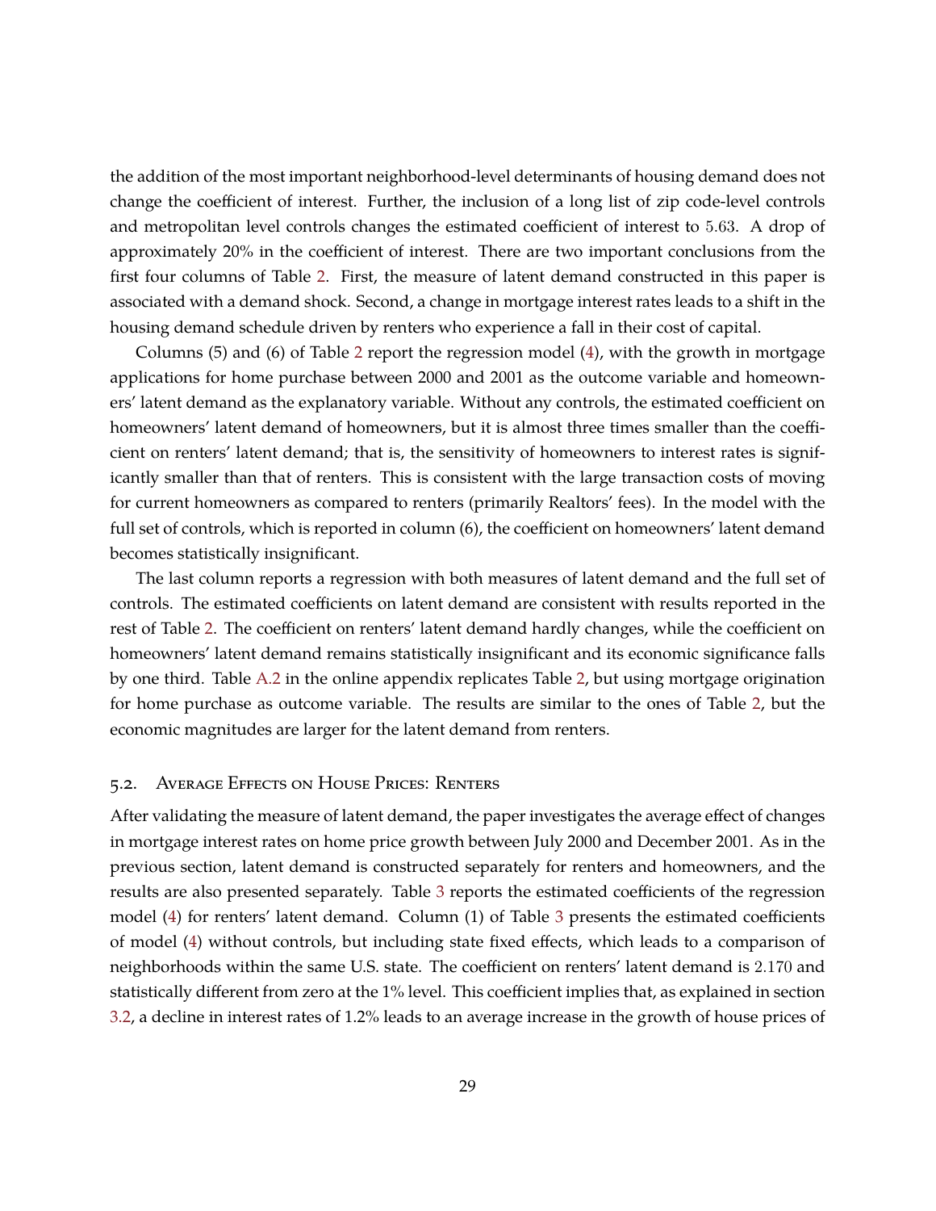the addition of the most important neighborhood-level determinants of housing demand does not change the coefficient of interest. Further, the inclusion of a long list of zip code-level controls and metropolitan level controls changes the estimated coefficient of interest to 5.63. A drop of approximately 20% in the coefficient of interest. There are two important conclusions from the first four columns of Table 2. First, the measure of latent demand constructed in this paper is associated with a demand shock. Second, a change in mortgage interest rates leads to a shift in the housing demand schedule driven by renters who experience a fall in their cost of capital.

Columns (5) and (6) of Table 2 report the regression model (4), with the growth in mortgage applications for home purchase between 2000 and 2001 as the outcome variable and homeowners' latent demand as the explanatory variable. Without any controls, the estimated coefficient on homeowners' latent demand of homeowners, but it is almost three times smaller than the coefficient on renters' latent demand; that is, the sensitivity of homeowners to interest rates is significantly smaller than that of renters. This is consistent with the large transaction costs of moving for current homeowners as compared to renters (primarily Realtors' fees). In the model with the full set of controls, which is reported in column (6), the coefficient on homeowners' latent demand becomes statistically insignificant.

The last column reports a regression with both measures of latent demand and the full set of controls. The estimated coefficients on latent demand are consistent with results reported in the rest of Table 2. The coefficient on renters' latent demand hardly changes, while the coefficient on homeowners' latent demand remains statistically insignificant and its economic significance falls by one third. Table A.2 in the online appendix replicates Table 2, but using mortgage origination for home purchase as outcome variable. The results are similar to the ones of Table 2, but the economic magnitudes are larger for the latent demand from renters.

## 5.2. Average Effects on House Prices: Renters

After validating the measure of latent demand, the paper investigates the average effect of changes in mortgage interest rates on home price growth between July 2000 and December 2001. As in the previous section, latent demand is constructed separately for renters and homeowners, and the results are also presented separately. Table 3 reports the estimated coefficients of the regression model (4) for renters' latent demand. Column (1) of Table 3 presents the estimated coefficients of model (4) without controls, but including state fixed effects, which leads to a comparison of neighborhoods within the same U.S. state. The coefficient on renters' latent demand is 2.170 and statistically different from zero at the 1% level. This coefficient implies that, as explained in section 3.2, a decline in interest rates of 1.2% leads to an average increase in the growth of house prices of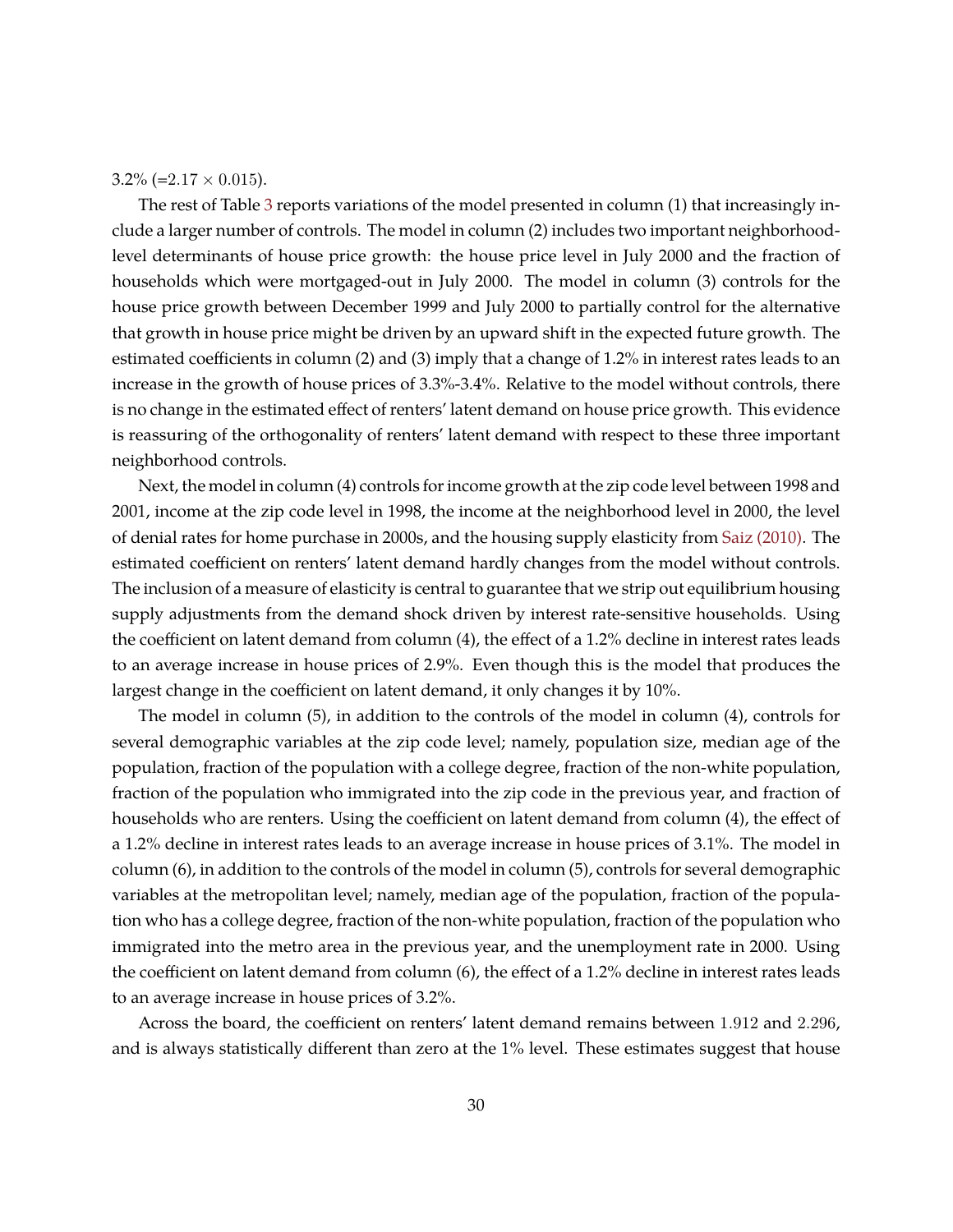3.2% (=$2.17 \times 0.015$).

The rest of Table 3 reports variations of the model presented in column (1) that increasingly include a larger number of controls. The model in column (2) includes two important neighborhood-level determinants of house price growth: the house price level in July 2000 and the fraction of households which were mortgaged-out in July 2000. The model in column (3) controls for the house price growth between December 1999 and July 2000 to partially control for the alternative that growth in house price might be driven by an upward shift in the expected future growth. The estimated coefficients in column (2) and (3) imply that a change of 1.2% in interest rates leads to an increase in the growth of house prices of 3.3%-3.4%. Relative to the model without controls, there is no change in the estimated effect of renters' latent demand on house price growth. This evidence is reassuring of the orthogonality of renters' latent demand with respect to these three important neighborhood controls.

Next, the model in column (4) controls for income growth at the zip code level between 1998 and 2001, income at the zip code level in 1998, the income at the neighborhood level in 2000, the level of denial rates for home purchase in 2000s, and the housing supply elasticity from Saiz (2010). The estimated coefficient on renters' latent demand hardly changes from the model without controls. The inclusion of a measure of elasticity is central to guarantee that we strip out equilibrium housing supply adjustments from the demand shock driven by interest rate-sensitive households. Using the coefficient on latent demand from column (4), the effect of a 1.2% decline in interest rates leads to an average increase in house prices of 2.9%. Even though this is the model that produces the largest change in the coefficient on latent demand, it only changes it by 10%.

The model in column (5), in addition to the controls of the model in column (4), controls for several demographic variables at the zip code level; namely, population size, median age of the population, fraction of the population with a college degree, fraction of the non-white population, fraction of the population who immigrated into the zip code in the previous year, and fraction of households who are renters. Using the coefficient on latent demand from column (4), the effect of a 1.2% decline in interest rates leads to an average increase in house prices of 3.1%. The model in column (6), in addition to the controls of the model in column (5), controls for several demographic variables at the metropolitan level; namely, median age of the population, fraction of the population who has a college degree, fraction of the non-white population, fraction of the population who immigrated into the metro area in the previous year, and the unemployment rate in 2000. Using the coefficient on latent demand from column (6), the effect of a 1.2% decline in interest rates leads to an average increase in house prices of 3.2%.

Across the board, the coefficient on renters' latent demand remains between $1.912$ and $2.296$, and is always statistically different than zero at the 1% level. These estimates suggest that house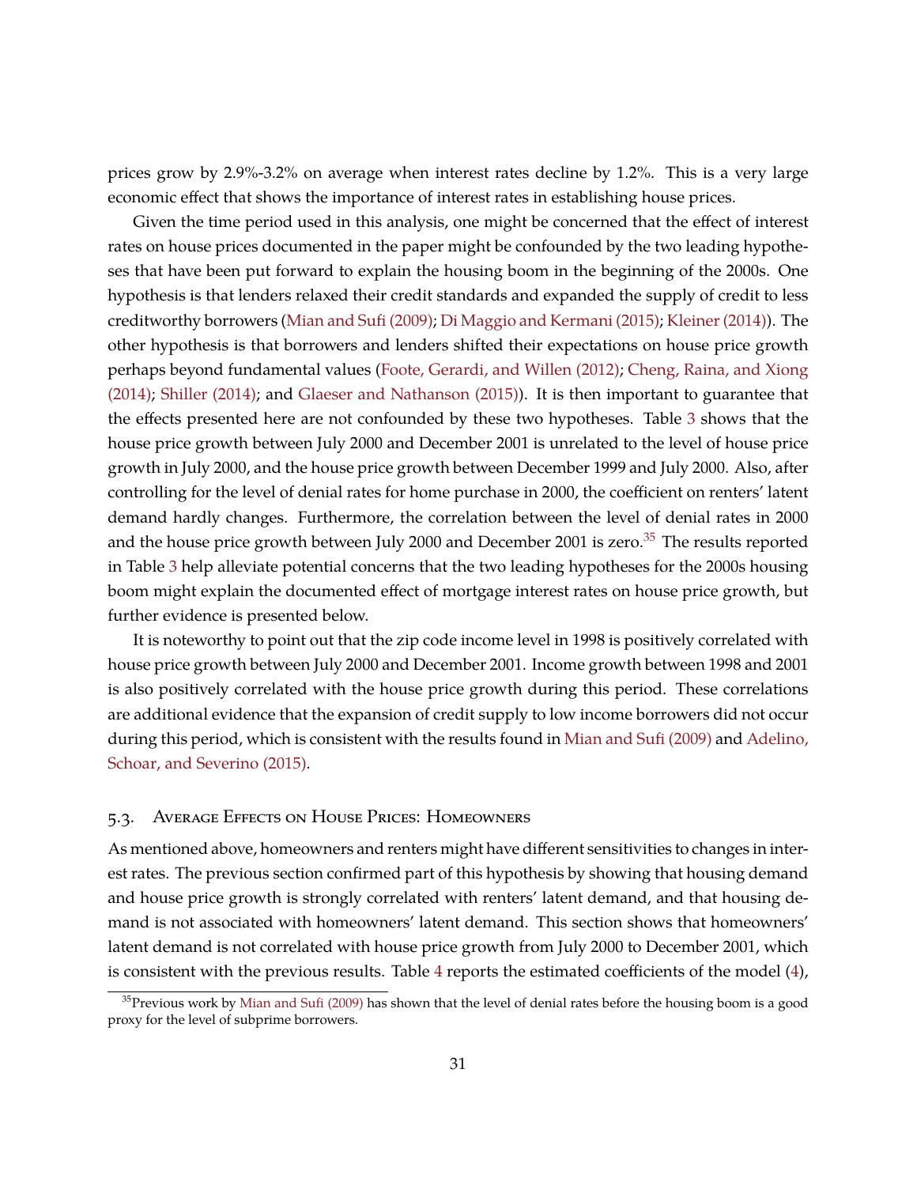prices grow by 2.9%-3.2% on average when interest rates decline by 1.2%. This is a very large economic effect that shows the importance of interest rates in establishing house prices.

Given the time period used in this analysis, one might be concerned that the effect of interest rates on house prices documented in the paper might be confounded by the two leading hypotheses that have been put forward to explain the housing boom in the beginning of the 2000s. One hypothesis is that lenders relaxed their credit standards and expanded the supply of credit to less creditworthy borrowers (Mian and Sufi (2009); Di Maggio and Kermani (2015); Kleiner (2014)). The other hypothesis is that borrowers and lenders shifted their expectations on house price growth perhaps beyond fundamental values (Foote, Gerardi, and Willen (2012); Cheng, Raina, and Xiong (2014); Shiller (2014); and Glaeser and Nathanson (2015)). It is then important to guarantee that the effects presented here are not confounded by these two hypotheses. Table 3 shows that the house price growth between July 2000 and December 2001 is unrelated to the level of house price growth in July 2000, and the house price growth between December 1999 and July 2000. Also, after controlling for the level of denial rates for home purchase in 2000, the coefficient on renters' latent demand hardly changes. Furthermore, the correlation between the level of denial rates in 2000 and the house price growth between July 2000 and December 2001 is zero.[35] The results reported in Table 3 help alleviate potential concerns that the two leading hypotheses for the 2000s housing boom might explain the documented effect of mortgage interest rates on house price growth, but further evidence is presented below.

It is noteworthy to point out that the zip code income level in 1998 is positively correlated with house price growth between July 2000 and December 2001. Income growth between 1998 and 2001 is also positively correlated with the house price growth during this period. These correlations are additional evidence that the expansion of credit supply to low income borrowers did not occur during this period, which is consistent with the results found in Mian and Sufi (2009) and Adelino, Schoar, and Severino (2015).

## 5.3. Average Effects on House Prices: Homeowners

As mentioned above, homeowners and renters might have different sensitivities to changes in interest rates. The previous section confirmed part of this hypothesis by showing that housing demand and house price growth is strongly correlated with renters' latent demand, and that housing demand is not associated with homeowners' latent demand. This section shows that homeowners' latent demand is not correlated with house price growth from July 2000 to December 2001, which is consistent with the previous results. Table 4 reports the estimated coefficients of the model (4),

[35] Previous work by Mian and Sufi (2009) has shown that the level of denial rates before the housing boom is a good proxy for the level of subprime borrowers.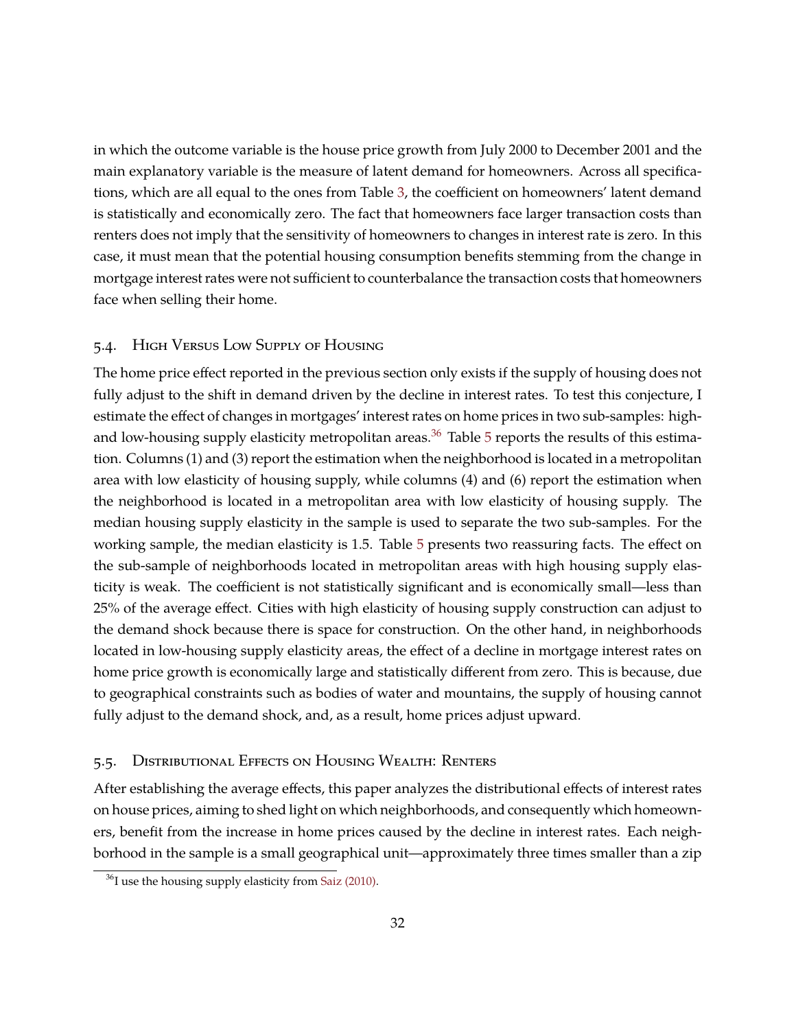in which the outcome variable is the house price growth from July 2000 to December 2001 and the main explanatory variable is the measure of latent demand for homeowners. Across all specifications, which are all equal to the ones from Table 3, the coefficient on homeowners' latent demand is statistically and economically zero. The fact that homeowners face larger transaction costs than renters does not imply that the sensitivity of homeowners to changes in interest rate is zero. In this case, it must mean that the potential housing consumption benefits stemming from the change in mortgage interest rates were not sufficient to counterbalance the transaction costs that homeowners face when selling their home.

### 5.4. High Versus Low Supply of Housing

The home price effect reported in the previous section only exists if the supply of housing does not fully adjust to the shift in demand driven by the decline in interest rates. To test this conjecture, I estimate the effect of changes in mortgages' interest rates on home prices in two sub-samples: high- and low-housing supply elasticity metropolitan areas.[36] Table 5 reports the results of this estimation. Columns (1) and (3) report the estimation when the neighborhood is located in a metropolitan area with low elasticity of housing supply, while columns (4) and (6) report the estimation when the neighborhood is located in a metropolitan area with low elasticity of housing supply. The median housing supply elasticity in the sample is used to separate the two sub-samples. For the working sample, the median elasticity is 1.5. Table 5 presents two reassuring facts. The effect on the sub-sample of neighborhoods located in metropolitan areas with high housing supply elasticity is weak. The coefficient is not statistically significant and is economically small—less than 25% of the average effect. Cities with high elasticity of housing supply construction can adjust to the demand shock because there is space for construction. On the other hand, in neighborhoods located in low-housing supply elasticity areas, the effect of a decline in mortgage interest rates on home price growth is economically large and statistically different from zero. This is because, due to geographical constraints such as bodies of water and mountains, the supply of housing cannot fully adjust to the demand shock, and, as a result, home prices adjust upward.

### 5.5. Distributional Effects on Housing Wealth: Renters

After establishing the average effects, this paper analyzes the distributional effects of interest rates on house prices, aiming to shed light on which neighborhoods, and consequently which homeowners, benefit from the increase in home prices caused by the decline in interest rates. Each neighborhood in the sample is a small geographical unit—approximately three times smaller than a zip

[36] I use the housing supply elasticity from Saiz (2010).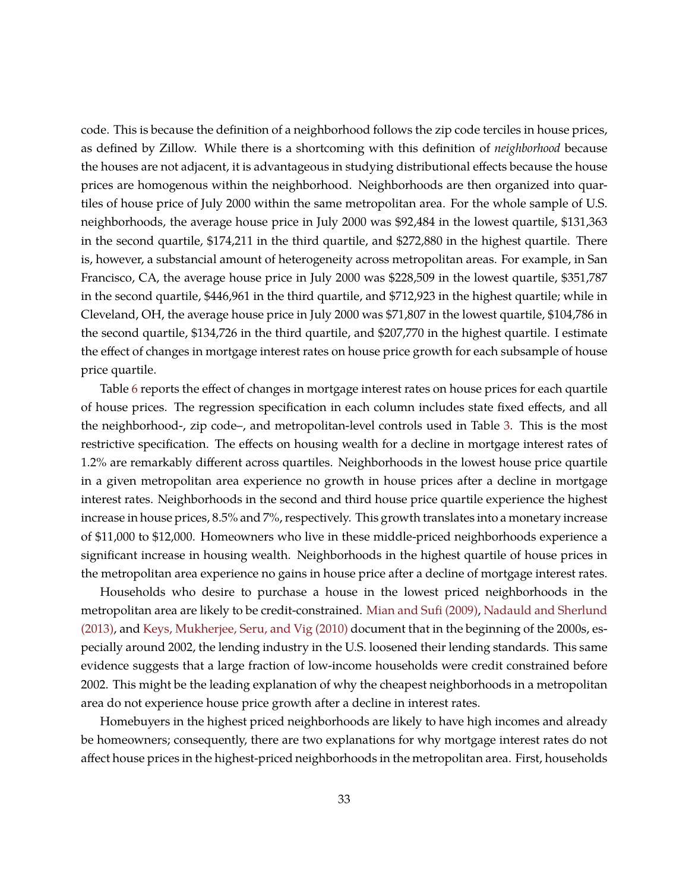code. This is because the definition of a neighborhood follows the zip code terciles in house prices, as defined by Zillow. While there is a shortcoming with this definition of *neighborhood* because the houses are not adjacent, it is advantageous in studying distributional effects because the house prices are homogenous within the neighborhood. Neighborhoods are then organized into quartiles of house price of July 2000 within the same metropolitan area. For the whole sample of U.S. neighborhoods, the average house price in July 2000 was $92,484 in the lowest quartile, $131,363 in the second quartile, $174,211 in the third quartile, and $272,880 in the highest quartile. There is, however, a substancial amount of heterogeneity across metropolitan areas. For example, in San Francisco, CA, the average house price in July 2000 was $228,509 in the lowest quartile, $351,787 in the second quartile, $446,961 in the third quartile, and $712,923 in the highest quartile; while in Cleveland, OH, the average house price in July 2000 was $71,807 in the lowest quartile, $104,786 in the second quartile, $134,726 in the third quartile, and $207,770 in the highest quartile. I estimate the effect of changes in mortgage interest rates on house price growth for each subsample of house price quartile.

Table 6 reports the effect of changes in mortgage interest rates on house prices for each quartile of house prices. The regression specification in each column includes state fixed effects, and all the neighborhood-, zip code–, and metropolitan-level controls used in Table 3. This is the most restrictive specification. The effects on housing wealth for a decline in mortgage interest rates of 1.2% are remarkably different across quartiles. Neighborhoods in the lowest house price quartile in a given metropolitan area experience no growth in house prices after a decline in mortgage interest rates. Neighborhoods in the second and third house price quartile experience the highest increase in house prices, 8.5% and 7%, respectively. This growth translates into a monetary increase of $11,000 to $12,000. Homeowners who live in these middle-priced neighborhoods experience a significant increase in housing wealth. Neighborhoods in the highest quartile of house prices in the metropolitan area experience no gains in house price after a decline of mortgage interest rates.

Households who desire to purchase a house in the lowest priced neighborhoods in the metropolitan area are likely to be credit-constrained. Mian and Sufi (2009), Nadauld and Sherlund (2013), and Keys, Mukherjee, Seru, and Vig (2010) document that in the beginning of the 2000s, especially around 2002, the lending industry in the U.S. loosened their lending standards. This same evidence suggests that a large fraction of low-income households were credit constrained before 2002. This might be the leading explanation of why the cheapest neighborhoods in a metropolitan area do not experience house price growth after a decline in interest rates.

Homebuyers in the highest priced neighborhoods are likely to have high incomes and already be homeowners; consequently, there are two explanations for why mortgage interest rates do not affect house prices in the highest-priced neighborhoods in the metropolitan area. First, households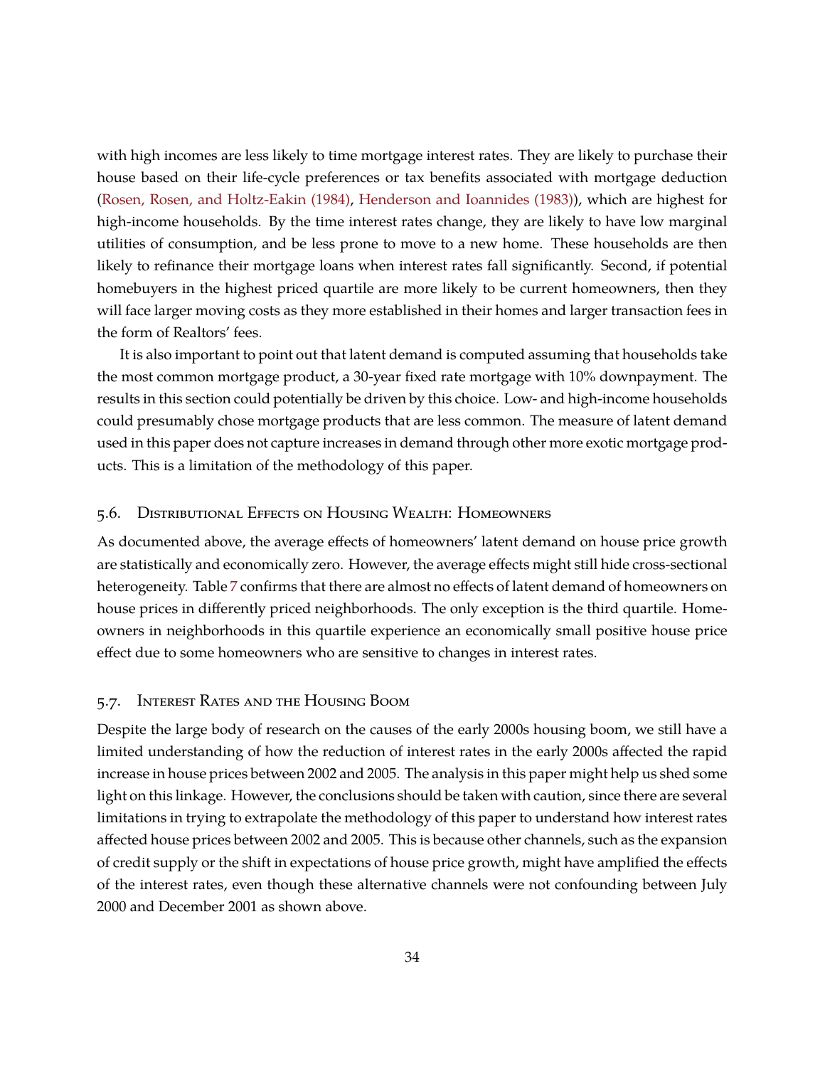with high incomes are less likely to time mortgage interest rates. They are likely to purchase their house based on their life-cycle preferences or tax benefits associated with mortgage deduction (Rosen, Rosen, and Holtz-Eakin (1984), Henderson and Ioannides (1983)), which are highest for high-income households. By the time interest rates change, they are likely to have low marginal utilities of consumption, and be less prone to move to a new home. These households are then likely to refinance their mortgage loans when interest rates fall significantly. Second, if potential homebuyers in the highest priced quartile are more likely to be current homeowners, then they will face larger moving costs as they more established in their homes and larger transaction fees in the form of Realtors' fees.

It is also important to point out that latent demand is computed assuming that households take the most common mortgage product, a 30-year fixed rate mortgage with 10% downpayment. The results in this section could potentially be driven by this choice. Low- and high-income households could presumably chose mortgage products that are less common. The measure of latent demand used in this paper does not capture increases in demand through other more exotic mortgage products. This is a limitation of the methodology of this paper.

### 5.6. Distributional Effects on Housing Wealth: Homeowners

As documented above, the average effects of homeowners' latent demand on house price growth are statistically and economically zero. However, the average effects might still hide cross-sectional heterogeneity. Table 7 confirms that there are almost no effects of latent demand of homeowners on house prices in differently priced neighborhoods. The only exception is the third quartile. Homeowners in neighborhoods in this quartile experience an economically small positive house price effect due to some homeowners who are sensitive to changes in interest rates.

### 5.7. Interest Rates and the Housing Boom

Despite the large body of research on the causes of the early 2000s housing boom, we still have a limited understanding of how the reduction of interest rates in the early 2000s affected the rapid increase in house prices between 2002 and 2005. The analysis in this paper might help us shed some light on this linkage. However, the conclusions should be taken with caution, since there are several limitations in trying to extrapolate the methodology of this paper to understand how interest rates affected house prices between 2002 and 2005. This is because other channels, such as the expansion of credit supply or the shift in expectations of house price growth, might have amplified the effects of the interest rates, even though these alternative channels were not confounding between July 2000 and December 2001 as shown above.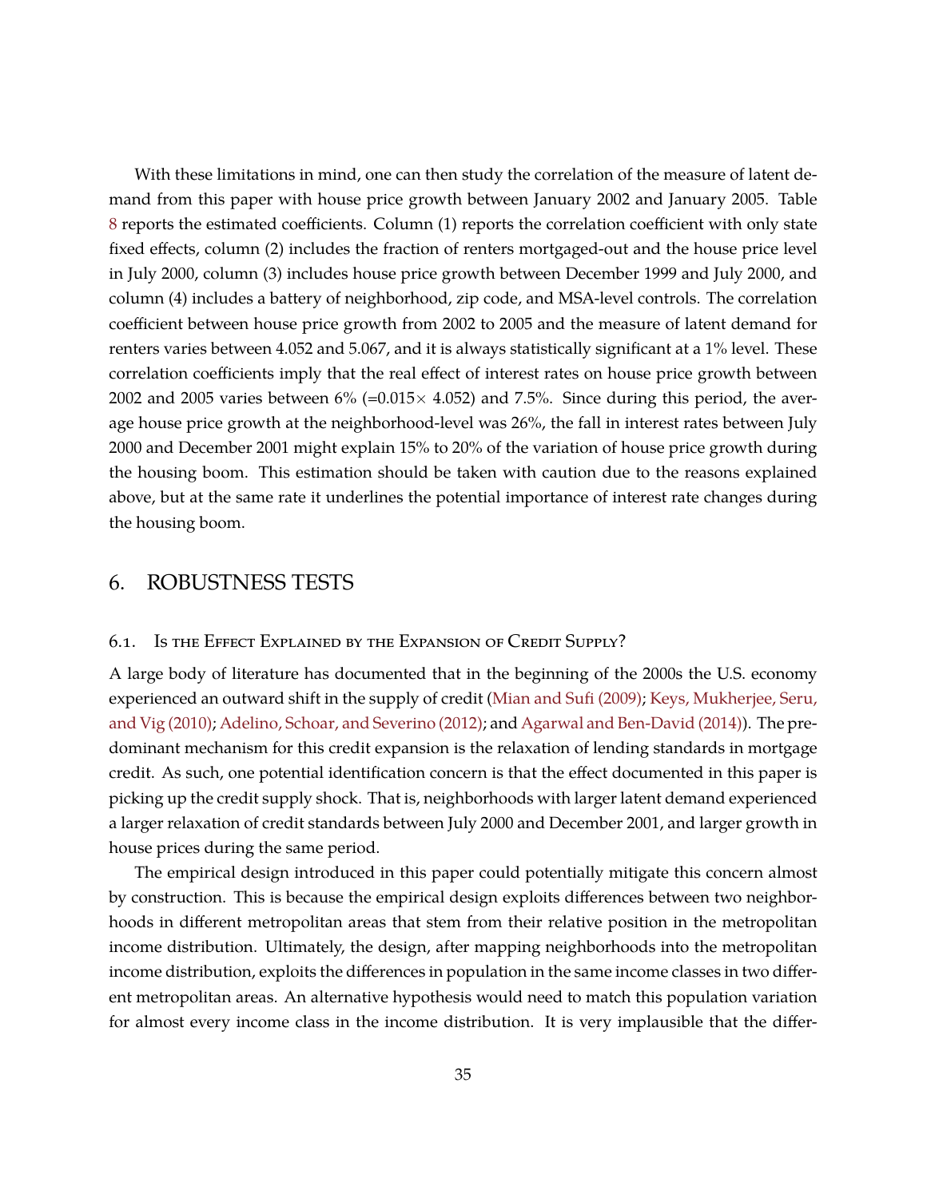With these limitations in mind, one can then study the correlation of the measure of latent demand from this paper with house price growth between January 2002 and January 2005. Table 8 reports the estimated coefficients. Column (1) reports the correlation coefficient with only state fixed effects, column (2) includes the fraction of renters mortgaged-out and the house price level in July 2000, column (3) includes house price growth between December 1999 and July 2000, and column (4) includes a battery of neighborhood, zip code, and MSA-level controls. The correlation coefficient between house price growth from 2002 to 2005 and the measure of latent demand for renters varies between 4.052 and 5.067, and it is always statistically significant at a 1% level. These correlation coefficients imply that the real effect of interest rates on house price growth between 2002 and 2005 varies between 6% (=0.015$\times$ 4.052) and 7.5%. Since during this period, the average house price growth at the neighborhood-level was 26%, the fall in interest rates between July 2000 and December 2001 might explain 15% to 20% of the variation of house price growth during the housing boom. This estimation should be taken with caution due to the reasons explained above, but at the same rate it underlines the potential importance of interest rate changes during the housing boom.

# 6. ROBUSTNESS TESTS

## 6.1. Is the Effect Explained by the Expansion of Credit Supply?

A large body of literature has documented that in the beginning of the 2000s the U.S. economy experienced an outward shift in the supply of credit (Mian and Sufi (2009); Keys, Mukherjee, Seru, and Vig (2010); Adelino, Schoar, and Severino (2012); and Agarwal and Ben-David (2014)). The predominant mechanism for this credit expansion is the relaxation of lending standards in mortgage credit. As such, one potential identification concern is that the effect documented in this paper is picking up the credit supply shock. That is, neighborhoods with larger latent demand experienced a larger relaxation of credit standards between July 2000 and December 2001, and larger growth in house prices during the same period.

The empirical design introduced in this paper could potentially mitigate this concern almost by construction. This is because the empirical design exploits differences between two neighborhoods in different metropolitan areas that stem from their relative position in the metropolitan income distribution. Ultimately, the design, after mapping neighborhoods into the metropolitan income distribution, exploits the differences in population in the same income classes in two different metropolitan areas. An alternative hypothesis would need to match this population variation for almost every income class in the income distribution. It is very implausible that the differ-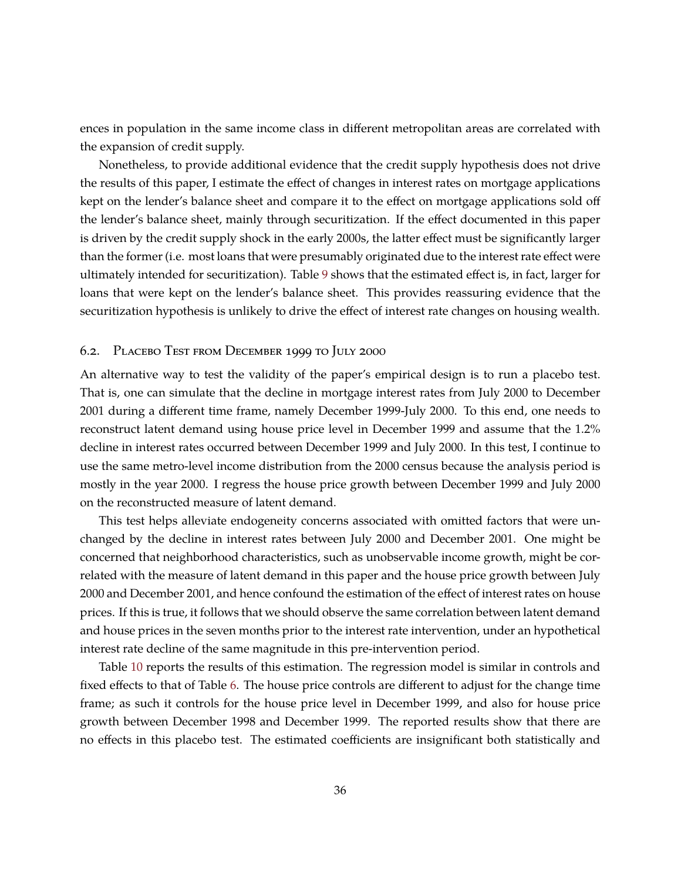ences in population in the same income class in different metropolitan areas are correlated with the expansion of credit supply.

Nonetheless, to provide additional evidence that the credit supply hypothesis does not drive the results of this paper, I estimate the effect of changes in interest rates on mortgage applications kept on the lender's balance sheet and compare it to the effect on mortgage applications sold off the lender's balance sheet, mainly through securitization. If the effect documented in this paper is driven by the credit supply shock in the early 2000s, the latter effect must be significantly larger than the former (i.e. most loans that were presumably originated due to the interest rate effect were ultimately intended for securitization). Table 9 shows that the estimated effect is, in fact, larger for loans that were kept on the lender's balance sheet. This provides reassuring evidence that the securitization hypothesis is unlikely to drive the effect of interest rate changes on housing wealth.

### 6.2. Placebo Test from December 1999 to July 2000

An alternative way to test the validity of the paper's empirical design is to run a placebo test. That is, one can simulate that the decline in mortgage interest rates from July 2000 to December 2001 during a different time frame, namely December 1999-July 2000. To this end, one needs to reconstruct latent demand using house price level in December 1999 and assume that the 1.2% decline in interest rates occurred between December 1999 and July 2000. In this test, I continue to use the same metro-level income distribution from the 2000 census because the analysis period is mostly in the year 2000. I regress the house price growth between December 1999 and July 2000 on the reconstructed measure of latent demand.

This test helps alleviate endogeneity concerns associated with omitted factors that were unchanged by the decline in interest rates between July 2000 and December 2001. One might be concerned that neighborhood characteristics, such as unobservable income growth, might be correlated with the measure of latent demand in this paper and the house price growth between July 2000 and December 2001, and hence confound the estimation of the effect of interest rates on house prices. If this is true, it follows that we should observe the same correlation between latent demand and house prices in the seven months prior to the interest rate intervention, under an hypothetical interest rate decline of the same magnitude in this pre-intervention period.

Table 10 reports the results of this estimation. The regression model is similar in controls and fixed effects to that of Table 6. The house price controls are different to adjust for the change time frame; as such it controls for the house price level in December 1999, and also for house price growth between December 1998 and December 1999. The reported results show that there are no effects in this placebo test. The estimated coefficients are insignificant both statistically and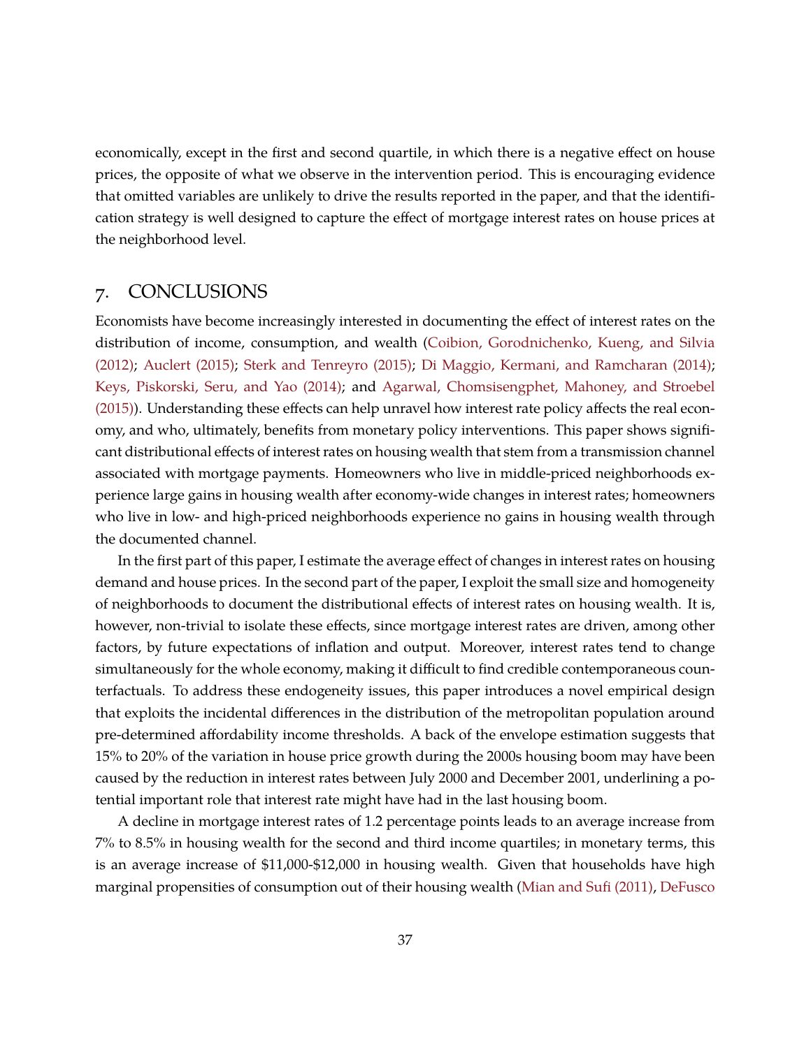economically, except in the first and second quartile, in which there is a negative effect on house prices, the opposite of what we observe in the intervention period. This is encouraging evidence that omitted variables are unlikely to drive the results reported in the paper, and that the identification strategy is well designed to capture the effect of mortgage interest rates on house prices at the neighborhood level.

## 7. CONCLUSIONS

Economists have become increasingly interested in documenting the effect of interest rates on the distribution of income, consumption, and wealth (Coibion, Gorodnichenko, Kueng, and Silvia (2012); Auclert (2015); Sterk and Tenreyro (2015); Di Maggio, Kermani, and Ramcharan (2014); Keys, Piskorski, Seru, and Yao (2014); and Agarwal, Chomsisengphet, Mahoney, and Stroebel (2015)). Understanding these effects can help unravel how interest rate policy affects the real economy, and who, ultimately, benefits from monetary policy interventions. This paper shows significant distributional effects of interest rates on housing wealth that stem from a transmission channel associated with mortgage payments. Homeowners who live in middle-priced neighborhoods experience large gains in housing wealth after economy-wide changes in interest rates; homeowners who live in low- and high-priced neighborhoods experience no gains in housing wealth through the documented channel.

In the first part of this paper, I estimate the average effect of changes in interest rates on housing demand and house prices. In the second part of the paper, I exploit the small size and homogeneity of neighborhoods to document the distributional effects of interest rates on housing wealth. It is, however, non-trivial to isolate these effects, since mortgage interest rates are driven, among other factors, by future expectations of inflation and output. Moreover, interest rates tend to change simultaneously for the whole economy, making it difficult to find credible contemporaneous counterfactuals. To address these endogeneity issues, this paper introduces a novel empirical design that exploits the incidental differences in the distribution of the metropolitan population around pre-determined affordability income thresholds. A back of the envelope estimation suggests that 15% to 20% of the variation in house price growth during the 2000s housing boom may have been caused by the reduction in interest rates between July 2000 and December 2001, underlining a potential important role that interest rate might have had in the last housing boom.

A decline in mortgage interest rates of 1.2 percentage points leads to an average increase from 7% to 8.5% in housing wealth for the second and third income quartiles; in monetary terms, this is an average increase of $11,000-$12,000 in housing wealth. Given that households have high marginal propensities of consumption out of their housing wealth (Mian and Sufi (2011), DeFusco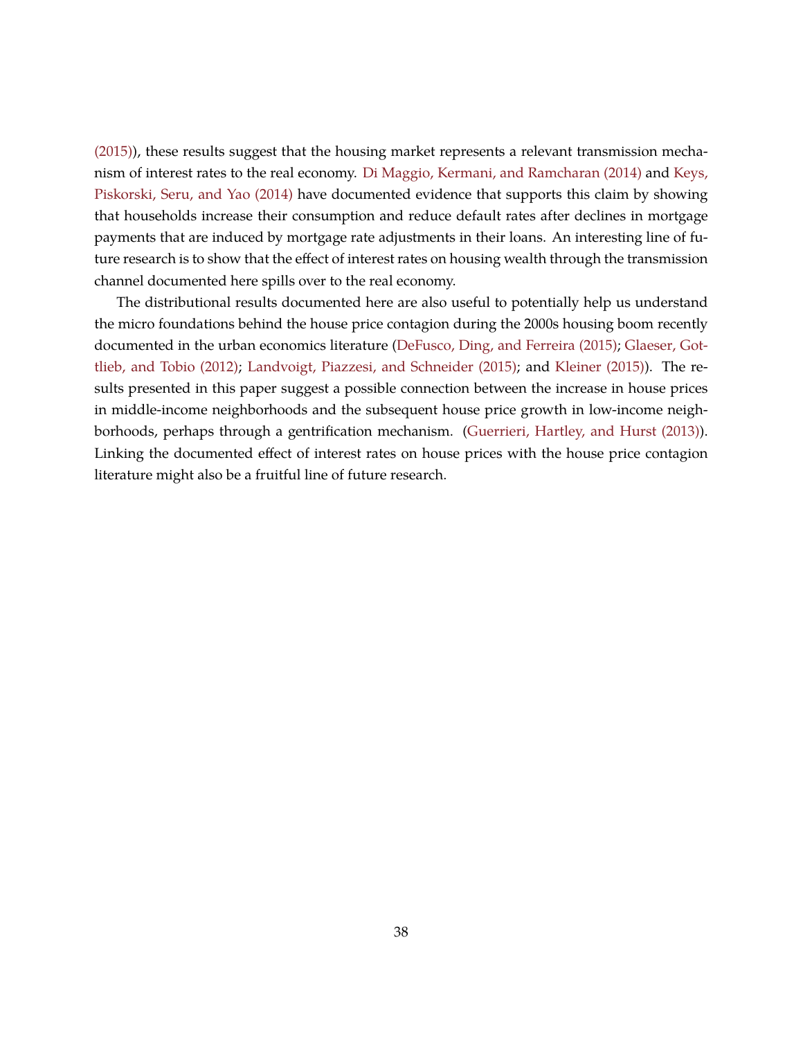(2015)), these results suggest that the housing market represents a relevant transmission mechanism of interest rates to the real economy. Di Maggio, Kermani, and Ramcharan (2014) and Keys, Piskorski, Seru, and Yao (2014) have documented evidence that supports this claim by showing that households increase their consumption and reduce default rates after declines in mortgage payments that are induced by mortgage rate adjustments in their loans. An interesting line of future research is to show that the effect of interest rates on housing wealth through the transmission channel documented here spills over to the real economy.

The distributional results documented here are also useful to potentially help us understand the micro foundations behind the house price contagion during the 2000s housing boom recently documented in the urban economics literature (DeFusco, Ding, and Ferreira (2015); Glaeser, Gottlieb, and Tobio (2012); Landvoigt, Piazzesi, and Schneider (2015); and Kleiner (2015)). The results presented in this paper suggest a possible connection between the increase in house prices in middle-income neighborhoods and the subsequent house price growth in low-income neighborhoods, perhaps through a gentrification mechanism. (Guerrieri, Hartley, and Hurst (2013)). Linking the documented effect of interest rates on house prices with the house price contagion literature might also be a fruitful line of future research.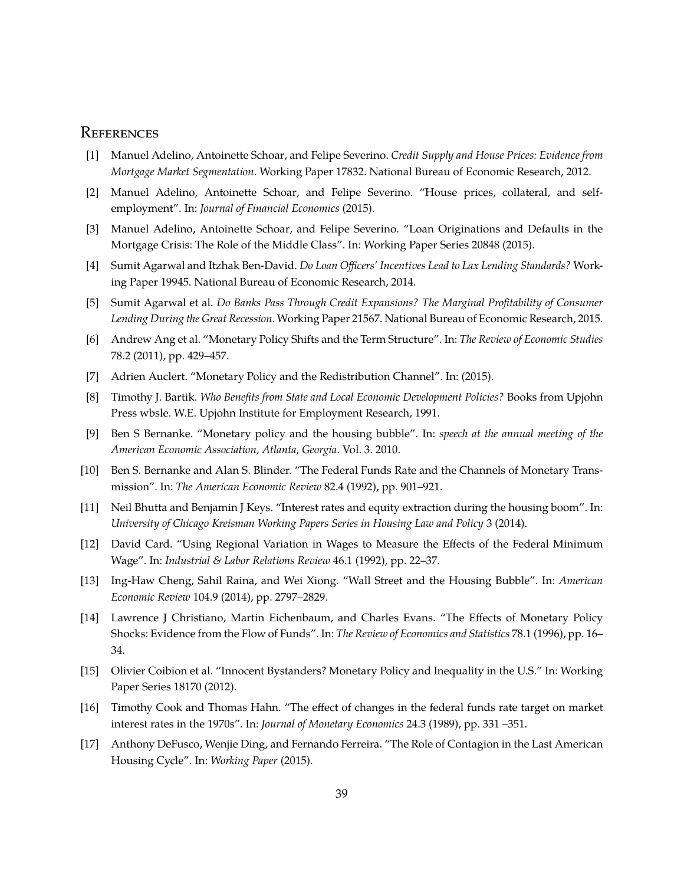# References

[1] Manuel Adelino, Antoinette Schoar, and Felipe Severino. *Credit Supply and House Prices: Evidence from Mortgage Market Segmentation*. Working Paper 17832. National Bureau of Economic Research, 2012.

[2] Manuel Adelino, Antoinette Schoar, and Felipe Severino. "House prices, collateral, and self-employment". In: *Journal of Financial Economics* (2015).

[3] Manuel Adelino, Antoinette Schoar, and Felipe Severino. "Loan Originations and Defaults in the Mortgage Crisis: The Role of the Middle Class". In: Working Paper Series 20848 (2015).

[4] Sumit Agarwal and Itzhak Ben-David. *Do Loan Officers' Incentives Lead to Lax Lending Standards?* Working Paper 19945. National Bureau of Economic Research, 2014.

[5] Sumit Agarwal et al. *Do Banks Pass Through Credit Expansions? The Marginal Profitability of Consumer Lending During the Great Recession*. Working Paper 21567. National Bureau of Economic Research, 2015.

[6] Andrew Ang et al. "Monetary Policy Shifts and the Term Structure". In: *The Review of Economic Studies* 78.2 (2011), pp. 429–457.

[7] Adrien Auclert. "Monetary Policy and the Redistribution Channel". In: (2015).

[8] Timothy J. Bartik. *Who Benefits from State and Local Economic Development Policies?* Books from Upjohn Press wbsle. W.E. Upjohn Institute for Employment Research, 1991.

[9] Ben S Bernanke. "Monetary policy and the housing bubble". In: *speech at the annual meeting of the American Economic Association, Atlanta, Georgia*. Vol. 3. 2010.

[10] Ben S. Bernanke and Alan S. Blinder. "The Federal Funds Rate and the Channels of Monetary Transmission". In: *The American Economic Review* 82.4 (1992), pp. 901–921.

[11] Neil Bhutta and Benjamin J Keys. "Interest rates and equity extraction during the housing boom". In: *University of Chicago Kreisman Working Papers Series in Housing Law and Policy* 3 (2014).

[12] David Card. "Using Regional Variation in Wages to Measure the Effects of the Federal Minimum Wage". In: *Industrial & Labor Relations Review* 46.1 (1992), pp. 22–37.

[13] Ing-Haw Cheng, Sahil Raina, and Wei Xiong. "Wall Street and the Housing Bubble". In: *American Economic Review* 104.9 (2014), pp. 2797–2829.

[14] Lawrence J Christiano, Martin Eichenbaum, and Charles Evans. "The Effects of Monetary Policy Shocks: Evidence from the Flow of Funds". In: *The Review of Economics and Statistics* 78.1 (1996), pp. 16–34.

[15] Olivier Coibion et al. "Innocent Bystanders? Monetary Policy and Inequality in the U.S." In: Working Paper Series 18170 (2012).

[16] Timothy Cook and Thomas Hahn. "The effect of changes in the federal funds rate target on market interest rates in the 1970s". In: *Journal of Monetary Economics* 24.3 (1989), pp. 331 –351.

[17] Anthony DeFusco, Wenjie Ding, and Fernando Ferreira. "The Role of Contagion in the Last American Housing Cycle". In: *Working Paper* (2015).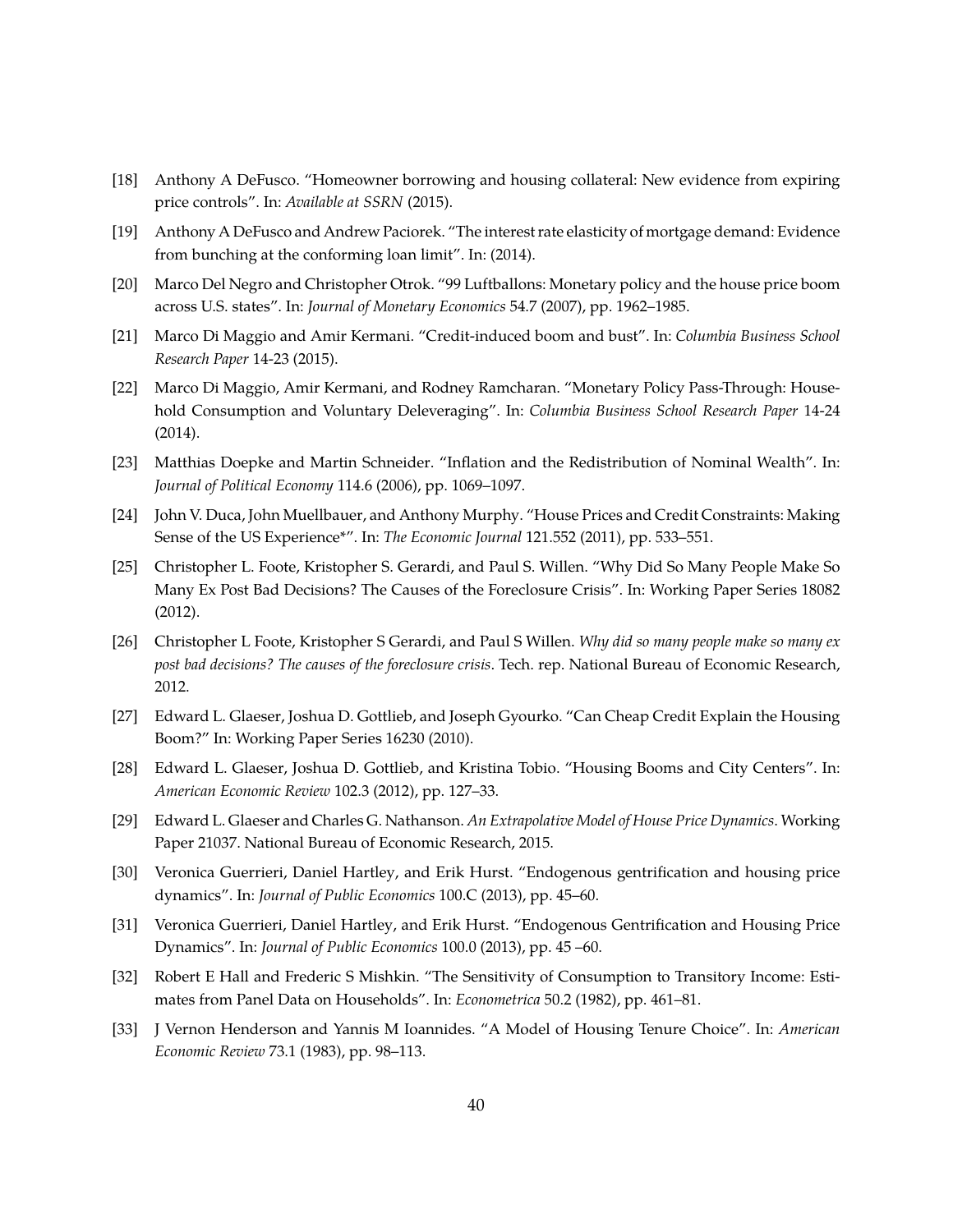- [18] Anthony A DeFusco. "Homeowner borrowing and housing collateral: New evidence from expiring price controls". In: *Available at SSRN* (2015).
- [19] Anthony A DeFusco and Andrew Paciorek. "The interest rate elasticity of mortgage demand: Evidence from bunching at the conforming loan limit". In: (2014).
- [20] Marco Del Negro and Christopher Otrok. "99 Luftballons: Monetary policy and the house price boom across U.S. states". In: *Journal of Monetary Economics* 54.7 (2007), pp. 1962–1985.
- [21] Marco Di Maggio and Amir Kermani. "Credit-induced boom and bust". In: *Columbia Business School Research Paper* 14-23 (2015).
- [22] Marco Di Maggio, Amir Kermani, and Rodney Ramcharan. "Monetary Policy Pass-Through: Household Consumption and Voluntary Deleveraging". In: *Columbia Business School Research Paper* 14-24 (2014).
- [23] Matthias Doepke and Martin Schneider. "Inflation and the Redistribution of Nominal Wealth". In: *Journal of Political Economy* 114.6 (2006), pp. 1069–1097.
- [24] John V. Duca, John Muellbauer, and Anthony Murphy. "House Prices and Credit Constraints: Making Sense of the US Experience*". In: *The Economic Journal* 121.552 (2011), pp. 533–551.
- [25] Christopher L. Foote, Kristopher S. Gerardi, and Paul S. Willen. "Why Did So Many People Make So Many Ex Post Bad Decisions? The Causes of the Foreclosure Crisis". In: Working Paper Series 18082 (2012).
- [26] Christopher L Foote, Kristopher S Gerardi, and Paul S Willen. *Why did so many people make so many ex post bad decisions? The causes of the foreclosure crisis*. Tech. rep. National Bureau of Economic Research, 2012.
- [27] Edward L. Glaeser, Joshua D. Gottlieb, and Joseph Gyourko. "Can Cheap Credit Explain the Housing Boom?" In: Working Paper Series 16230 (2010).
- [28] Edward L. Glaeser, Joshua D. Gottlieb, and Kristina Tobio. "Housing Booms and City Centers". In: *American Economic Review* 102.3 (2012), pp. 127–33.
- [29] Edward L. Glaeser and Charles G. Nathanson. *An Extrapolative Model of House Price Dynamics*. Working Paper 21037. National Bureau of Economic Research, 2015.
- [30] Veronica Guerrieri, Daniel Hartley, and Erik Hurst. "Endogenous gentrification and housing price dynamics". In: *Journal of Public Economics* 100.C (2013), pp. 45–60.
- [31] Veronica Guerrieri, Daniel Hartley, and Erik Hurst. "Endogenous Gentrification and Housing Price Dynamics". In: *Journal of Public Economics* 100.0 (2013), pp. 45 –60.
- [32] Robert E Hall and Frederic S Mishkin. "The Sensitivity of Consumption to Transitory Income: Estimates from Panel Data on Households". In: *Econometrica* 50.2 (1982), pp. 461–81.
- [33] J Vernon Henderson and Yannis M Ioannides. "A Model of Housing Tenure Choice". In: *American Economic Review* 73.1 (1983), pp. 98–113.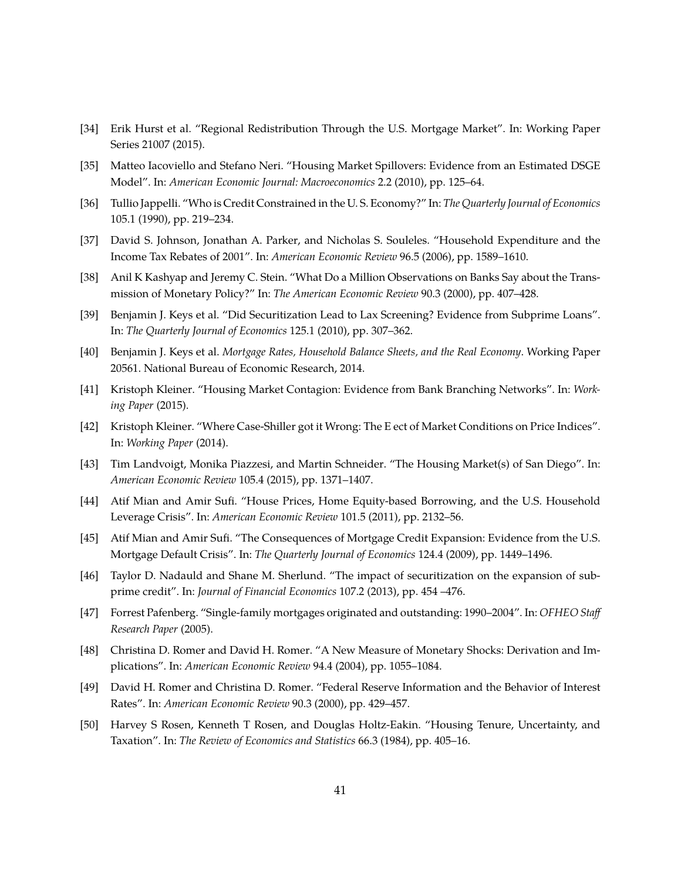[34] Erik Hurst et al. "Regional Redistribution Through the U.S. Mortgage Market". In: Working Paper Series 21007 (2015).

[35] Matteo Iacoviello and Stefano Neri. "Housing Market Spillovers: Evidence from an Estimated DSGE Model". In: *American Economic Journal: Macroeconomics* 2.2 (2010), pp. 125–64.

[36] Tullio Jappelli. "Who is Credit Constrained in the U. S. Economy?" In: *The Quarterly Journal of Economics* 105.1 (1990), pp. 219–234.

[37] David S. Johnson, Jonathan A. Parker, and Nicholas S. Souleles. "Household Expenditure and the Income Tax Rebates of 2001". In: *American Economic Review* 96.5 (2006), pp. 1589–1610.

[38] Anil K Kashyap and Jeremy C. Stein. "What Do a Million Observations on Banks Say about the Transmission of Monetary Policy?" In: *The American Economic Review* 90.3 (2000), pp. 407–428.

[39] Benjamin J. Keys et al. "Did Securitization Lead to Lax Screening? Evidence from Subprime Loans". In: *The Quarterly Journal of Economics* 125.1 (2010), pp. 307–362.

[40] Benjamin J. Keys et al. *Mortgage Rates, Household Balance Sheets, and the Real Economy*. Working Paper 20561. National Bureau of Economic Research, 2014.

[41] Kristoph Kleiner. "Housing Market Contagion: Evidence from Bank Branching Networks". In: *Working Paper* (2015).

[42] Kristoph Kleiner. "Where Case-Shiller got it Wrong: The E ect of Market Conditions on Price Indices". In: *Working Paper* (2014).

[43] Tim Landvoigt, Monika Piazzesi, and Martin Schneider. "The Housing Market(s) of San Diego". In: *American Economic Review* 105.4 (2015), pp. 1371–1407.

[44] Atif Mian and Amir Sufi. "House Prices, Home Equity-based Borrowing, and the U.S. Household Leverage Crisis". In: *American Economic Review* 101.5 (2011), pp. 2132–56.

[45] Atif Mian and Amir Sufi. "The Consequences of Mortgage Credit Expansion: Evidence from the U.S. Mortgage Default Crisis". In: *The Quarterly Journal of Economics* 124.4 (2009), pp. 1449–1496.

[46] Taylor D. Nadauld and Shane M. Sherlund. "The impact of securitization on the expansion of subprime credit". In: *Journal of Financial Economics* 107.2 (2013), pp. 454 –476.

[47] Forrest Pafenberg. "Single-family mortgages originated and outstanding: 1990–2004". In: *OFHEO Staff Research Paper* (2005).

[48] Christina D. Romer and David H. Romer. "A New Measure of Monetary Shocks: Derivation and Implications". In: *American Economic Review* 94.4 (2004), pp. 1055–1084.

[49] David H. Romer and Christina D. Romer. "Federal Reserve Information and the Behavior of Interest Rates". In: *American Economic Review* 90.3 (2000), pp. 429–457.

[50] Harvey S Rosen, Kenneth T Rosen, and Douglas Holtz-Eakin. "Housing Tenure, Uncertainty, and Taxation". In: *The Review of Economics and Statistics* 66.3 (1984), pp. 405–16.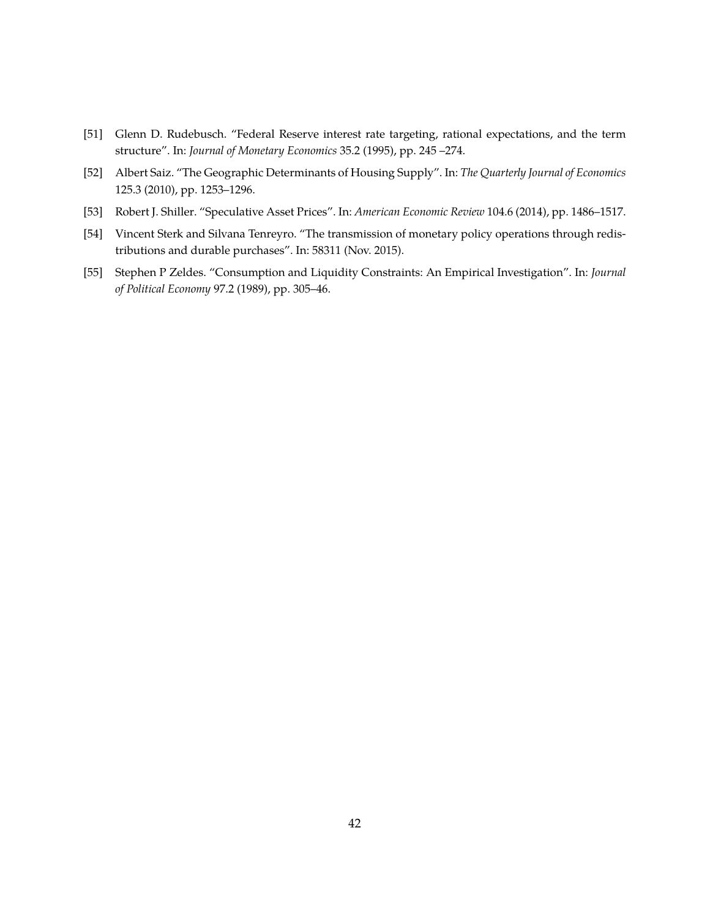[51] Glenn D. Rudebusch. "Federal Reserve interest rate targeting, rational expectations, and the term structure". In: *Journal of Monetary Economics* 35.2 (1995), pp. 245 –274.

[52] Albert Saiz. "The Geographic Determinants of Housing Supply". In: *The Quarterly Journal of Economics* 125.3 (2010), pp. 1253–1296.

[53] Robert J. Shiller. "Speculative Asset Prices". In: *American Economic Review* 104.6 (2014), pp. 1486–1517.

[54] Vincent Sterk and Silvana Tenreyro. "The transmission of monetary policy operations through redistributions and durable purchases". In: 58311 (Nov. 2015).

[55] Stephen P Zeldes. "Consumption and Liquidity Constraints: An Empirical Investigation". In: *Journal of Political Economy* 97.2 (1989), pp. 305–46.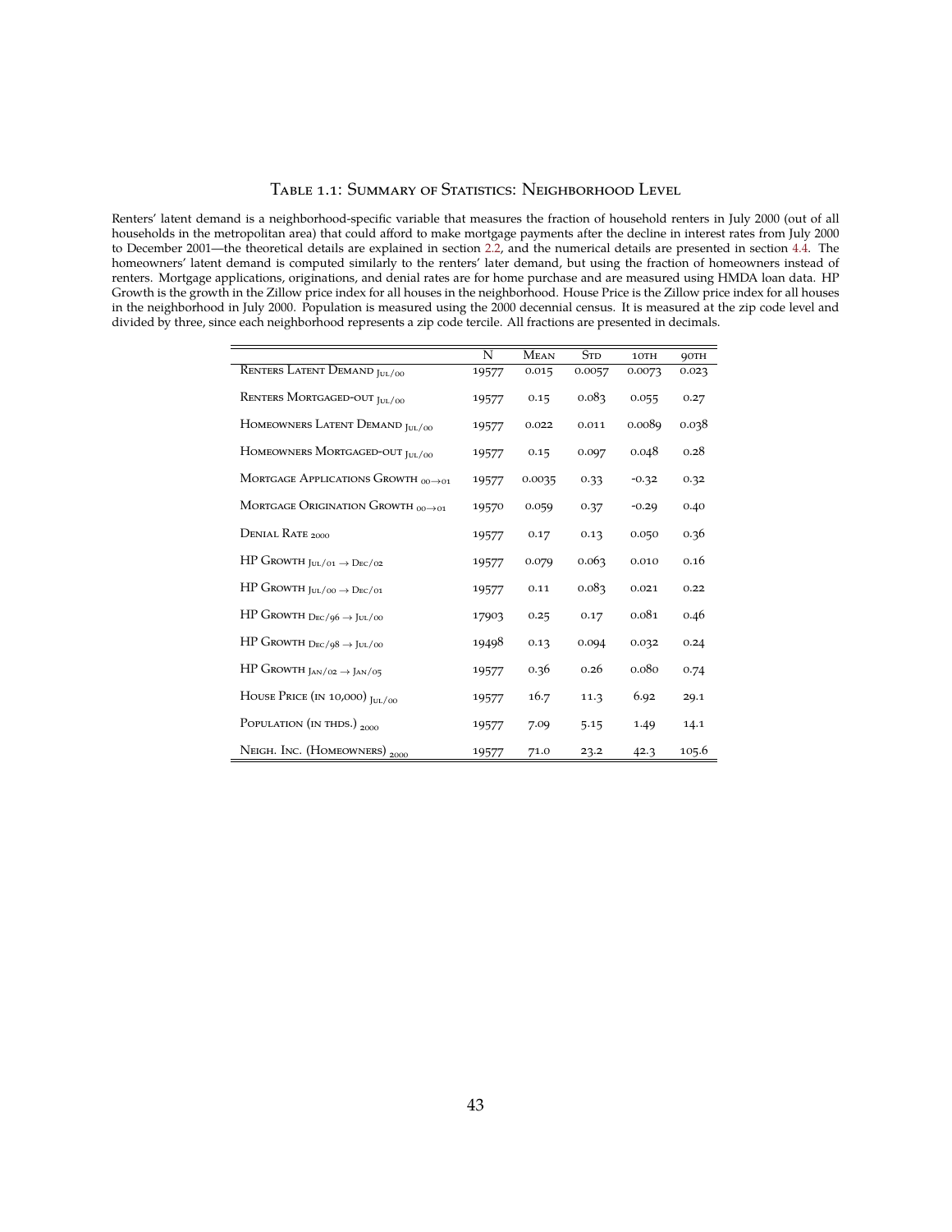# Table 1.1: Summary of Statistics: Neighborhood Level

Renters' latent demand is a neighborhood-specific variable that measures the fraction of household renters in July 2000 (out of all households in the metropolitan area) that could afford to make mortgage payments after the decline in interest rates from July 2000 to December 2001—the theoretical details are explained in section 2.2, and the numerical details are presented in section 4.4. The homeowners' latent demand is computed similarly to the renters' later demand, but using the fraction of homeowners instead of renters. Mortgage applications, originations, and denial rates are for home purchase and are measured using HMDA loan data. HP Growth is the growth in the Zillow price index for all houses in the neighborhood. House Price is the Zillow price index for all houses in the neighborhood in July 2000. Population is measured using the 2000 decennial census. It is measured at the zip code level and divided by three, since each neighborhood represents a zip code tercile. All fractions are presented in decimals.

| | N | Mean | Std | 10th | 90th |
|---|---|---|---|---|---|
| Renters Latent Demand $_{\text{Jul}/00}$ | 19577 | 0.015 | 0.0057 | 0.0073 | 0.023 |
| Renters Mortgaged-out $_{\text{Jul}/00}$ | 19577 | 0.15 | 0.083 | 0.055 | 0.27 |
| Homeowners Latent Demand $_{\text{Jul}/00}$ | 19577 | 0.022 | 0.011 | 0.0089 | 0.038 |
| Homeowners Mortgaged-out $_{\text{Jul}/00}$ | 19577 | 0.15 | 0.097 | 0.048 | 0.28 |
| Mortgage Applications Growth $_{00 \to 01}$ | 19577 | 0.0035 | 0.33 | -0.32 | 0.32 |
| Mortgage Origination Growth $_{00 \to 01}$ | 19570 | 0.059 | 0.37 | -0.29 | 0.40 |
| Denial Rate $_{2000}$ | 19577 | 0.17 | 0.13 | 0.050 | 0.36 |
| HP Growth $_{\text{Jul}/01 \to \text{Dec}/02}$ | 19577 | 0.079 | 0.063 | 0.010 | 0.16 |
| HP Growth $_{\text{Jul}/00 \to \text{Dec}/01}$ | 19577 | 0.11 | 0.083 | 0.021 | 0.22 |
| HP Growth $_{\text{Dec}/96 \to \text{Jul}/00}$ | 17903 | 0.25 | 0.17 | 0.081 | 0.46 |
| HP Growth $_{\text{Dec}/98 \to \text{Jul}/00}$ | 19498 | 0.13 | 0.094 | 0.032 | 0.24 |
| HP Growth $_{\text{Jan}/02 \to \text{Jan}/05}$ | 19577 | 0.36 | 0.26 | 0.080 | 0.74 |
| House Price (in 10,000) $_{\text{Jul}/00}$ | 19577 | 16.7 | 11.3 | 6.92 | 29.1 |
| Population (in thds.) $_{2000}$ | 19577 | 7.09 | 5.15 | 1.49 | 14.1 |
| Neigh. Inc. (Homeowners) $_{2000}$ | 19577 | 71.0 | 23.2 | 42.3 | 105.6 |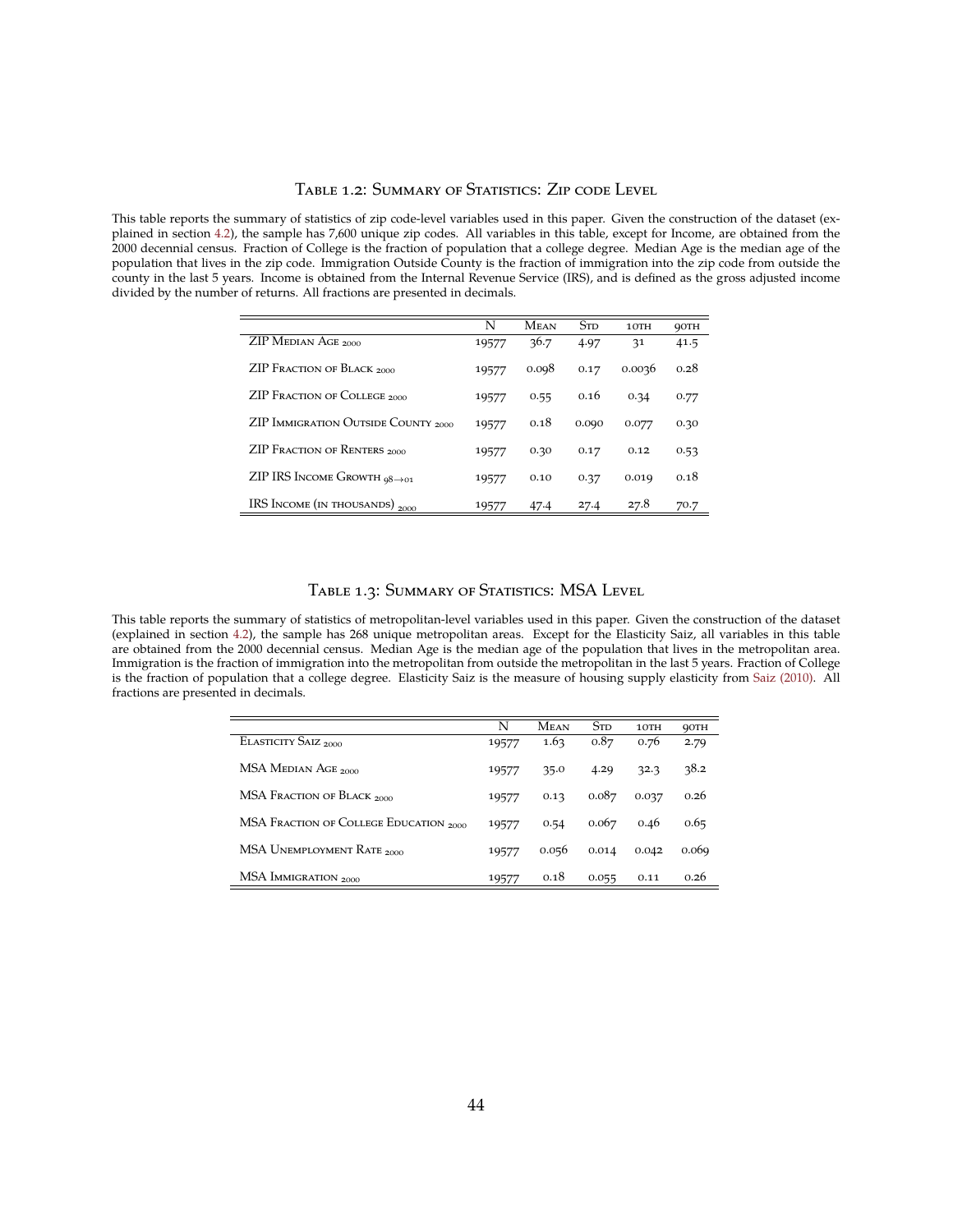## Table 1.2: Summary of Statistics: Zip code Level

This table reports the summary of statistics of zip code-level variables used in this paper. Given the construction of the dataset (explained in section 4.2), the sample has 7,600 unique zip codes. All variables in this table, except for Income, are obtained from the 2000 decennial census. Fraction of College is the fraction of population that a college degree. Median Age is the median age of the population that lives in the zip code. Immigration Outside County is the fraction of immigration into the zip code from outside the county in the last 5 years. Income is obtained from the Internal Revenue Service (IRS), and is defined as the gross adjusted income divided by the number of returns. All fractions are presented in decimals.

| | N | Mean | Std | 10th | 90th |
|---|---|---|---|---|---|
| ZIP Median Age $_{2000}$ | 19577 | 36.7 | 4.97 | 31 | 41.5 |
| ZIP Fraction of Black $_{2000}$ | 19577 | 0.098 | 0.17 | 0.0036 | 0.28 |
| ZIP Fraction of College $_{2000}$ | 19577 | 0.55 | 0.16 | 0.34 | 0.77 |
| ZIP Immigration Outside County $_{2000}$ | 19577 | 0.18 | 0.090 | 0.077 | 0.30 |
| ZIP Fraction of Renters $_{2000}$ | 19577 | 0.30 | 0.17 | 0.12 | 0.53 |
| ZIP IRS Income Growth $_{98\rightarrow01}$ | 19577 | 0.10 | 0.37 | 0.019 | 0.18 |
| IRS Income (in thousands) $_{2000}$ | 19577 | 47.4 | 27.4 | 27.8 | 70.7 |

## Table 1.3: Summary of Statistics: MSA Level

This table reports the summary of statistics of metropolitan-level variables used in this paper. Given the construction of the dataset (explained in section 4.2), the sample has 268 unique metropolitan areas. Except for the Elasticity Saiz, all variables in this table are obtained from the 2000 decennial census. Median Age is the median age of the population that lives in the metropolitan area. Immigration is the fraction of immigration into the metropolitan from outside the metropolitan in the last 5 years. Fraction of College is the fraction of population that a college degree. Elasticity Saiz is the measure of housing supply elasticity from Saiz (2010). All fractions are presented in decimals.

| | N | Mean | Std | 10th | 90th |
|---|---|---|---|---|---|
| Elasticity Saiz $_{2000}$ | 19577 | 1.63 | 0.87 | 0.76 | 2.79 |
| MSA Median Age $_{2000}$ | 19577 | 35.0 | 4.29 | 32.3 | 38.2 |
| MSA Fraction of Black $_{2000}$ | 19577 | 0.13 | 0.087 | 0.037 | 0.26 |
| MSA Fraction of College Education $_{2000}$ | 19577 | 0.54 | 0.067 | 0.46 | 0.65 |
| MSA Unemployment Rate $_{2000}$ | 19577 | 0.056 | 0.014 | 0.042 | 0.069 |
| MSA Immigration $_{2000}$ | 19577 | 0.18 | 0.055 | 0.11 | 0.26 |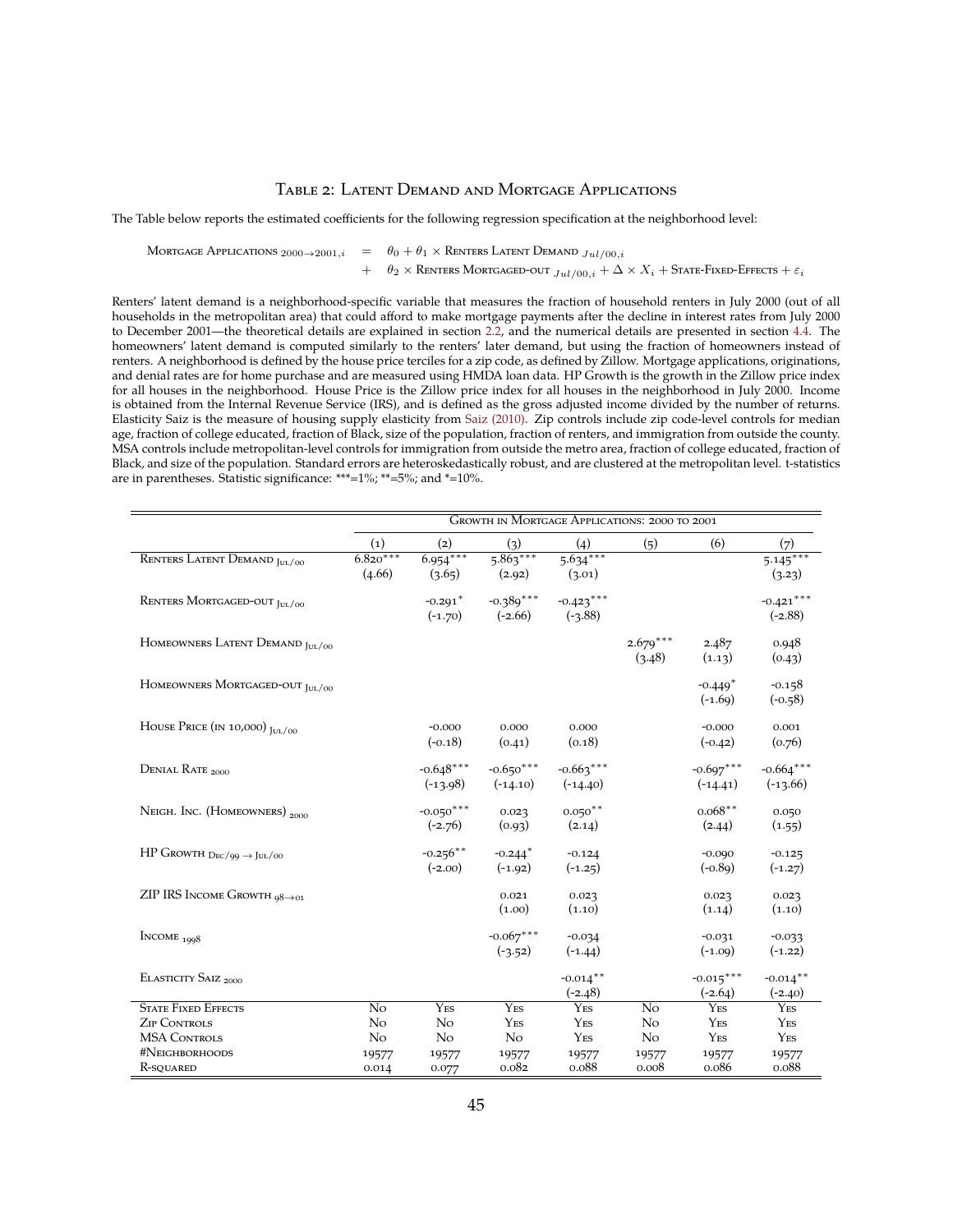# Table 2: Latent Demand and Mortgage Applications

The Table below reports the estimated coefficients for the following regression specification at the neighborhood level:

$$\text{Mortgage Applications}_{2000\to2001,i} = \theta_0 + \theta_1 \times \text{Renters Latent Demand}_{Jul/00,i} + \theta_2 \times \text{Renters Mortgaged-out}_{Jul/00,i} + \Delta \times X_i + \text{State-Fixed-Effects} + \varepsilon_i$$

Renters' latent demand is a neighborhood-specific variable that measures the fraction of household renters in July 2000 (out of all households in the metropolitan area) that could afford to make mortgage payments after the decline in interest rates from July 2000 to December 2001—the theoretical details are explained in section 2.2, and the numerical details are presented in section 4.4. The homeowners' latent demand is computed similarly to the renters' later demand, but using the fraction of homeowners instead of renters. A neighborhood is defined by the house price terciles for a zip code, as defined by Zillow. Mortgage applications, originations, and denial rates are for home purchase and are measured using HMDA loan data. HP Growth is the growth in the Zillow price index for all houses in the neighborhood. House Price is the Zillow price index for all houses in the neighborhood in July 2000. Income is obtained from the Internal Revenue Service (IRS), and is defined as the gross adjusted income divided by the number of returns. Elasticity Saiz is the measure of housing supply elasticity from Saiz (2010). Zip controls include zip code-level controls for median age, fraction of college educated, fraction of Black, size of the population, fraction of renters, and immigration from outside the county. MSA controls include metropolitan-level controls for immigration from outside the metro area, fraction of college educated, fraction of Black, and size of the population. Standard errors are heteroskedastically robust, and are clustered at the metropolitan level. t-statistics are in parentheses. Statistic significance: ***=1%; **=5%; and *=10%.

| | Growth in Mortgage Applications: 2000 to 2001 | | | | | | |
|---|---|---|---|---|---|---|---|
| | (1) | (2) | (3) | (4) | (5) | (6) | (7) |
| Renters Latent Demand $_{Jul/00}$ | 6.820*** | 6.954*** | 5.863*** | 5.634*** | | | 5.145*** |
| | (4.66) | (3.65) | (2.92) | (3.01) | | | (3.23) |
| Renters Mortgaged-out $_{Jul/00}$ | | -0.291* | -0.389*** | -0.423*** | | | -0.421*** |
| | | (-1.70) | (-2.66) | (-3.88) | | | (-2.88) |
| Homeowners Latent Demand $_{Jul/00}$ | | | | | 2.679*** | 2.487 | 0.948 |
| | | | | | (3.48) | (1.13) | (0.43) |
| Homeowners Mortgaged-out $_{Jul/00}$ | | | | | | -0.449* | -0.158 |
| | | | | | | (-1.69) | (-0.58) |
| House Price (in 10,000) $_{Jul/00}$ | | -0.000 | 0.000 | 0.000 | | -0.000 | 0.001 |
| | | (-0.18) | (0.41) | (0.18) | | (-0.42) | (0.76) |
| Denial Rate $_{2000}$ | | -0.648*** | -0.650*** | -0.663*** | | -0.697*** | -0.664*** |
| | | (-13.98) | (-14.10) | (-14.40) | | (-14.41) | (-13.66) |
| Neigh. Inc. (Homeowners) $_{2000}$ | | -0.050*** | 0.023 | 0.050** | | 0.068** | 0.050 |
| | | (-2.76) | (0.93) | (2.14) | | (2.44) | (1.55) |
| HP Growth $_{Dec/99 \to Jul/00}$ | | -0.256** | -0.244* | -0.124 | | -0.090 | -0.125 |
| | | (-2.00) | (-1.92) | (-1.25) | | (-0.89) | (-1.27) |
| ZIP IRS Income Growth $_{98\to01}$ | | | 0.021 | 0.023 | | 0.023 | 0.023 |
| | | | (1.00) | (1.10) | | (1.14) | (1.10) |
| Income $_{1998}$ | | | -0.067*** | -0.034 | | -0.031 | -0.033 |
| | | | (-3.52) | (-1.44) | | (-1.09) | (-1.22) |
| Elasticity Saiz $_{2000}$ | | | | -0.014** | | -0.015*** | -0.014** |
| | | | | (-2.48) | | (-2.64) | (-2.40) |
| State Fixed Effects | No | Yes | Yes | Yes | No | Yes | Yes |
| Zip Controls | No | No | Yes | Yes | No | Yes | Yes |
| MSA Controls | No | No | No | Yes | No | Yes | Yes |
| #Neighborhoods | 19577 | 19577 | 19577 | 19577 | 19577 | 19577 | 19577 |
| R-squared | 0.014 | 0.077 | 0.082 | 0.088 | 0.008 | 0.086 | 0.088 |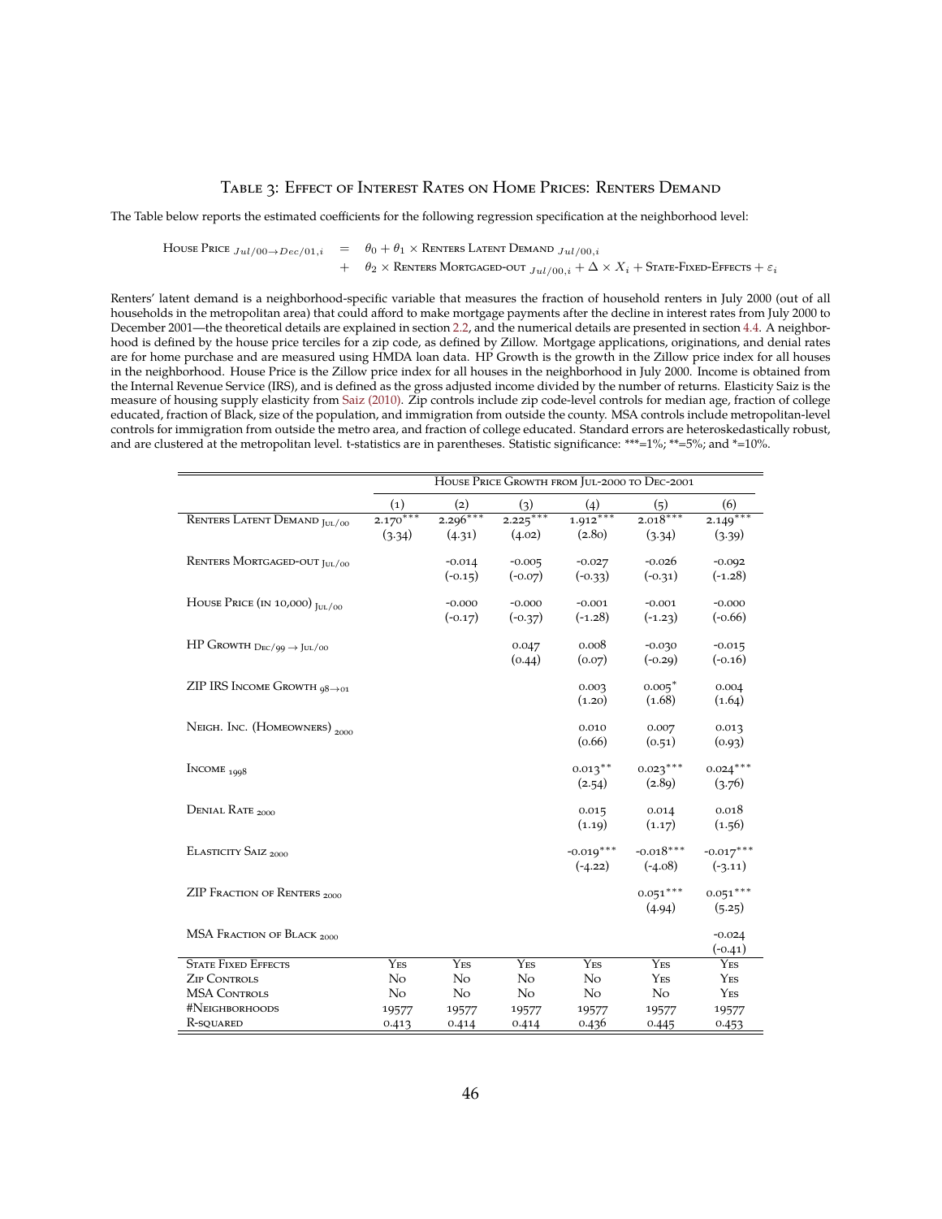# Table 3: Effect of Interest Rates on Home Prices: Renters Demand

The Table below reports the estimated coefficients for the following regression specification at the neighborhood level:

$$
\begin{aligned}
\text{House Price}_{Jul/00 \rightarrow Dec/01,i} &= \theta_0 + \theta_1 \times \text{Renters Latent Demand}_{Jul/00,i} \\
&+ \theta_2 \times \text{Renters Mortgaged-out}_{Jul/00,i} + \Delta \times X_i + \text{State-Fixed-Effects} + \varepsilon_i
\end{aligned}
$$

Renters' latent demand is a neighborhood-specific variable that measures the fraction of household renters in July 2000 (out of all households in the metropolitan area) that could afford to make mortgage payments after the decline in interest rates from July 2000 to December 2001—the theoretical details are explained in section 2.2, and the numerical details are presented in section 4.4. A neighborhood is defined by the house price terciles for a zip code, as defined by Zillow. Mortgage applications, originations, and denial rates are for home purchase and are measured using HMDA loan data. HP Growth is the growth in the Zillow price index for all houses in the neighborhood. House Price is the Zillow price index for all houses in the neighborhood in July 2000. Income is obtained from the Internal Revenue Service (IRS), and is defined as the gross adjusted income divided by the number of returns. Elasticity Saiz is the measure of housing supply elasticity from Saiz (2010). Zip controls include zip code-level controls for median age, fraction of college educated, fraction of Black, size of the population, and immigration from outside the county. MSA controls include metropolitan-level controls for immigration from outside the metro area, and fraction of college educated. Standard errors are heteroskedastically robust, and are clustered at the metropolitan level. t-statistics are in parentheses. Statistic significance: ***=1%; **=5%; and *=10%.

| | House Price Growth from Jul-2000 to Dec-2001 | | | | | |
|---|---|---|---|---|---|---|
| | (1) | (2) | (3) | (4) | (5) | (6) |
| Renters Latent Demand $_{\text{Jul}/00}$ | 2.170*** | 2.296*** | 2.225*** | 1.912*** | 2.018*** | 2.149*** |
| | (3.34) | (4.31) | (4.02) | (2.80) | (3.34) | (3.39) |
| Renters Mortgaged-out $_{\text{Jul}/00}$ | | -0.014 | -0.005 | -0.027 | -0.026 | -0.092 |
| | | (-0.15) | (-0.07) | (-0.33) | (-0.31) | (-1.28) |
| House Price (in 10,000) $_{\text{Jul}/00}$ | | -0.000 | -0.000 | -0.001 | -0.001 | -0.000 |
| | | (-0.17) | (-0.37) | (-1.28) | (-1.23) | (-0.66) |
| HP Growth $_{\text{Dec}/99 \rightarrow \text{Jul}/00}$ | | | 0.047 | 0.008 | -0.030 | -0.015 |
| | | | (0.44) | (0.07) | (-0.29) | (-0.16) |
| ZIP IRS Income Growth $_{98 \rightarrow 01}$ | | | | 0.003 | 0.005* | 0.004 |
| | | | | (1.20) | (1.68) | (1.64) |
| Neigh. Inc. (Homeowners) $_{2000}$ | | | | 0.010 | 0.007 | 0.013 |
| | | | | (0.66) | (0.51) | (0.93) |
| Income $_{1998}$ | | | | 0.013** | 0.023*** | 0.024*** |
| | | | | (2.54) | (2.89) | (3.76) |
| Denial Rate $_{2000}$ | | | | 0.015 | 0.014 | 0.018 |
| | | | | (1.19) | (1.17) | (1.56) |
| Elasticity Saiz $_{2000}$ | | | | -0.019*** | -0.018*** | -0.017*** |
| | | | | (-4.22) | (-4.08) | (-3.11) |
| ZIP Fraction of Renters $_{2000}$ | | | | | 0.051*** | 0.051*** |
| | | | | | (4.94) | (5.25) |
| MSA Fraction of Black $_{2000}$ | | | | | | -0.024 |
| | | | | | | (-0.41) |
| State Fixed Effects | Yes | Yes | Yes | Yes | Yes | Yes |
| Zip Controls | No | No | No | No | Yes | Yes |
| MSA Controls | No | No | No | No | No | Yes |
| #Neighborhoods | 19577 | 19577 | 19577 | 19577 | 19577 | 19577 |
| R-squared | 0.413 | 0.414 | 0.414 | 0.436 | 0.445 | 0.453 |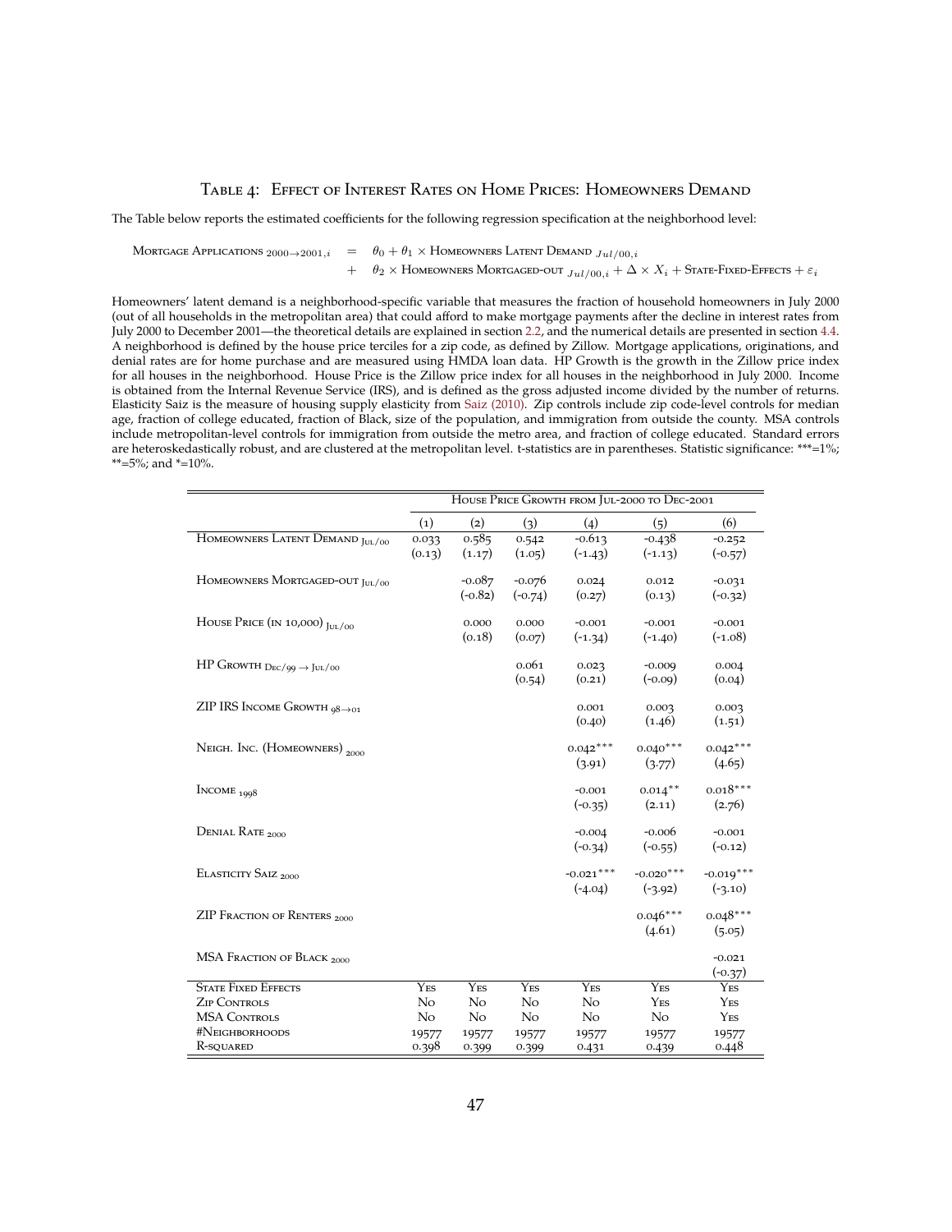# Table 4: Effect of Interest Rates on Home Prices: Homeowners Demand

The Table below reports the estimated coefficients for the following regression specification at the neighborhood level:

$$
\begin{aligned}
\text{Mortgage Applications}_{2000\rightarrow 2001,i} &= \theta_0 + \theta_1 \times \text{Homeowners Latent Demand}_{Jul/00,i} \\
&+ \theta_2 \times \text{Homeowners Mortgaged-out}_{Jul/00,i} + \Delta \times X_i + \text{State-Fixed-Effects} + \varepsilon_i
\end{aligned}
$$

Homeowners' latent demand is a neighborhood-specific variable that measures the fraction of household homeowners in July 2000 (out of all households in the metropolitan area) that could afford to make mortgage payments after the decline in interest rates from July 2000 to December 2001—the theoretical details are explained in section 2.2, and the numerical details are presented in section 4.4. A neighborhood is defined by the house price terciles for a zip code, as defined by Zillow. Mortgage applications, originations, and denial rates are for home purchase and are measured using HMDA loan data. HP Growth is the growth in the Zillow price index for all houses in the neighborhood. House Price is the Zillow price index for all houses in the neighborhood in July 2000. Income is obtained from the Internal Revenue Service (IRS), and is defined as the gross adjusted income divided by the number of returns. Elasticity Saiz is the measure of housing supply elasticity from Saiz (2010). Zip controls include zip code-level controls for median age, fraction of college educated, fraction of Black, size of the population, and immigration from outside the county. MSA controls include metropolitan-level controls for immigration from outside the metro area, and fraction of college educated. Standard errors are heteroskedastically robust, and are clustered at the metropolitan level. t-statistics are in parentheses. Statistic significance: ***=1%; **=5%; and *=10%.

| | House Price Growth from Jul-2000 to Dec-2001 | | | | | |
|---|---|---|---|---|---|---|
| | (1) | (2) | (3) | (4) | (5) | (6) |
| Homeowners Latent Demand $_{\text{Jul/00}}$ | 0.033 | 0.585 | 0.542 | -0.613 | -0.438 | -0.252 |
| | (0.13) | (1.17) | (1.05) | (-1.43) | (-1.13) | (-0.57) |
| Homeowners Mortgaged-out $_{\text{Jul/00}}$ | | -0.087 | -0.076 | 0.024 | 0.012 | -0.031 |
| | | (-0.82) | (-0.74) | (0.27) | (0.13) | (-0.32) |
| House Price (in 10,000) $_{\text{Jul/00}}$ | | 0.000 | 0.000 | -0.001 | -0.001 | -0.001 |
| | | (0.18) | (0.07) | (-1.34) | (-1.40) | (-1.08) |
| HP Growth $_{\text{Dec/99} \rightarrow \text{Jul/00}}$ | | | 0.061 | 0.023 | -0.009 | 0.004 |
| | | | (0.54) | (0.21) | (-0.09) | (0.04) |
| ZIP IRS Income Growth $_{98\rightarrow 01}$ | | | | 0.001 | 0.003 | 0.003 |
| | | | | (0.40) | (1.46) | (1.51) |
| Neigh. Inc. (Homeowners) $_{2000}$ | | | | 0.042*** | 0.040*** | 0.042*** |
| | | | | (3.91) | (3.77) | (4.65) |
| Income $_{1998}$ | | | | -0.001 | 0.014** | 0.018*** |
| | | | | (-0.35) | (2.11) | (2.76) |
| Denial Rate $_{2000}$ | | | | -0.004 | -0.006 | -0.001 |
| | | | | (-0.34) | (-0.55) | (-0.12) |
| Elasticity Saiz $_{2000}$ | | | | -0.021*** | -0.020*** | -0.019*** |
| | | | | (-4.04) | (-3.92) | (-3.10) |
| ZIP Fraction of Renters $_{2000}$ | | | | | 0.046*** | 0.048*** |
| | | | | | (4.61) | (5.05) |
| MSA Fraction of Black $_{2000}$ | | | | | | -0.021 |
| | | | | | | (-0.37) |
| State Fixed Effects | Yes | Yes | Yes | Yes | Yes | Yes |
| Zip Controls | No | No | No | No | Yes | Yes |
| MSA Controls | No | No | No | No | No | Yes |
| #Neighborhoods | 19577 | 19577 | 19577 | 19577 | 19577 | 19577 |
| R-squared | 0.398 | 0.399 | 0.399 | 0.431 | 0.439 | 0.448 |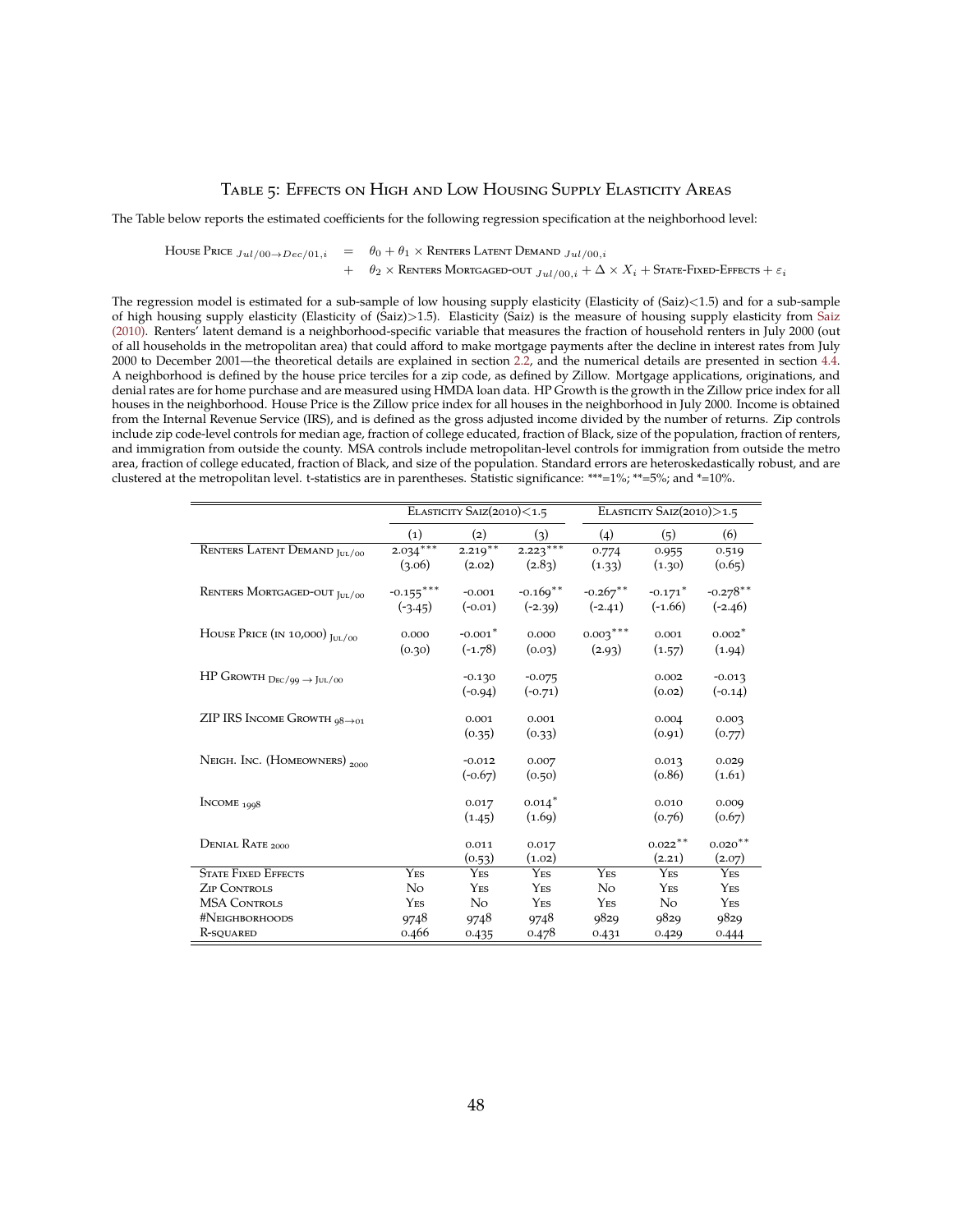# Table 5: Effects on High and Low Housing Supply Elasticity Areas

The Table below reports the estimated coefficients for the following regression specification at the neighborhood level:

$$
\begin{aligned}
\text{House Price}_{Jul/00 \rightarrow Dec/01,i} &= \theta_0 + \theta_1 \times \text{Renters Latent Demand}_{Jul/00,i} \\
&+ \theta_2 \times \text{Renters Mortgaged-out}_{Jul/00,i} + \Delta \times X_i + \text{State-Fixed-Effects} + \varepsilon_i
\end{aligned}
$$

The regression model is estimated for a sub-sample of low housing supply elasticity (Elasticity of (Saiz)<1.5) and for a sub-sample of high housing supply elasticity (Elasticity of (Saiz)>1.5). Elasticity (Saiz) is the measure of housing supply elasticity from Saiz (2010). Renters' latent demand is a neighborhood-specific variable that measures the fraction of household renters in July 2000 (out of all households in the metropolitan area) that could afford to make mortgage payments after the decline in interest rates from July 2000 to December 2001—the theoretical details are explained in section 2.2, and the numerical details are presented in section 4.4. A neighborhood is defined by the house price terciles for a zip code, as defined by Zillow. Mortgage applications, originations, and denial rates are for home purchase and are measured using HMDA loan data. HP Growth is the growth in the Zillow price index for all houses in the neighborhood. House Price is the Zillow price index for all houses in the neighborhood in July 2000. Income is obtained from the Internal Revenue Service (IRS), and is defined as the gross adjusted income divided by the number of returns. Zip controls include zip code-level controls for median age, fraction of college educated, fraction of Black, size of the population, fraction of renters, and immigration from outside the county. MSA controls include metropolitan-level controls for immigration from outside the metro area, fraction of college educated, fraction of Black, and size of the population. Standard errors are heteroskedastically robust, and are clustered at the metropolitan level. t-statistics are in parentheses. Statistic significance: ***=1%; **=5%; and *=10%.

| | Elasticity Saiz(2010)<1.5 | | | Elasticity Saiz(2010)>1.5 | | |
|---|---|---|---|---|---|---|
| | (1) | (2) | (3) | (4) | (5) | (6) |
| Renters Latent Demand $_{\text{Jul/00}}$ | 2.034*** | 2.219** | 2.223*** | 0.774 | 0.955 | 0.519 |
| | (3.06) | (2.02) | (2.83) | (1.33) | (1.30) | (0.65) |
| Renters Mortgaged-out $_{\text{Jul/00}}$ | -0.155*** | -0.001 | -0.169** | -0.267** | -0.171* | -0.278** |
| | (-3.45) | (-0.01) | (-2.39) | (-2.41) | (-1.66) | (-2.46) |
| House Price (in 10,000) $_{\text{Jul/00}}$ | 0.000 | -0.001* | 0.000 | 0.003*** | 0.001 | 0.002* |
| | (0.30) | (-1.78) | (0.03) | (2.93) | (1.57) | (1.94) |
| HP Growth $_{\text{Dec/99} \rightarrow \text{Jul/00}}$ | | -0.130 | -0.075 | | 0.002 | -0.013 |
| | | (-0.94) | (-0.71) | | (0.02) | (-0.14) |
| ZIP IRS Income Growth $_{98 \rightarrow 01}$ | | 0.001 | 0.001 | | 0.004 | 0.003 |
| | | (0.35) | (0.33) | | (0.91) | (0.77) |
| Neigh. Inc. (Homeowners) $_{2000}$ | | -0.012 | 0.007 | | 0.013 | 0.029 |
| | | (-0.67) | (0.50) | | (0.86) | (1.61) |
| Income $_{1998}$ | | 0.017 | 0.014* | | 0.010 | 0.009 |
| | | (1.45) | (1.69) | | (0.76) | (0.67) |
| Denial Rate $_{2000}$ | | 0.011 | 0.017 | | 0.022** | 0.020** |
| | | (0.53) | (1.02) | | (2.21) | (2.07) |
| State Fixed Effects | Yes | Yes | Yes | Yes | Yes | Yes |
| Zip Controls | No | Yes | Yes | No | Yes | Yes |
| MSA Controls | Yes | No | Yes | Yes | No | Yes |
| #Neighborhoods | 9748 | 9748 | 9748 | 9829 | 9829 | 9829 |
| R-squared | 0.466 | 0.435 | 0.478 | 0.431 | 0.429 | 0.444 |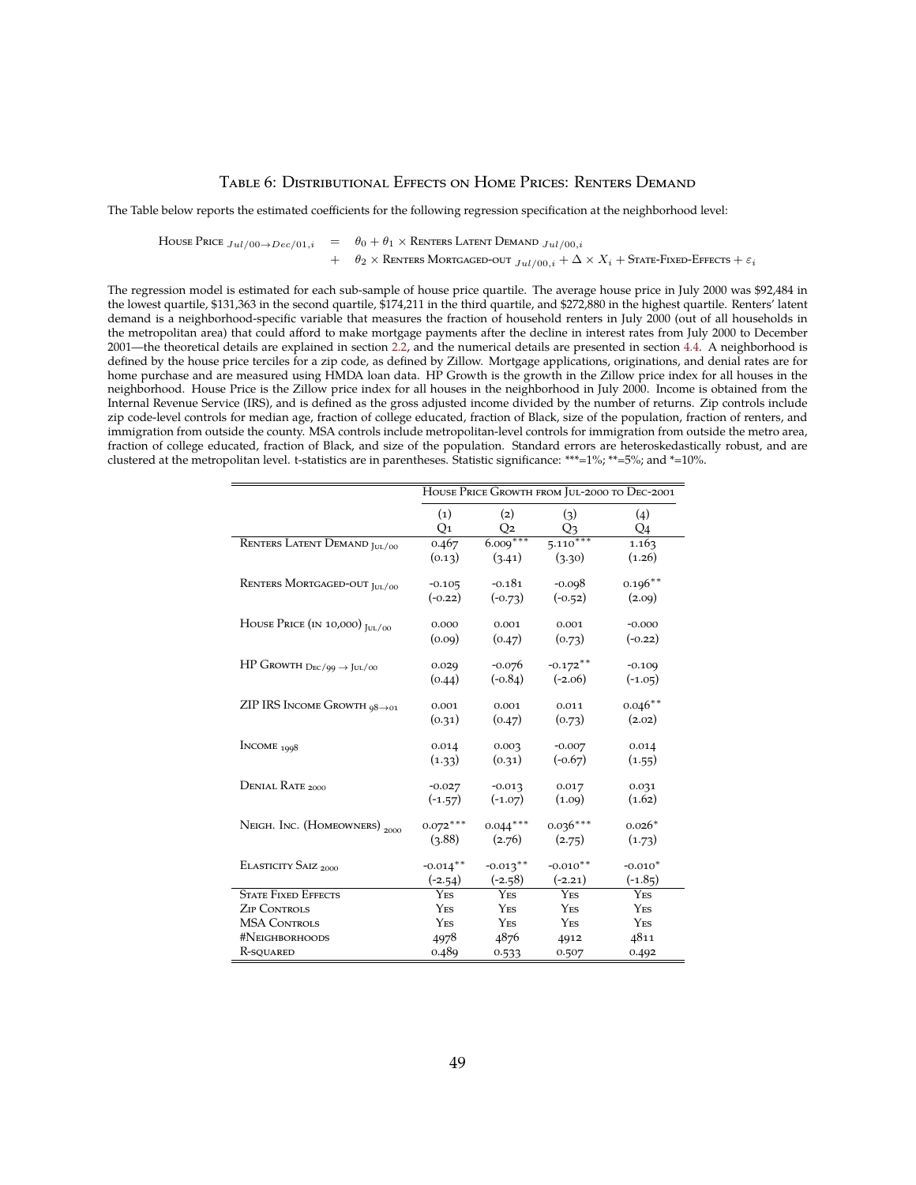# Table 6: Distributional Effects on Home Prices: Renters Demand

The Table below reports the estimated coefficients for the following regression specification at the neighborhood level:

$$
\begin{aligned}
\text{House Price}_{Jul/00 \to Dec/01,i} \;=\;& \theta_0 + \theta_1 \times \text{Renters Latent Demand}_{Jul/00,i} \\
&+ \theta_2 \times \text{Renters Mortgaged-out}_{Jul/00,i} + \Delta \times X_i + \text{State-Fixed-Effects} + \varepsilon_i
\end{aligned}
$$

The regression model is estimated for each sub-sample of house price quartile. The average house price in July 2000 was \$92,484 in the lowest quartile, \$131,363 in the second quartile, \$174,211 in the third quartile, and \$272,880 in the highest quartile. Renters' latent demand is a neighborhood-specific variable that measures the fraction of household renters in July 2000 (out of all households in the metropolitan area) that could afford to make mortgage payments after the decline in interest rates from July 2000 to December 2001—the theoretical details are explained in section 2.2, and the numerical details are presented in section 4.4. A neighborhood is defined by the house price terciles for a zip code, as defined by Zillow. Mortgage applications, originations, and denial rates are for home purchase and are measured using HMDA loan data. HP Growth is the growth in the Zillow price index for all houses in the neighborhood. House Price is the Zillow price index for all houses in the neighborhood in July 2000. Income is obtained from the Internal Revenue Service (IRS), and is defined as the gross adjusted income divided by the number of returns. Zip controls include zip code-level controls for median age, fraction of college educated, fraction of Black, size of the population, fraction of renters, and immigration from outside the county. MSA controls include metropolitan-level controls for immigration from outside the metro area, fraction of college educated, fraction of Black, and size of the population. Standard errors are heteroskedastically robust, and are clustered at the metropolitan level. t-statistics are in parentheses. Statistic significance: ***=1%; **=5%; and *=10%.

| | House Price Growth from Jul-2000 to Dec-2001 | | | |
|---|---|---|---|---|
| | (1) Q1 | (2) Q2 | (3) Q3 | (4) Q4 |
| Renters Latent Demand $_{Jul/00}$ | 0.467 | 6.009*** | 5.110*** | 1.163 |
| | (0.13) | (3.41) | (3.30) | (1.26) |
| Renters Mortgaged-out $_{Jul/00}$ | -0.105 | -0.181 | -0.098 | 0.196** |
| | (-0.22) | (-0.73) | (-0.52) | (2.09) |
| House Price (in 10,000) $_{Jul/00}$ | 0.000 | 0.001 | 0.001 | -0.000 |
| | (0.09) | (0.47) | (0.73) | (-0.22) |
| HP Growth $_{Dec/99 \to Jul/00}$ | 0.029 | -0.076 | -0.172** | -0.109 |
| | (0.44) | (-0.84) | (-2.06) | (-1.05) |
| ZIP IRS Income Growth $_{98 \to 01}$ | 0.001 | 0.001 | 0.011 | 0.046** |
| | (0.31) | (0.47) | (0.73) | (2.02) |
| Income $_{1998}$ | 0.014 | 0.003 | -0.007 | 0.014 |
| | (1.33) | (0.31) | (-0.67) | (1.55) |
| Denial Rate $_{2000}$ | -0.027 | -0.013 | 0.017 | 0.031 |
| | (-1.57) | (-1.07) | (1.09) | (1.62) |
| Neigh. Inc. (Homeowners) $_{2000}$ | 0.072*** | 0.044*** | 0.036*** | 0.026* |
| | (3.88) | (2.76) | (2.75) | (1.73) |
| Elasticity Saiz $_{2000}$ | -0.014** | -0.013** | -0.010** | -0.010* |
| | (-2.54) | (-2.58) | (-2.21) | (-1.85) |
| State Fixed Effects | Yes | Yes | Yes | Yes |
| Zip Controls | Yes | Yes | Yes | Yes |
| MSA Controls | Yes | Yes | Yes | Yes |
| #Neighborhoods | 4978 | 4876 | 4912 | 4811 |
| R-squared | 0.489 | 0.533 | 0.507 | 0.492 |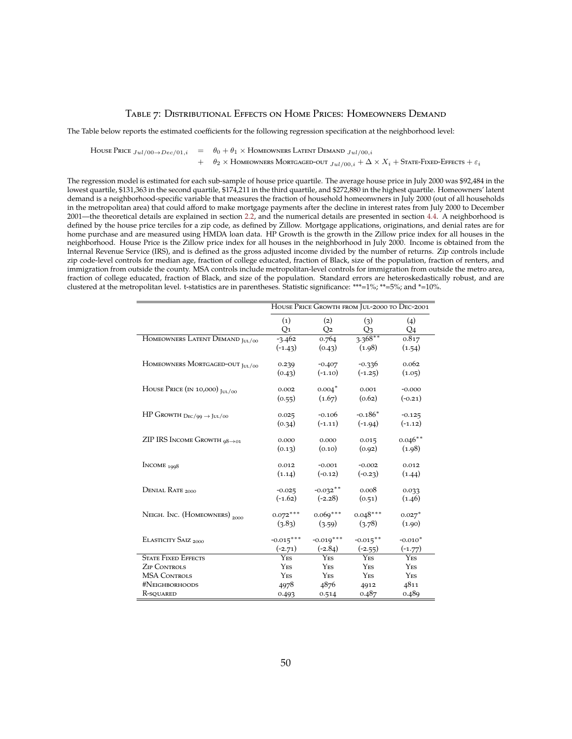## Table 7: Distributional Effects on Home Prices: Homeowners Demand

The Table below reports the estimated coefficients for the following regression specification at the neighborhood level:

$$
\begin{aligned}
\text{House Price}_{Jul/00 \to Dec/01,i} \;=\;& \theta_0 + \theta_1 \times \text{Homeowners Latent Demand}_{Jul/00,i} \\
+\;& \theta_2 \times \text{Homeowners Mortgaged-out}_{Jul/00,i} + \Delta \times X_i + \text{State-Fixed-Effects} + \varepsilon_i
\end{aligned}
$$

The regression model is estimated for each sub-sample of house price quartile. The average house price in July 2000 was \$92,484 in the lowest quartile, \$131,363 in the second quartile, \$174,211 in the third quartile, and \$272,880 in the highest quartile. Homeowners' latent demand is a neighborhood-specific variable that measures the fraction of household homeonwners in July 2000 (out of all households in the metropolitan area) that could afford to make mortgage payments after the decline in interest rates from July 2000 to December 2001—the theoretical details are explained in section 2.2, and the numerical details are presented in section 4.4. A neighborhood is defined by the house price terciles for a zip code, as defined by Zillow. Mortgage applications, originations, and denial rates are for home purchase and are measured using HMDA loan data. HP Growth is the growth in the Zillow price index for all houses in the neighborhood. House Price is the Zillow price index for all houses in the neighborhood in July 2000. Income is obtained from the Internal Revenue Service (IRS), and is defined as the gross adjusted income divided by the number of returns. Zip controls include zip code-level controls for median age, fraction of college educated, fraction of Black, size of the population, fraction of renters, and immigration from outside the county. MSA controls include metropolitan-level controls for immigration from outside the metro area, fraction of college educated, fraction of Black, and size of the population. Standard errors are heteroskedastically robust, and are clustered at the metropolitan level. t-statistics are in parentheses. Statistic significance: \*\*\*=1%; \*\*=5%; and \*=10%.

| | House Price Growth from Jul-2000 to Dec-2001 | | | |
|---|---|---|---|---|
| | (1) Q1 | (2) Q2 | (3) Q3 | (4) Q4 |
| Homeowners Latent Demand $_{\text{Jul/00}}$ | -3.462 | 0.764 | 3.368** | 0.817 |
| | (-1.43) | (0.43) | (1.98) | (1.54) |
| Homeowners Mortgaged-out $_{\text{Jul/00}}$ | 0.239 | -0.407 | -0.336 | 0.062 |
| | (0.43) | (-1.10) | (-1.25) | (1.05) |
| House Price (in 10,000) $_{\text{Jul/00}}$ | 0.002 | 0.004* | 0.001 | -0.000 |
| | (0.55) | (1.67) | (0.62) | (-0.21) |
| HP Growth $_{\text{Dec/99} \to \text{Jul/00}}$ | 0.025 | -0.106 | -0.186* | -0.125 |
| | (0.34) | (-1.11) | (-1.94) | (-1.12) |
| ZIP IRS Income Growth $_{98 \to 01}$ | 0.000 | 0.000 | 0.015 | 0.046** |
| | (0.13) | (0.10) | (0.92) | (1.98) |
| Income $_{1998}$ | 0.012 | -0.001 | -0.002 | 0.012 |
| | (1.14) | (-0.12) | (-0.23) | (1.44) |
| Denial Rate $_{2000}$ | -0.025 | -0.032** | 0.008 | 0.033 |
| | (-1.62) | (-2.28) | (0.51) | (1.46) |
| Neigh. Inc. (Homeowners) $_{2000}$ | 0.072*** | 0.069*** | 0.048*** | 0.027* |
| | (3.83) | (3.59) | (3.78) | (1.90) |
| Elasticity Saiz $_{2000}$ | -0.015*** | -0.019*** | -0.015** | -0.010* |
| | (-2.71) | (-2.84) | (-2.55) | (-1.77) |
| State Fixed Effects | Yes | Yes | Yes | Yes |
| Zip Controls | Yes | Yes | Yes | Yes |
| MSA Controls | Yes | Yes | Yes | Yes |
| #Neighborhoods | 4978 | 4876 | 4912 | 4811 |
| R-squared | 0.493 | 0.514 | 0.487 | 0.489 |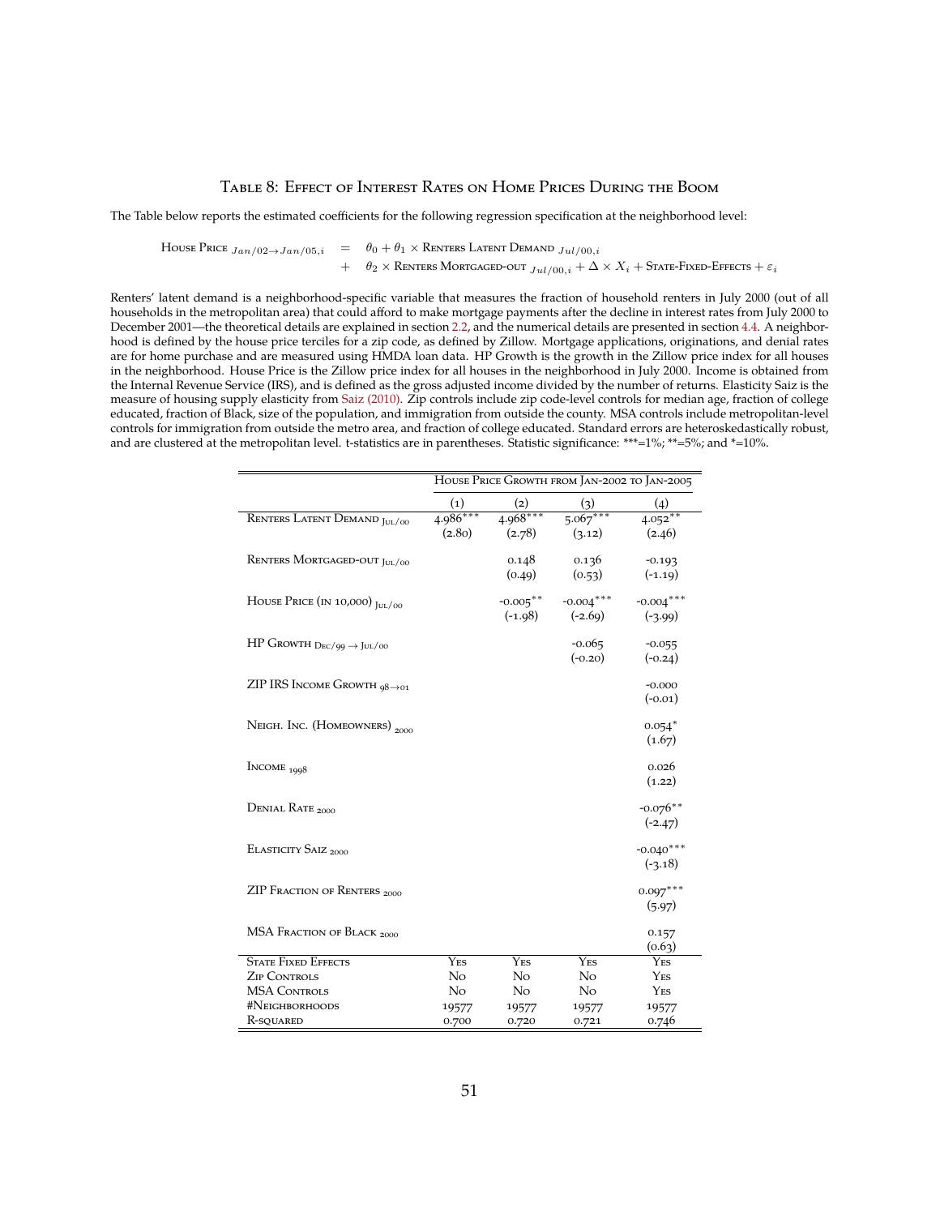# Table 8: Effect of Interest Rates on Home Prices During the Boom

The Table below reports the estimated coefficients for the following regression specification at the neighborhood level:

$$
\begin{aligned}
\text{House Price}_{Jan/02 \rightarrow Jan/05,i} &= \theta_0 + \theta_1 \times \text{Renters Latent Demand}_{Jul/00,i} \\
&+ \theta_2 \times \text{Renters Mortgaged-out}_{Jul/00,i} + \Delta \times X_i + \text{State-Fixed-Effects} + \varepsilon_i
\end{aligned}
$$

Renters' latent demand is a neighborhood-specific variable that measures the fraction of household renters in July 2000 (out of all households in the metropolitan area) that could afford to make mortgage payments after the decline in interest rates from July 2000 to December 2001—the theoretical details are explained in section 2.2, and the numerical details are presented in section 4.4. A neighborhood is defined by the house price terciles for a zip code, as defined by Zillow. Mortgage applications, originations, and denial rates are for home purchase and are measured using HMDA loan data. HP Growth is the growth in the Zillow price index for all houses in the neighborhood. House Price is the Zillow price index for all houses in the neighborhood in July 2000. Income is obtained from the Internal Revenue Service (IRS), and is defined as the gross adjusted income divided by the number of returns. Elasticity Saiz is the measure of housing supply elasticity from Saiz (2010). Zip controls include zip code-level controls for median age, fraction of college educated, fraction of Black, size of the population, and immigration from outside the county. MSA controls include metropolitan-level controls for immigration from outside the metro area, and fraction of college educated. Standard errors are heteroskedastically robust, and are clustered at the metropolitan level. t-statistics are in parentheses. Statistic significance: ***=1%; **=5%; and *=10%.

| | House Price Growth from Jan-2002 to Jan-2005 | | | |
|---|---|---|---|---|
| | (1) | (2) | (3) | (4) |
| Renters Latent Demand $_{\text{Jul/00}}$ | 4.986*** | 4.968*** | 5.067*** | 4.052** |
| | (2.80) | (2.78) | (3.12) | (2.46) |
| Renters Mortgaged-out $_{\text{Jul/00}}$ | | 0.148 | 0.136 | -0.193 |
| | | (0.49) | (0.53) | (-1.19) |
| House Price (in 10,000) $_{\text{Jul/00}}$ | | -0.005** | -0.004*** | -0.004*** |
| | | (-1.98) | (-2.69) | (-3.99) |
| HP Growth $_{\text{Dec/99} \rightarrow \text{Jul/00}}$ | | | -0.065 | -0.055 |
| | | | (-0.20) | (-0.24) |
| ZIP IRS Income Growth $_{98 \rightarrow 01}$ | | | | -0.000 |
| | | | | (-0.01) |
| Neigh. Inc. (Homeowners) $_{2000}$ | | | | 0.054* |
| | | | | (1.67) |
| Income $_{1998}$ | | | | 0.026 |
| | | | | (1.22) |
| Denial Rate $_{2000}$ | | | | -0.076** |
| | | | | (-2.47) |
| Elasticity Saiz $_{2000}$ | | | | -0.040*** |
| | | | | (-3.18) |
| ZIP Fraction of Renters $_{2000}$ | | | | 0.097*** |
| | | | | (5.97) |
| MSA Fraction of Black $_{2000}$ | | | | 0.157 |
| | | | | (0.63) |
| State Fixed Effects | Yes | Yes | Yes | Yes |
| Zip Controls | No | No | No | Yes |
| MSA Controls | No | No | No | Yes |
| #Neighborhoods | 19577 | 19577 | 19577 | 19577 |
| R-squared | 0.700 | 0.720 | 0.721 | 0.746 |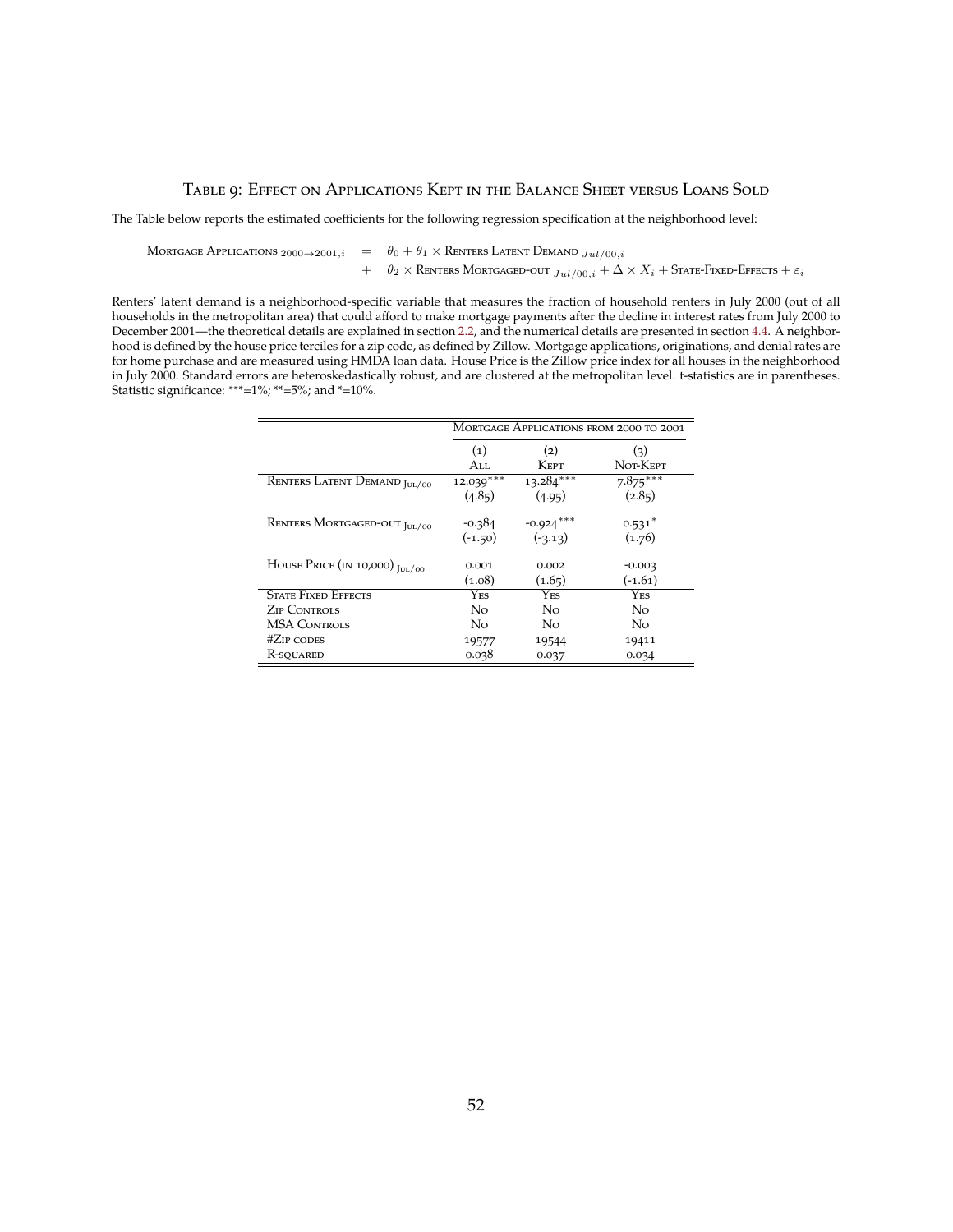## Table 9: Effect on Applications Kept in the Balance Sheet versus Loans Sold

The Table below reports the estimated coefficients for the following regression specification at the neighborhood level:

$$
\begin{aligned}
\text{Mortgage Applications}_{2000 \to 2001,i} &= \theta_0 + \theta_1 \times \text{Renters Latent Demand}_{Jul/00,i} \\
&+ \theta_2 \times \text{Renters Mortgaged-out}_{Jul/00,i} + \Delta \times X_i + \text{State-Fixed-Effects} + \varepsilon_i
\end{aligned}
$$

Renters' latent demand is a neighborhood-specific variable that measures the fraction of household renters in July 2000 (out of all households in the metropolitan area) that could afford to make mortgage payments after the decline in interest rates from July 2000 to December 2001—the theoretical details are explained in section 2.2, and the numerical details are presented in section 4.4. A neighborhood is defined by the house price terciles for a zip code, as defined by Zillow. Mortgage applications, originations, and denial rates are for home purchase and are measured using HMDA loan data. House Price is the Zillow price index for all houses in the neighborhood in July 2000. Standard errors are heteroskedastically robust, and are clustered at the metropolitan level. t-statistics are in parentheses. Statistic significance: ***=1%; **=5%; and *=10%.

| | Mortgage Applications from 2000 to 2001 | | |
|---|---|---|---|
| | (1) All | (2) Kept | (3) Not-Kept |
| Renters Latent Demand $_{Jul/00}$ | 12.039*** | 13.284*** | 7.875*** |
| | (4.85) | (4.95) | (2.85) |
| Renters Mortgaged-out $_{Jul/00}$ | -0.384 | -0.924*** | 0.531* |
| | (-1.50) | (-3.13) | (1.76) |
| House Price (in 10,000) $_{Jul/00}$ | 0.001 | 0.002 | -0.003 |
| | (1.08) | (1.65) | (-1.61) |
| State Fixed Effects | Yes | Yes | Yes |
| Zip Controls | No | No | No |
| MSA Controls | No | No | No |
| #Zip codes | 19577 | 19544 | 19411 |
| R-squared | 0.038 | 0.037 | 0.034 |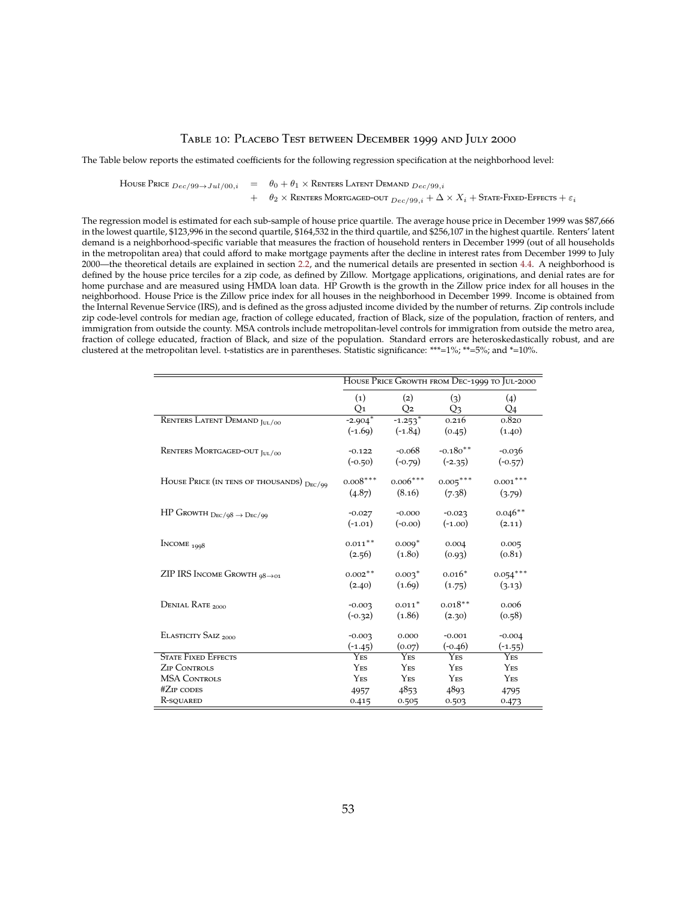## Table 10: Placebo Test between December 1999 and July 2000

The Table below reports the estimated coefficients for the following regression specification at the neighborhood level:

$$
\begin{aligned}
\text{House Price}_{Dec/99 \rightarrow Jul/00,i} &= \theta_0 + \theta_1 \times \text{Renters Latent Demand}_{Dec/99,i} \\
&+ \theta_2 \times \text{Renters Mortgaged-out}_{Dec/99,i} + \Delta \times X_i + \text{State-Fixed-Effects} + \varepsilon_i
\end{aligned}
$$

The regression model is estimated for each sub-sample of house price quartile. The average house price in December 1999 was $87,666 in the lowest quartile, $123,996 in the second quartile, $164,532 in the third quartile, and $256,107 in the highest quartile. Renters' latent demand is a neighborhood-specific variable that measures the fraction of household renters in December 1999 (out of all households in the metropolitan area) that could afford to make mortgage payments after the decline in interest rates from December 1999 to July 2000—the theoretical details are explained in section 2.2, and the numerical details are presented in section 4.4. A neighborhood is defined by the house price terciles for a zip code, as defined by Zillow. Mortgage applications, originations, and denial rates are for home purchase and are measured using HMDA loan data. HP Growth is the growth in the Zillow price index for all houses in the neighborhood. House Price is the Zillow price index for all houses in the neighborhood in December 1999. Income is obtained from the Internal Revenue Service (IRS), and is defined as the gross adjusted income divided by the number of returns. Zip controls include zip code-level controls for median age, fraction of college educated, fraction of Black, size of the population, fraction of renters, and immigration from outside the county. MSA controls include metropolitan-level controls for immigration from outside the metro area, fraction of college educated, fraction of Black, and size of the population. Standard errors are heteroskedastically robust, and are clustered at the metropolitan level. t-statistics are in parentheses. Statistic significance: ***=1%; **=5%; and *=10%.

| | House Price Growth from Dec-1999 to Jul-2000 | | | |
|---|---|---|---|---|
| | (1) Q1 | (2) Q2 | (3) Q3 | (4) Q4 |
| Renters Latent Demand $_{Jul/00}$ | -2.904* | -1.253* | 0.216 | 0.820 |
| | (-1.69) | (-1.84) | (0.45) | (1.40) |
| Renters Mortgaged-out $_{Jul/00}$ | -0.122 | -0.068 | -0.180** | -0.036 |
| | (-0.50) | (-0.79) | (-2.35) | (-0.57) |
| House Price (in tens of thousands) $_{Dec/99}$ | 0.008*** | 0.006*** | 0.005*** | 0.001*** |
| | (4.87) | (8.16) | (7.38) | (3.79) |
| HP Growth $_{Dec/98 \rightarrow Dec/99}$ | -0.027 | -0.000 | -0.023 | 0.046** |
| | (-1.01) | (-0.00) | (-1.00) | (2.11) |
| Income $_{1998}$ | 0.011** | 0.009* | 0.004 | 0.005 |
| | (2.56) | (1.80) | (0.93) | (0.81) |
| ZIP IRS Income Growth $_{98 \rightarrow 01}$ | 0.002** | 0.003* | 0.016* | 0.054*** |
| | (2.40) | (1.69) | (1.75) | (3.13) |
| Denial Rate $_{2000}$ | -0.003 | 0.011* | 0.018** | 0.006 |
| | (-0.32) | (1.86) | (2.30) | (0.58) |
| Elasticity Saiz $_{2000}$ | -0.003 | 0.000 | -0.001 | -0.004 |
| | (-1.45) | (0.07) | (-0.46) | (-1.55) |
| State Fixed Effects | Yes | Yes | Yes | Yes |
| Zip Controls | Yes | Yes | Yes | Yes |
| MSA Controls | Yes | Yes | Yes | Yes |
| #Zip codes | 4957 | 4853 | 4893 | 4795 |
| R-squared | 0.415 | 0.505 | 0.503 | 0.473 |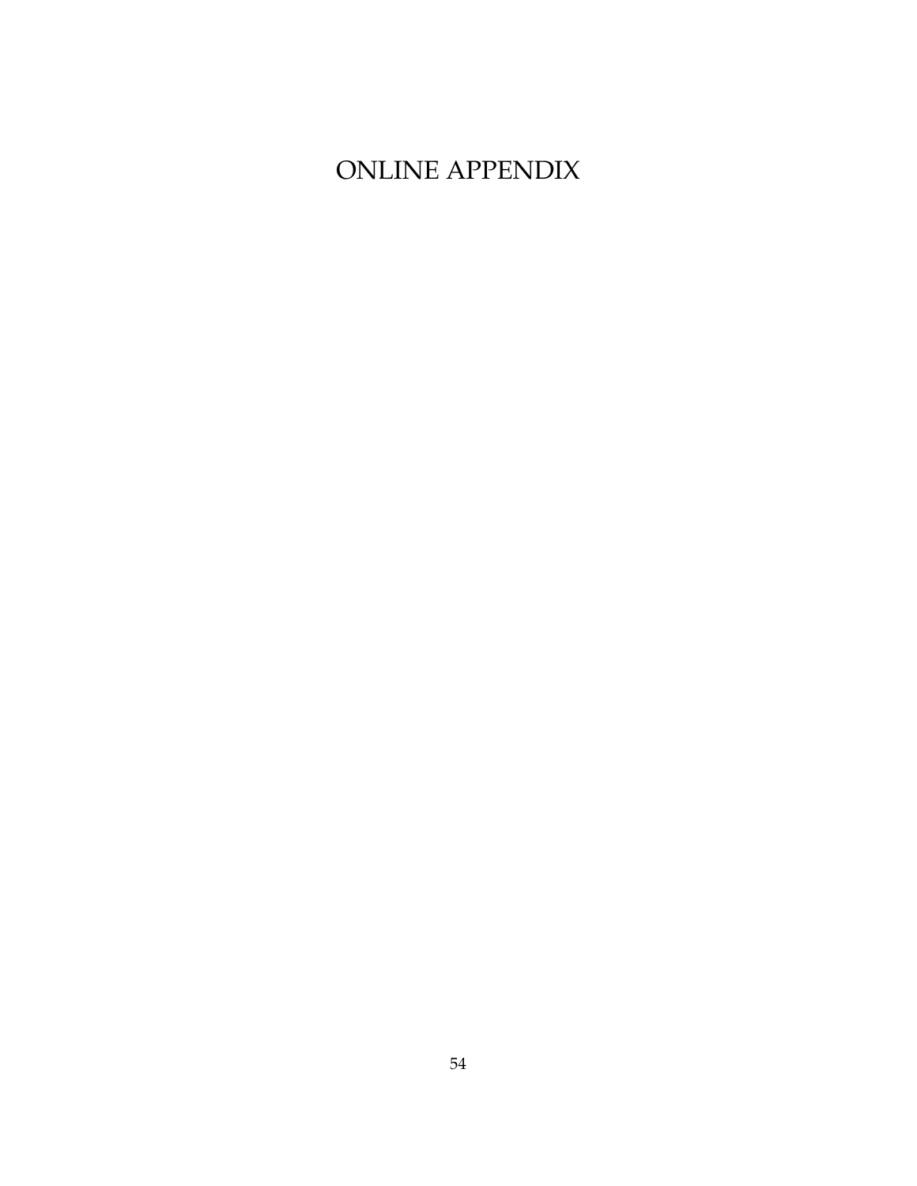# ONLINE APPENDIX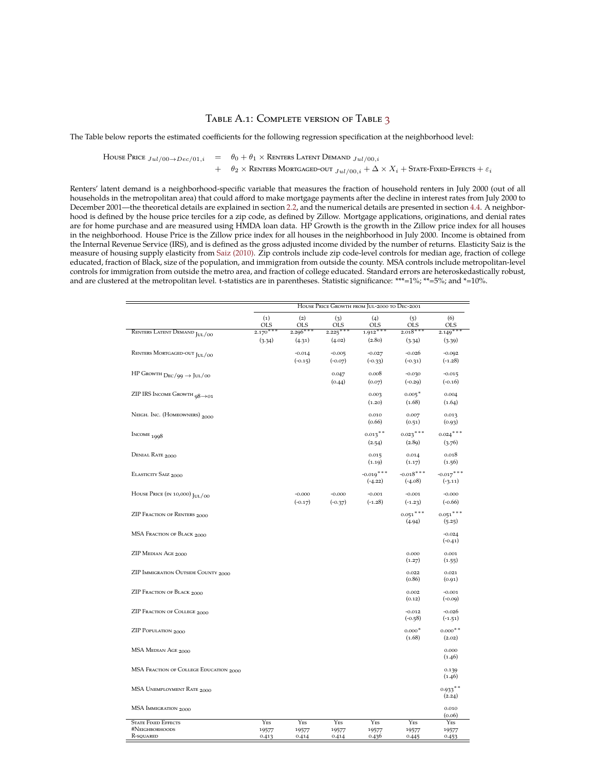# Table A.1: Complete version of Table 3

The Table below reports the estimated coefficients for the following regression specification at the neighborhood level:

$$\begin{aligned}\text{House Price}_{Jul/00 \to Dec/01,i} &= \theta_0 + \theta_1 \times \text{Renters Latent Demand}_{Jul/00,i} \\ &+ \theta_2 \times \text{Renters Mortgaged-out}_{Jul/00,i} + \Delta \times X_i + \text{State-Fixed-Effects} + \varepsilon_i\end{aligned}$$

Renters' latent demand is a neighborhood-specific variable that measures the fraction of household renters in July 2000 (out of all households in the metropolitan area) that could afford to make mortgage payments after the decline in interest rates from July 2000 to December 2001—the theoretical details are explained in section 2.2, and the numerical details are presented in section 4.4. A neighborhood is defined by the house price terciles for a zip code, as defined by Zillow. Mortgage applications, originations, and denial rates are for home purchase and are measured using HMDA loan data. HP Growth is the growth in the Zillow price index for all houses in the neighborhood. House Price is the Zillow price index for all houses in the neighborhood in July 2000. Income is obtained from the Internal Revenue Service (IRS), and is defined as the gross adjusted income divided by the number of returns. Elasticity Saiz is the measure of housing supply elasticity from Saiz (2010). Zip controls include zip code-level controls for median age, fraction of college educated, fraction of Black, size of the population, and immigration from outside the county. MSA controls include metropolitan-level controls for immigration from outside the metro area, and fraction of college educated. Standard errors are heteroskedastically robust, and are clustered at the metropolitan level. t-statistics are in parentheses. Statistic significance: ***=1%; **=5%; and *=10%.

| | House Price Growth from Jul-2000 to Dec-2001 | | | | | |
|---|---|---|---|---|---|---|
| | (1) OLS | (2) OLS | (3) OLS | (4) OLS | (5) OLS | (6) OLS |
| Renters Latent Demand $_{Jul/00}$ | 2.170*** | 2.296*** | 2.225*** | 1.912*** | 2.018*** | 2.149*** |
| | (3.34) | (4.31) | (4.02) | (2.80) | (3.34) | (3.39) |
| Renters Mortgaged-out $_{Jul/00}$ | | -0.014 | -0.005 | -0.027 | -0.026 | -0.092 |
| | | (-0.15) | (-0.07) | (-0.33) | (-0.31) | (-1.28) |
| HP Growth $_{Dec/99 \to Jul/00}$ | | | 0.047 | 0.008 | -0.030 | -0.015 |
| | | | (0.44) | (0.07) | (-0.29) | (-0.16) |
| ZIP IRS Income Growth $_{98 \to 01}$ | | | | 0.003 | 0.005* | 0.004 |
| | | | | (1.20) | (1.68) | (1.64) |
| Neigh. Inc. (Homeowners) $_{2000}$ | | | | 0.010 | 0.007 | 0.013 |
| | | | | (0.66) | (0.51) | (0.93) |
| Income $_{1998}$ | | | | 0.013** | 0.023*** | 0.024*** |
| | | | | (2.54) | (2.89) | (3.76) |
| Denial Rate $_{2000}$ | | | | 0.015 | 0.014 | 0.018 |
| | | | | (1.19) | (1.17) | (1.56) |
| Elasticity Saiz $_{2000}$ | | | | -0.019*** | -0.018*** | -0.017*** |
| | | | | (-4.22) | (-4.08) | (-3.11) |
| House Price (in 10,000) $_{Jul/00}$ | | -0.000 | -0.000 | -0.001 | -0.001 | -0.000 |
| | | (-0.17) | (-0.37) | (-1.28) | (-1.23) | (-0.66) |
| ZIP Fraction of Renters $_{2000}$ | | | | | 0.051*** | 0.051*** |
| | | | | | (4.94) | (5.25) |
| MSA Fraction of Black $_{2000}$ | | | | | | -0.024 |
| | | | | | | (-0.41) |
| ZIP Median Age $_{2000}$ | | | | | 0.000 | 0.001 |
| | | | | | (1.27) | (1.55) |
| ZIP Immigration Outside County $_{2000}$ | | | | | 0.022 | 0.021 |
| | | | | | (0.86) | (0.91) |
| ZIP Fraction of Black $_{2000}$ | | | | | 0.002 | -0.001 |
| | | | | | (0.12) | (-0.09) |
| ZIP Fraction of College $_{2000}$ | | | | | -0.012 | -0.026 |
| | | | | | (-0.58) | (-1.51) |
| ZIP Population $_{2000}$ | | | | | 0.000* | 0.000** |
| | | | | | (1.68) | (2.02) |
| MSA Median Age $_{2000}$ | | | | | | 0.000 |
| | | | | | | (1.46) |
| MSA Fraction of College Education $_{2000}$ | | | | | | 0.139 |
| | | | | | | (1.46) |
| MSA Unemployment Rate $_{2000}$ | | | | | | 0.933** |
| | | | | | | (2.24) |
| MSA Immigration $_{2000}$ | | | | | | 0.010 |
| | | | | | | (0.06) |
| State Fixed Effects | Yes | Yes | Yes | Yes | Yes | Yes |
| #Neighborhoods | 19577 | 19577 | 19577 | 19577 | 19577 | 19577 |
| R-squared | 0.413 | 0.414 | 0.414 | 0.436 | 0.445 | 0.453 |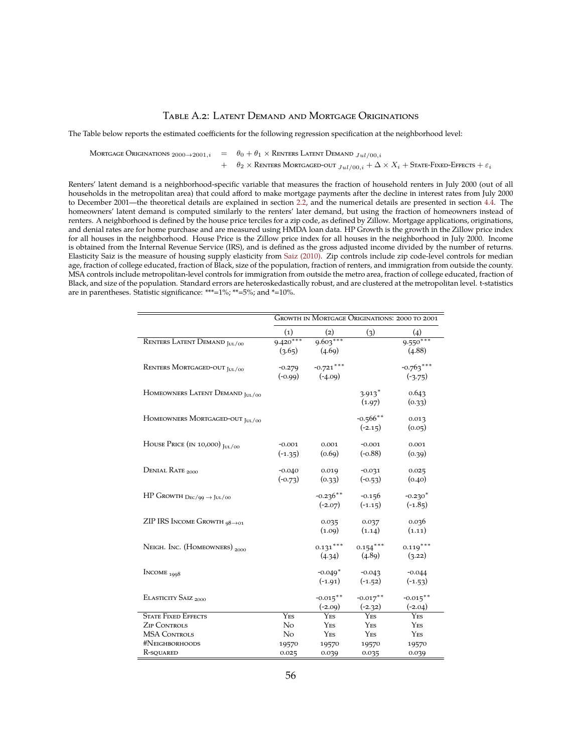### Table A.2: Latent Demand and Mortgage Originations

The Table below reports the estimated coefficients for the following regression specification at the neighborhood level:

$$\text{Mortgage Originations}_{2000\to 2001,i} = \theta_0 + \theta_1 \times \text{Renters Latent Demand}_{Jul/00,i} + \theta_2 \times \text{Renters Mortgaged-out}_{Jul/00,i} + \Delta \times X_i + \text{State-Fixed-Effects} + \varepsilon_i$$

Renters' latent demand is a neighborhood-specific variable that measures the fraction of household renters in July 2000 (out of all households in the metropolitan area) that could afford to make mortgage payments after the decline in interest rates from July 2000 to December 2001—the theoretical details are explained in section 2.2, and the numerical details are presented in section 4.4. The homeowners' latent demand is computed similarly to the renters' later demand, but using the fraction of homeowners instead of renters. A neighborhood is defined by the house price terciles for a zip code, as defined by Zillow. Mortgage applications, originations, and denial rates are for home purchase and are measured using HMDA loan data. HP Growth is the growth in the Zillow price index for all houses in the neighborhood. House Price is the Zillow price index for all houses in the neighborhood in July 2000. Income is obtained from the Internal Revenue Service (IRS), and is defined as the gross adjusted income divided by the number of returns. Elasticity Saiz is the measure of housing supply elasticity from Saiz (2010). Zip controls include zip code-level controls for median age, fraction of college educated, fraction of Black, size of the population, fraction of renters, and immigration from outside the county. MSA controls include metropolitan-level controls for immigration from outside the metro area, fraction of college educated, fraction of Black, and size of the population. Standard errors are heteroskedastically robust, and are clustered at the metropolitan level. t-statistics are in parentheses. Statistic significance: ***=1%; **=5%; and *=10%.

| | Growth in Mortgage Originations: 2000 to 2001 | | | |
|---|---|---|---|---|
| | (1) | (2) | (3) | (4) |
| Renters Latent Demand $_{Jul/00}$ | 9.420*** | 9.603*** | | 9.550*** |
| | (3.65) | (4.69) | | (4.88) |
| Renters Mortgaged-out $_{Jul/00}$ | -0.279 | -0.721*** | | -0.763*** |
| | (-0.99) | (-4.09) | | (-3.75) |
| Homeowners Latent Demand $_{Jul/00}$ | | | 3.913* | 0.643 |
| | | | (1.97) | (0.33) |
| Homeowners Mortgaged-out $_{Jul/00}$ | | | -0.566** | 0.013 |
| | | | (-2.15) | (0.05) |
| House Price (in 10,000) $_{Jul/00}$ | -0.001 | 0.001 | -0.001 | 0.001 |
| | (-1.35) | (0.69) | (-0.88) | (0.39) |
| Denial Rate $_{2000}$ | -0.040 | 0.019 | -0.031 | 0.025 |
| | (-0.73) | (0.33) | (-0.53) | (0.40) |
| HP Growth $_{Dec/99 \to Jul/00}$ | | -0.236** | -0.156 | -0.230* |
| | | (-2.07) | (-1.15) | (-1.85) |
| ZIP IRS Income Growth $_{98\to 01}$ | | 0.035 | 0.037 | 0.036 |
| | | (1.09) | (1.14) | (1.11) |
| Neigh. Inc. (Homeowners) $_{2000}$ | | 0.131*** | 0.154*** | 0.119*** |
| | | (4.34) | (4.89) | (3.22) |
| Income $_{1998}$ | | -0.049* | -0.043 | -0.044 |
| | | (-1.91) | (-1.52) | (-1.53) |
| Elasticity Saiz $_{2000}$ | | -0.015** | -0.017** | -0.015** |
| | | (-2.09) | (-2.32) | (-2.04) |
| State Fixed Effects | Yes | Yes | Yes | Yes |
| Zip Controls | No | Yes | Yes | Yes |
| MSA Controls | No | Yes | Yes | Yes |
| #Neighborhoods | 19570 | 19570 | 19570 | 19570 |
| R-squared | 0.025 | 0.039 | 0.035 | 0.039 |